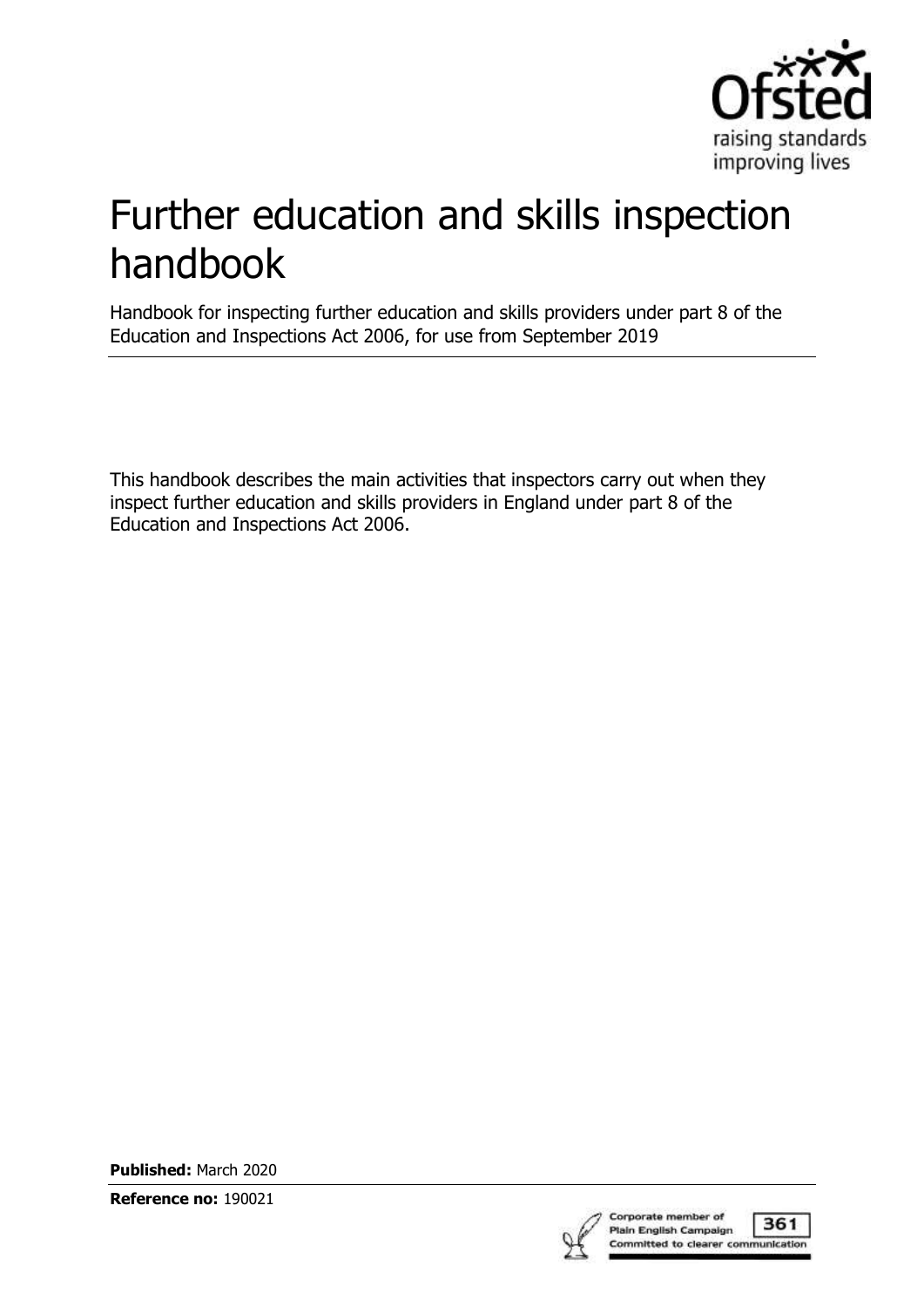# Further education and skills inspection handbook

Handbook for inspecting further education and skills providers under part 8 of the Education and Inspections Act 2006, for use from September 2019

This handbook describes the main activities that inspectors carry out when they inspect further education and skills providers in England under part 8 of the Education and Inspections Act 2006.

**Published:** March 2020

**Reference no:** 190021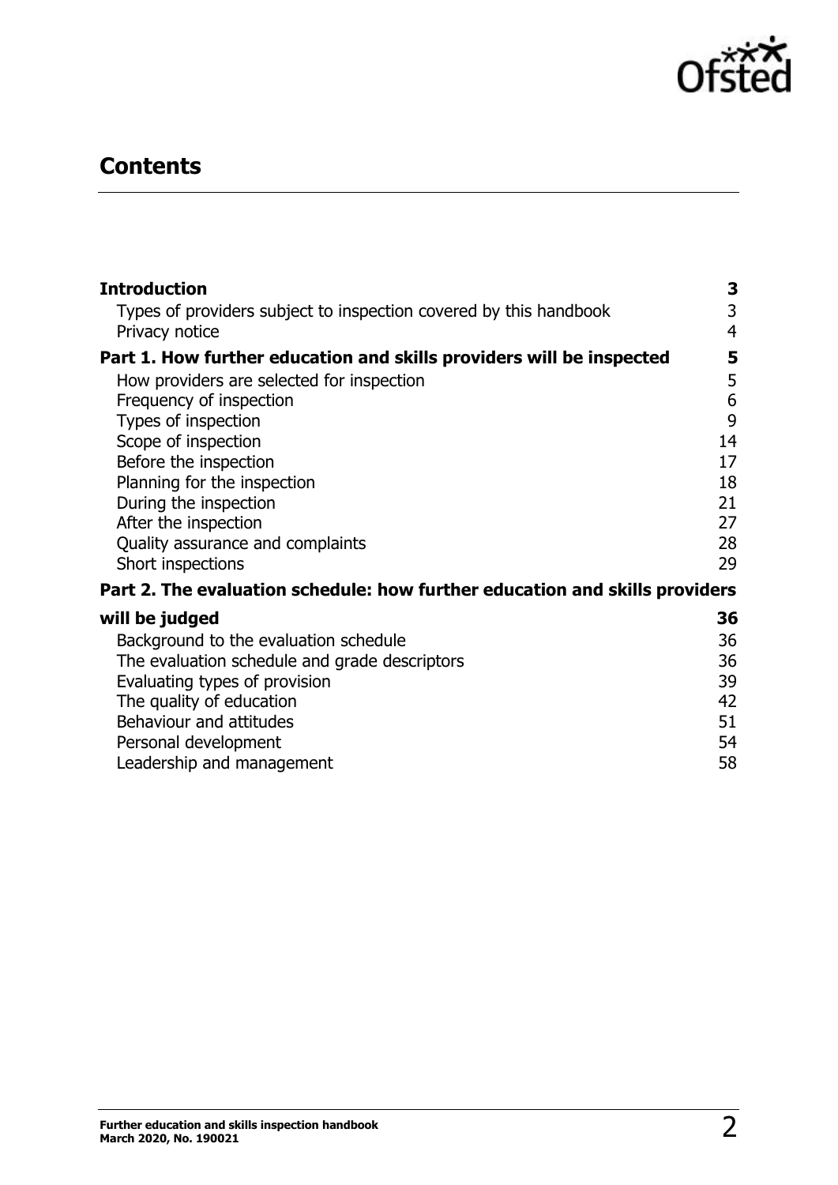## Contents

| | |
|---|---|
| **Introduction** | **3** |
| Types of providers subject to inspection covered by this handbook | 3 |
| Privacy notice | 4 |
| **Part 1. How further education and skills providers will be inspected** | **5** |
| How providers are selected for inspection | 5 |
| Frequency of inspection | 6 |
| Types of inspection | 9 |
| Scope of inspection | 14 |
| Before the inspection | 17 |
| Planning for the inspection | 18 |
| During the inspection | 21 |
| After the inspection | 27 |
| Quality assurance and complaints | 28 |
| Short inspections | 29 |
| **Part 2. The evaluation schedule: how further education and skills providers will be judged** | **36** |
| Background to the evaluation schedule | 36 |
| The evaluation schedule and grade descriptors | 36 |
| Evaluating types of provision | 39 |
| The quality of education | 42 |
| Behaviour and attitudes | 51 |
| Personal development | 54 |
| Leadership and management | 58 |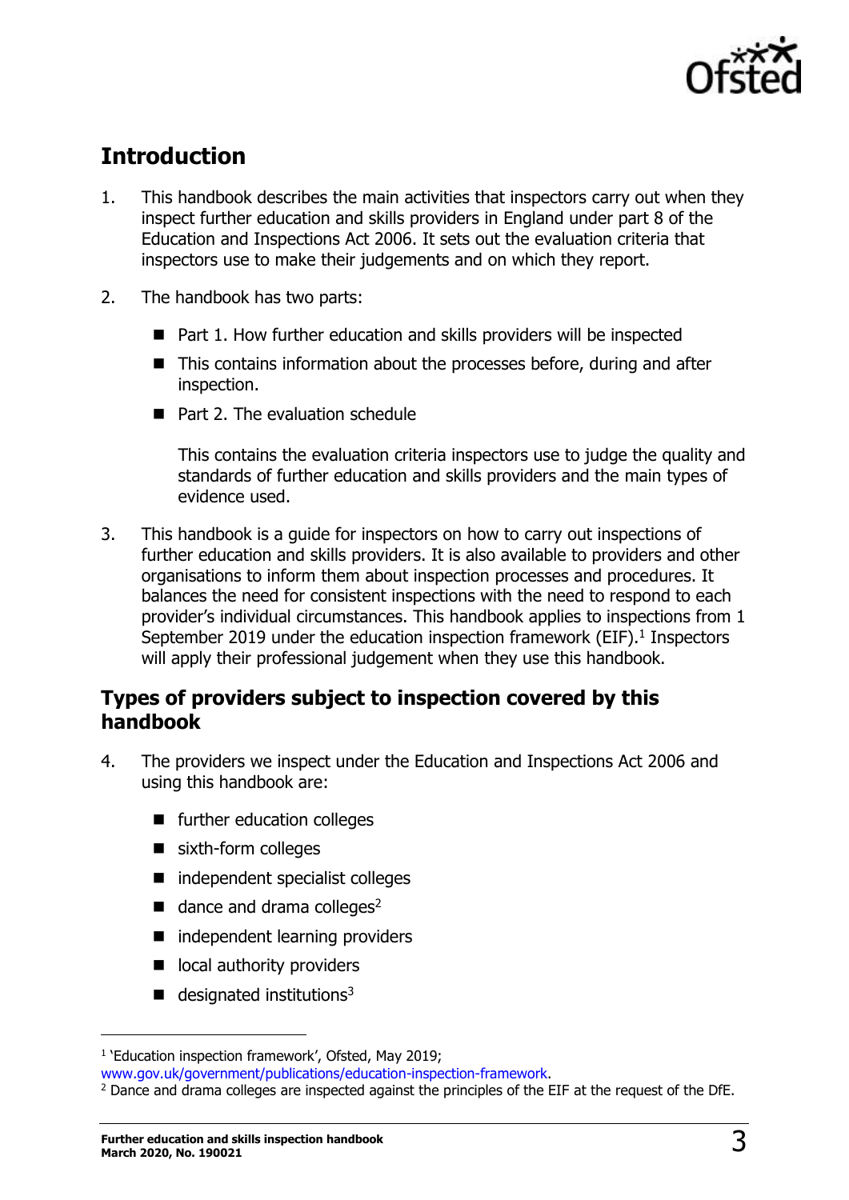## Introduction

1. This handbook describes the main activities that inspectors carry out when they inspect further education and skills providers in England under part 8 of the Education and Inspections Act 2006. It sets out the evaluation criteria that inspectors use to make their judgements and on which they report.

2. The handbook has two parts:

   - Part 1. How further education and skills providers will be inspected
   - This contains information about the processes before, during and after inspection.
   - Part 2. The evaluation schedule

     This contains the evaluation criteria inspectors use to judge the quality and standards of further education and skills providers and the main types of evidence used.

3. This handbook is a guide for inspectors on how to carry out inspections of further education and skills providers. It is also available to providers and other organisations to inform them about inspection processes and procedures. It balances the need for consistent inspections with the need to respond to each provider's individual circumstances. This handbook applies to inspections from 1 September 2019 under the education inspection framework (EIF).[1] Inspectors will apply their professional judgement when they use this handbook.

### Types of providers subject to inspection covered by this handbook

4. The providers we inspect under the Education and Inspections Act 2006 and using this handbook are:

   - further education colleges
   - sixth-form colleges
   - independent specialist colleges
   - dance and drama colleges[2]
   - independent learning providers
   - local authority providers
   - designated institutions[3]

---

[1] 'Education inspection framework', Ofsted, May 2019; www.gov.uk/government/publications/education-inspection-framework.

[2] Dance and drama colleges are inspected against the principles of the EIF at the request of the DfE.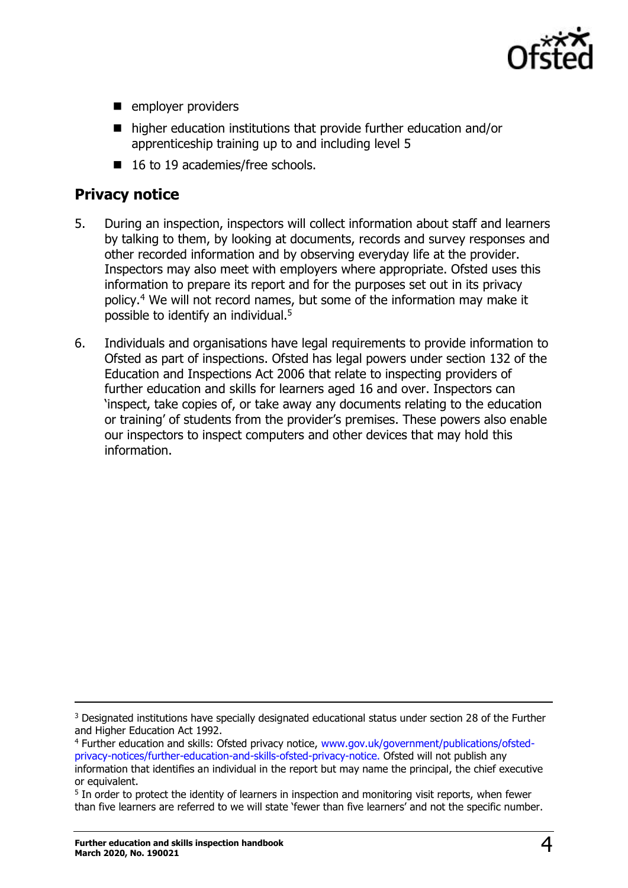- employer providers
- higher education institutions that provide further education and/or apprenticeship training up to and including level 5
- 16 to 19 academies/free schools.

## Privacy notice

5. During an inspection, inspectors will collect information about staff and learners by talking to them, by looking at documents, records and survey responses and other recorded information and by observing everyday life at the provider. Inspectors may also meet with employers where appropriate. Ofsted uses this information to prepare its report and for the purposes set out in its privacy policy.[4] We will not record names, but some of the information may make it possible to identify an individual.[5]

6. Individuals and organisations have legal requirements to provide information to Ofsted as part of inspections. Ofsted has legal powers under section 132 of the Education and Inspections Act 2006 that relate to inspecting providers of further education and skills for learners aged 16 and over. Inspectors can 'inspect, take copies of, or take away any documents relating to the education or training' of students from the provider's premises. These powers also enable our inspectors to inspect computers and other devices that may hold this information.

---

[3] Designated institutions have specially designated educational status under section 28 of the Further and Higher Education Act 1992.

[4] Further education and skills: Ofsted privacy notice, www.gov.uk/government/publications/ofsted-privacy-notices/further-education-and-skills-ofsted-privacy-notice. Ofsted will not publish any information that identifies an individual in the report but may name the principal, the chief executive or equivalent.

[5] In order to protect the identity of learners in inspection and monitoring visit reports, when fewer than five learners are referred to we will state 'fewer than five learners' and not the specific number.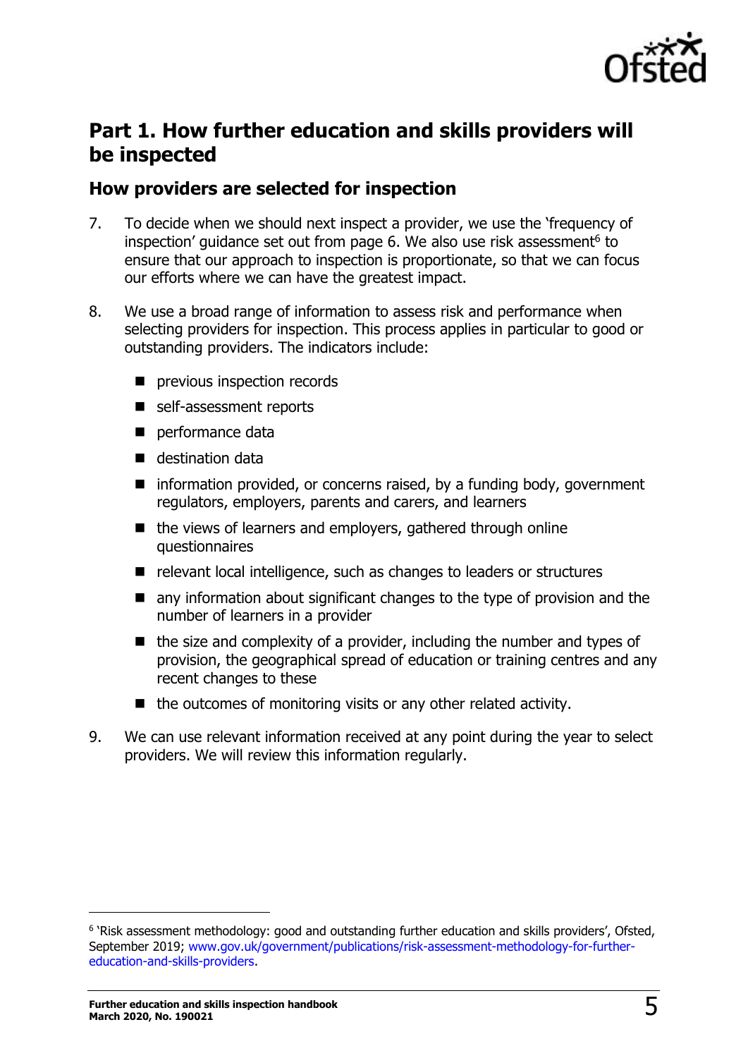## Part 1. How further education and skills providers will be inspected

### How providers are selected for inspection

7. To decide when we should next inspect a provider, we use the 'frequency of inspection' guidance set out from page 6. We also use risk assessment[6] to ensure that our approach to inspection is proportionate, so that we can focus our efforts where we can have the greatest impact.

8. We use a broad range of information to assess risk and performance when selecting providers for inspection. This process applies in particular to good or outstanding providers. The indicators include:

   - previous inspection records
   - self-assessment reports
   - performance data
   - destination data
   - information provided, or concerns raised, by a funding body, government regulators, employers, parents and carers, and learners
   - the views of learners and employers, gathered through online questionnaires
   - relevant local intelligence, such as changes to leaders or structures
   - any information about significant changes to the type of provision and the number of learners in a provider
   - the size and complexity of a provider, including the number and types of provision, the geographical spread of education or training centres and any recent changes to these
   - the outcomes of monitoring visits or any other related activity.

9. We can use relevant information received at any point during the year to select providers. We will review this information regularly.

---

[6] 'Risk assessment methodology: good and outstanding further education and skills providers', Ofsted, September 2019; www.gov.uk/government/publications/risk-assessment-methodology-for-further-education-and-skills-providers.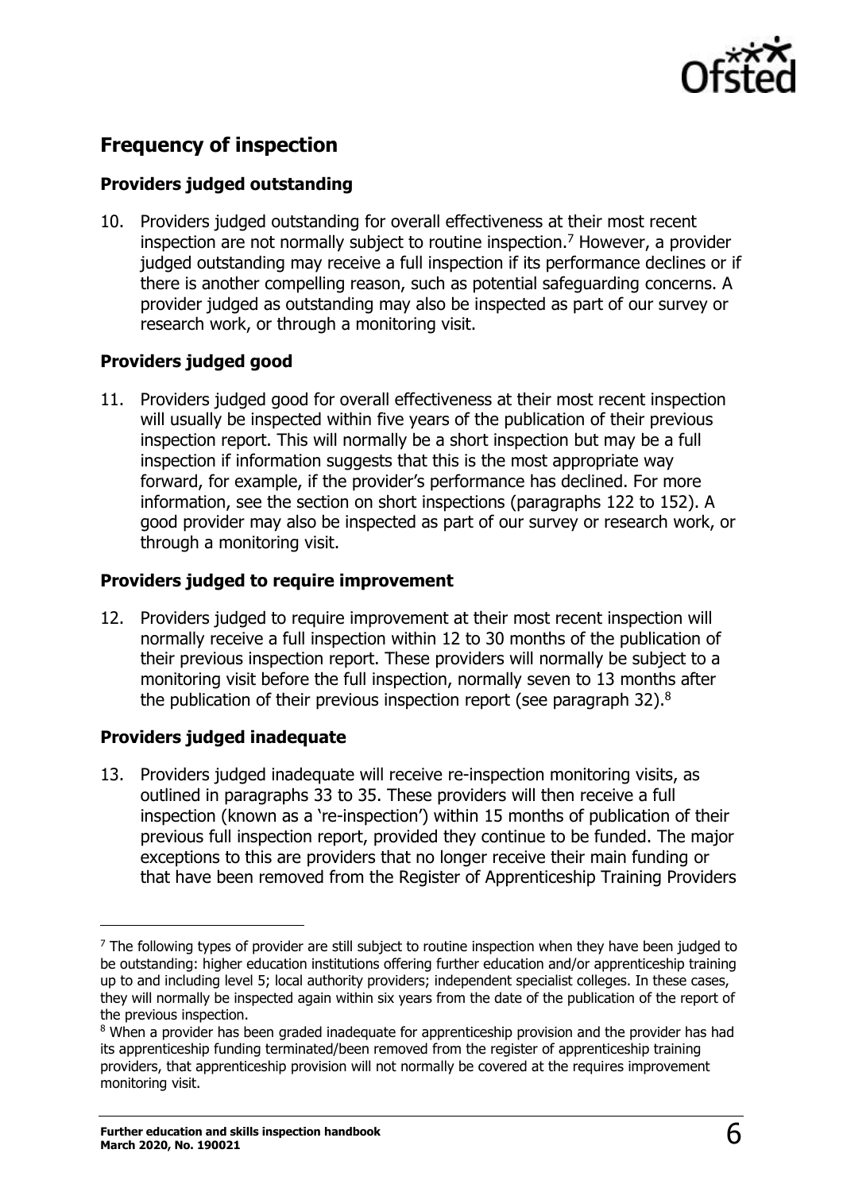## Frequency of inspection

### Providers judged outstanding

10. Providers judged outstanding for overall effectiveness at their most recent inspection are not normally subject to routine inspection.[7] However, a provider judged outstanding may receive a full inspection if its performance declines or if there is another compelling reason, such as potential safeguarding concerns. A provider judged as outstanding may also be inspected as part of our survey or research work, or through a monitoring visit.

### Providers judged good

11. Providers judged good for overall effectiveness at their most recent inspection will usually be inspected within five years of the publication of their previous inspection report. This will normally be a short inspection but may be a full inspection if information suggests that this is the most appropriate way forward, for example, if the provider's performance has declined. For more information, see the section on short inspections (paragraphs 122 to 152). A good provider may also be inspected as part of our survey or research work, or through a monitoring visit.

### Providers judged to require improvement

12. Providers judged to require improvement at their most recent inspection will normally receive a full inspection within 12 to 30 months of the publication of their previous inspection report. These providers will normally be subject to a monitoring visit before the full inspection, normally seven to 13 months after the publication of their previous inspection report (see paragraph 32).[8]

### Providers judged inadequate

13. Providers judged inadequate will receive re-inspection monitoring visits, as outlined in paragraphs 33 to 35. These providers will then receive a full inspection (known as a 're-inspection') within 15 months of publication of their previous full inspection report, provided they continue to be funded. The major exceptions to this are providers that no longer receive their main funding or that have been removed from the Register of Apprenticeship Training Providers

---

[7] The following types of provider are still subject to routine inspection when they have been judged to be outstanding: higher education institutions offering further education and/or apprenticeship training up to and including level 5; local authority providers; independent specialist colleges. In these cases, they will normally be inspected again within six years from the date of the publication of the report of the previous inspection.

[8] When a provider has been graded inadequate for apprenticeship provision and the provider has had its apprenticeship funding terminated/been removed from the register of apprenticeship training providers, that apprenticeship provision will not normally be covered at the requires improvement monitoring visit.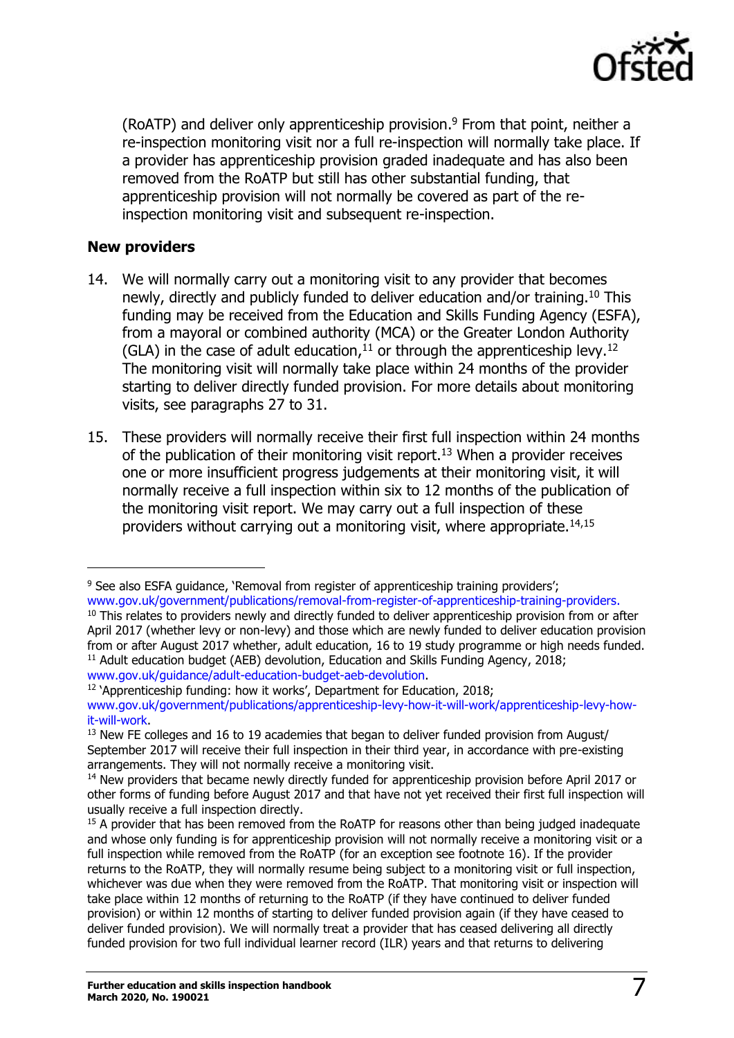(RoATP) and deliver only apprenticeship provision.[9] From that point, neither a re-inspection monitoring visit nor a full re-inspection will normally take place. If a provider has apprenticeship provision graded inadequate and has also been removed from the RoATP but still has other substantial funding, that apprenticeship provision will not normally be covered as part of the re-inspection monitoring visit and subsequent re-inspection.

**New providers**

14. We will normally carry out a monitoring visit to any provider that becomes newly, directly and publicly funded to deliver education and/or training.[10] This funding may be received from the Education and Skills Funding Agency (ESFA), from a mayoral or combined authority (MCA) or the Greater London Authority (GLA) in the case of adult education,[11] or through the apprenticeship levy.[12] The monitoring visit will normally take place within 24 months of the provider starting to deliver directly funded provision. For more details about monitoring visits, see paragraphs 27 to 31.

15. These providers will normally receive their first full inspection within 24 months of the publication of their monitoring visit report.[13] When a provider receives one or more insufficient progress judgements at their monitoring visit, it will normally receive a full inspection within six to 12 months of the publication of the monitoring visit report. We may carry out a full inspection of these providers without carrying out a monitoring visit, where appropriate.[14,15]

---

[9] See also ESFA guidance, 'Removal from register of apprenticeship training providers'; www.gov.uk/government/publications/removal-from-register-of-apprenticeship-training-providers.

[10] This relates to providers newly and directly funded to deliver apprenticeship provision from or after April 2017 (whether levy or non-levy) and those which are newly funded to deliver education provision from or after August 2017 whether, adult education, 16 to 19 study programme or high needs funded.

[11] Adult education budget (AEB) devolution, Education and Skills Funding Agency, 2018; www.gov.uk/guidance/adult-education-budget-aeb-devolution.

[12] 'Apprenticeship funding: how it works', Department for Education, 2018; www.gov.uk/government/publications/apprenticeship-levy-how-it-will-work/apprenticeship-levy-how-it-will-work.

[13] New FE colleges and 16 to 19 academies that began to deliver funded provision from August/September 2017 will receive their full inspection in their third year, in accordance with pre-existing arrangements. They will not normally receive a monitoring visit.

[14] New providers that became newly directly funded for apprenticeship provision before April 2017 or other forms of funding before August 2017 and that have not yet received their first full inspection will usually receive a full inspection directly.

[15] A provider that has been removed from the RoATP for reasons other than being judged inadequate and whose only funding is for apprenticeship provision will not normally receive a monitoring visit or a full inspection while removed from the RoATP (for an exception see footnote 16). If the provider returns to the RoATP, they will normally resume being subject to a monitoring visit or full inspection, whichever was due when they were removed from the RoATP. That monitoring visit or inspection will take place within 12 months of returning to the RoATP (if they have continued to deliver funded provision) or within 12 months of starting to deliver funded provision again (if they have ceased to deliver funded provision). We will normally treat a provider that has ceased delivering all directly funded provision for two full individual learner record (ILR) years and that returns to delivering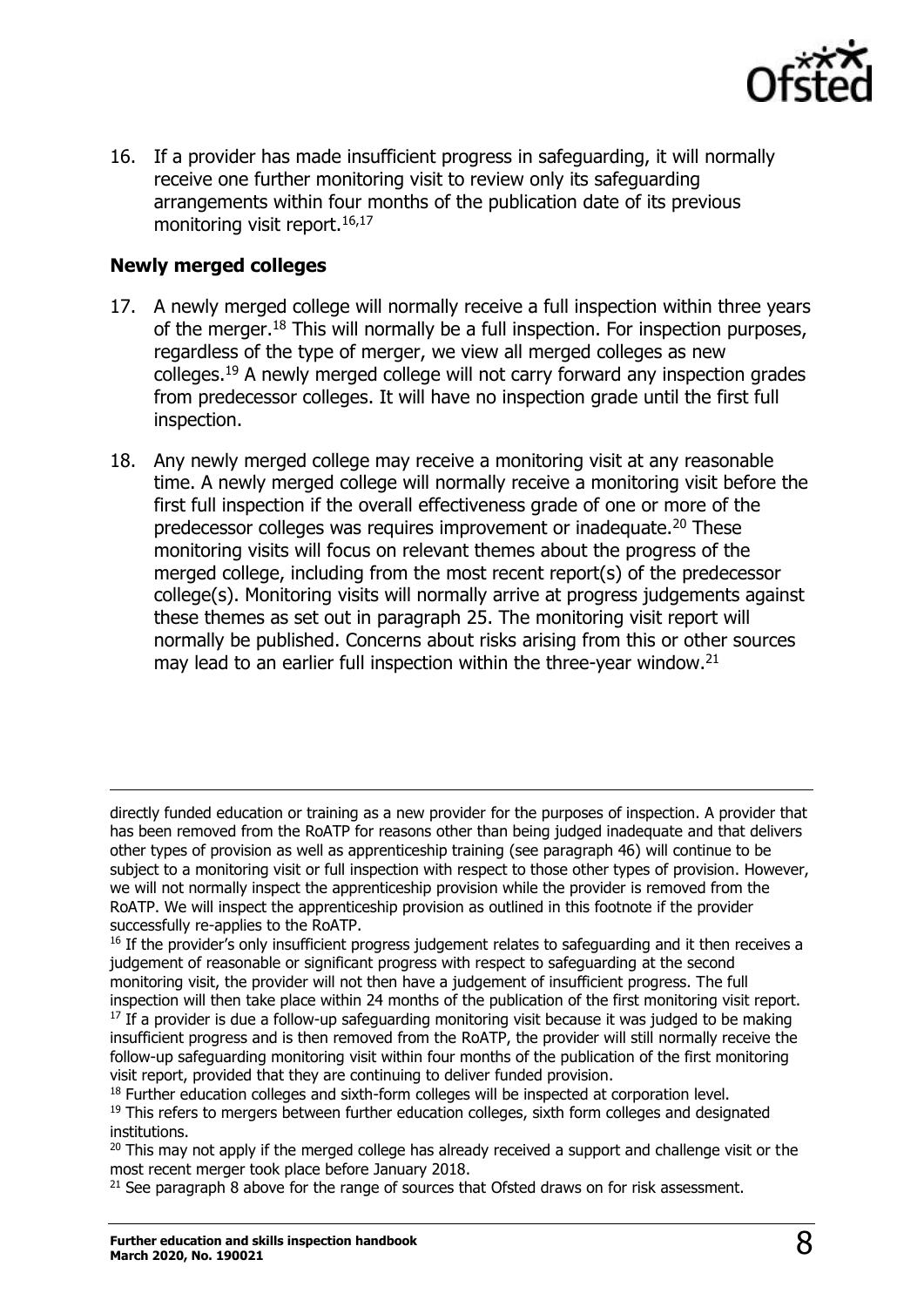16. If a provider has made insufficient progress in safeguarding, it will normally receive one further monitoring visit to review only its safeguarding arrangements within four months of the publication date of its previous monitoring visit report.[16,17]

### Newly merged colleges

17. A newly merged college will normally receive a full inspection within three years of the merger.[18] This will normally be a full inspection. For inspection purposes, regardless of the type of merger, we view all merged colleges as new colleges.[19] A newly merged college will not carry forward any inspection grades from predecessor colleges. It will have no inspection grade until the first full inspection.

18. Any newly merged college may receive a monitoring visit at any reasonable time. A newly merged college will normally receive a monitoring visit before the first full inspection if the overall effectiveness grade of one or more of the predecessor colleges was requires improvement or inadequate.[20] These monitoring visits will focus on relevant themes about the progress of the merged college, including from the most recent report(s) of the predecessor college(s). Monitoring visits will normally arrive at progress judgements against these themes as set out in paragraph 25. The monitoring visit report will normally be published. Concerns about risks arising from this or other sources may lead to an earlier full inspection within the three-year window.[21]

---

directly funded education or training as a new provider for the purposes of inspection. A provider that has been removed from the RoATP for reasons other than being judged inadequate and that delivers other types of provision as well as apprenticeship training (see paragraph 46) will continue to be subject to a monitoring visit or full inspection with respect to those other types of provision. However, we will not normally inspect the apprenticeship provision while the provider is removed from the RoATP. We will inspect the apprenticeship provision as outlined in this footnote if the provider successfully re-applies to the RoATP.

[16] If the provider's only insufficient progress judgement relates to safeguarding and it then receives a judgement of reasonable or significant progress with respect to safeguarding at the second monitoring visit, the provider will not then have a judgement of insufficient progress. The full inspection will then take place within 24 months of the publication of the first monitoring visit report.

[17] If a provider is due a follow-up safeguarding monitoring visit because it was judged to be making insufficient progress and is then removed from the RoATP, the provider will still normally receive the follow-up safeguarding monitoring visit within four months of the publication of the first monitoring visit report, provided that they are continuing to deliver funded provision.

[18] Further education colleges and sixth-form colleges will be inspected at corporation level.

[19] This refers to mergers between further education colleges, sixth form colleges and designated institutions.

[20] This may not apply if the merged college has already received a support and challenge visit or the most recent merger took place before January 2018.

[21] See paragraph 8 above for the range of sources that Ofsted draws on for risk assessment.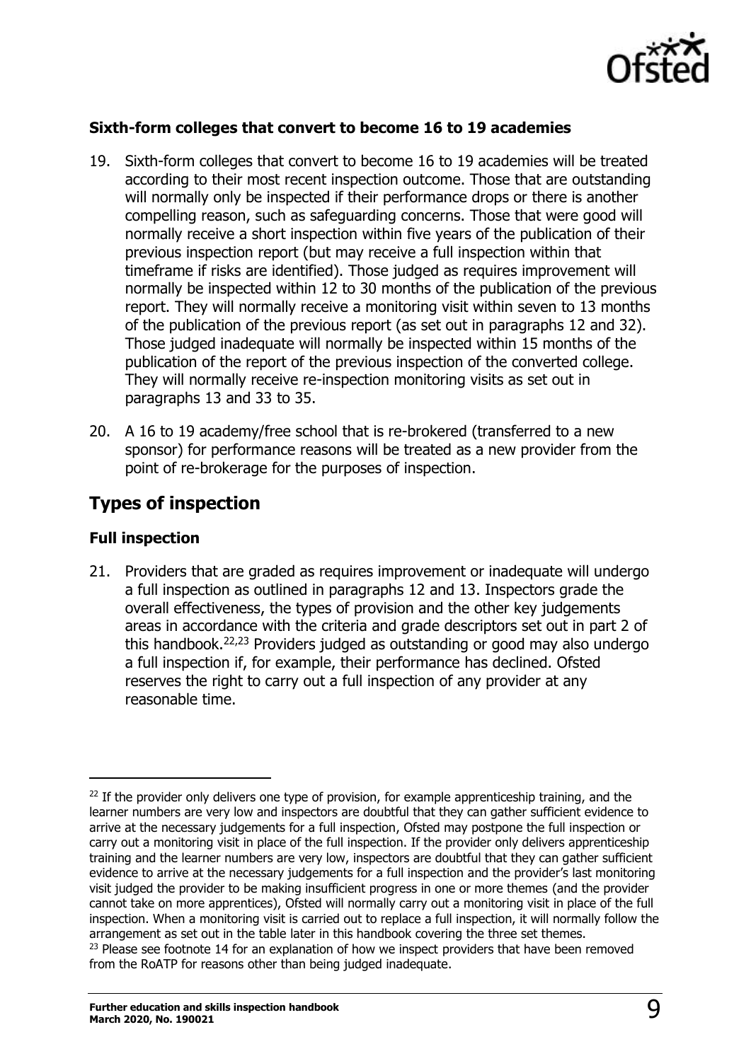### Sixth-form colleges that convert to become 16 to 19 academies

19. Sixth-form colleges that convert to become 16 to 19 academies will be treated according to their most recent inspection outcome. Those that are outstanding will normally only be inspected if their performance drops or there is another compelling reason, such as safeguarding concerns. Those that were good will normally receive a short inspection within five years of the publication of their previous inspection report (but may receive a full inspection within that timeframe if risks are identified). Those judged as requires improvement will normally be inspected within 12 to 30 months of the publication of the previous report. They will normally receive a monitoring visit within seven to 13 months of the publication of the previous report (as set out in paragraphs 12 and 32). Those judged inadequate will normally be inspected within 15 months of the publication of the report of the previous inspection of the converted college. They will normally receive re-inspection monitoring visits as set out in paragraphs 13 and 33 to 35.

20. A 16 to 19 academy/free school that is re-brokered (transferred to a new sponsor) for performance reasons will be treated as a new provider from the point of re-brokerage for the purposes of inspection.

## Types of inspection

### Full inspection

21. Providers that are graded as requires improvement or inadequate will undergo a full inspection as outlined in paragraphs 12 and 13. Inspectors grade the overall effectiveness, the types of provision and the other key judgements areas in accordance with the criteria and grade descriptors set out in part 2 of this handbook.[22,23] Providers judged as outstanding or good may also undergo a full inspection if, for example, their performance has declined. Ofsted reserves the right to carry out a full inspection of any provider at any reasonable time.

---

[22] If the provider only delivers one type of provision, for example apprenticeship training, and the learner numbers are very low and inspectors are doubtful that they can gather sufficient evidence to arrive at the necessary judgements for a full inspection, Ofsted may postpone the full inspection or carry out a monitoring visit in place of the full inspection. If the provider only delivers apprenticeship training and the learner numbers are very low, inspectors are doubtful that they can gather sufficient evidence to arrive at the necessary judgements for a full inspection and the provider's last monitoring visit judged the provider to be making insufficient progress in one or more themes (and the provider cannot take on more apprentices), Ofsted will normally carry out a monitoring visit in place of the full inspection. When a monitoring visit is carried out to replace a full inspection, it will normally follow the arrangement as set out in the table later in this handbook covering the three set themes.

[23] Please see footnote 14 for an explanation of how we inspect providers that have been removed from the RoATP for reasons other than being judged inadequate.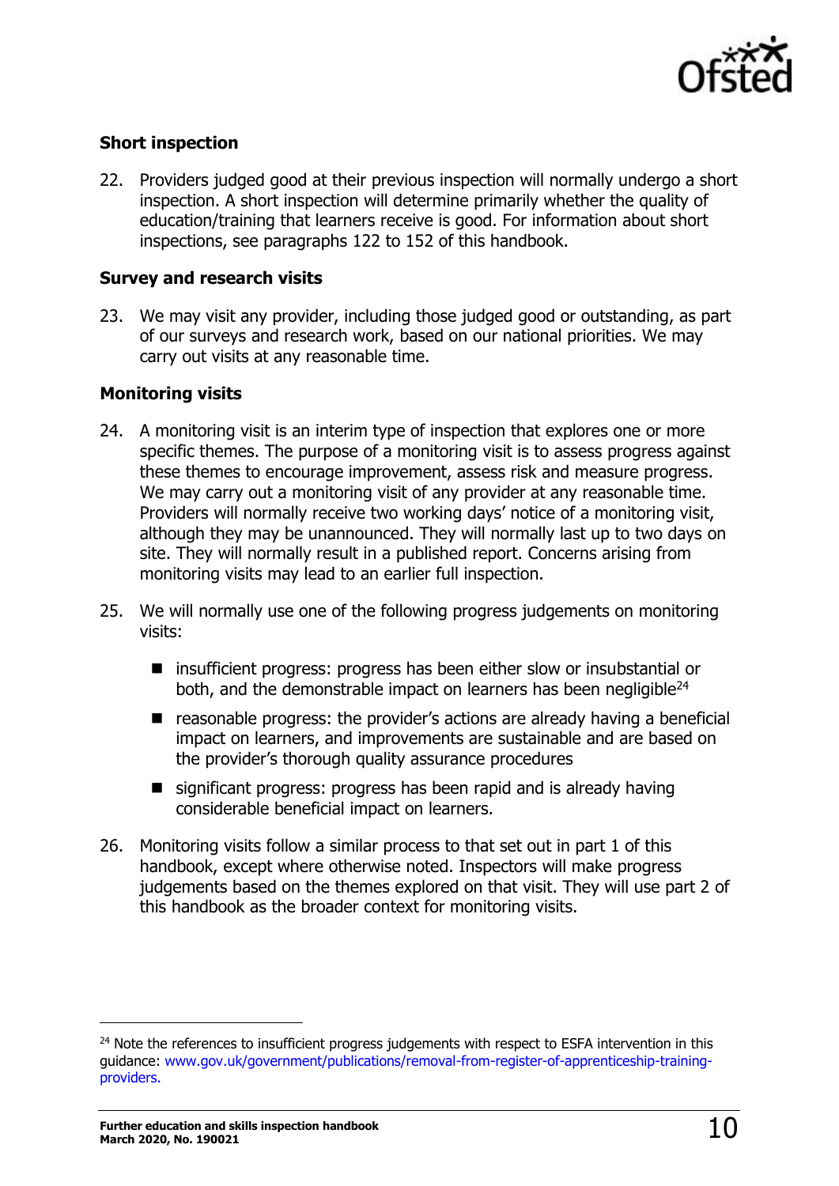### Short inspection

22. Providers judged good at their previous inspection will normally undergo a short inspection. A short inspection will determine primarily whether the quality of education/training that learners receive is good. For information about short inspections, see paragraphs 122 to 152 of this handbook.

### Survey and research visits

23. We may visit any provider, including those judged good or outstanding, as part of our surveys and research work, based on our national priorities. We may carry out visits at any reasonable time.

### Monitoring visits

24. A monitoring visit is an interim type of inspection that explores one or more specific themes. The purpose of a monitoring visit is to assess progress against these themes to encourage improvement, assess risk and measure progress. We may carry out a monitoring visit of any provider at any reasonable time. Providers will normally receive two working days' notice of a monitoring visit, although they may be unannounced. They will normally last up to two days on site. They will normally result in a published report. Concerns arising from monitoring visits may lead to an earlier full inspection.

25. We will normally use one of the following progress judgements on monitoring visits:

   - insufficient progress: progress has been either slow or insubstantial or both, and the demonstrable impact on learners has been negligible[24]
   - reasonable progress: the provider's actions are already having a beneficial impact on learners, and improvements are sustainable and are based on the provider's thorough quality assurance procedures
   - significant progress: progress has been rapid and is already having considerable beneficial impact on learners.

26. Monitoring visits follow a similar process to that set out in part 1 of this handbook, except where otherwise noted. Inspectors will make progress judgements based on the themes explored on that visit. They will use part 2 of this handbook as the broader context for monitoring visits.

---

[24] Note the references to insufficient progress judgements with respect to ESFA intervention in this guidance: www.gov.uk/government/publications/removal-from-register-of-apprenticeship-training-providers.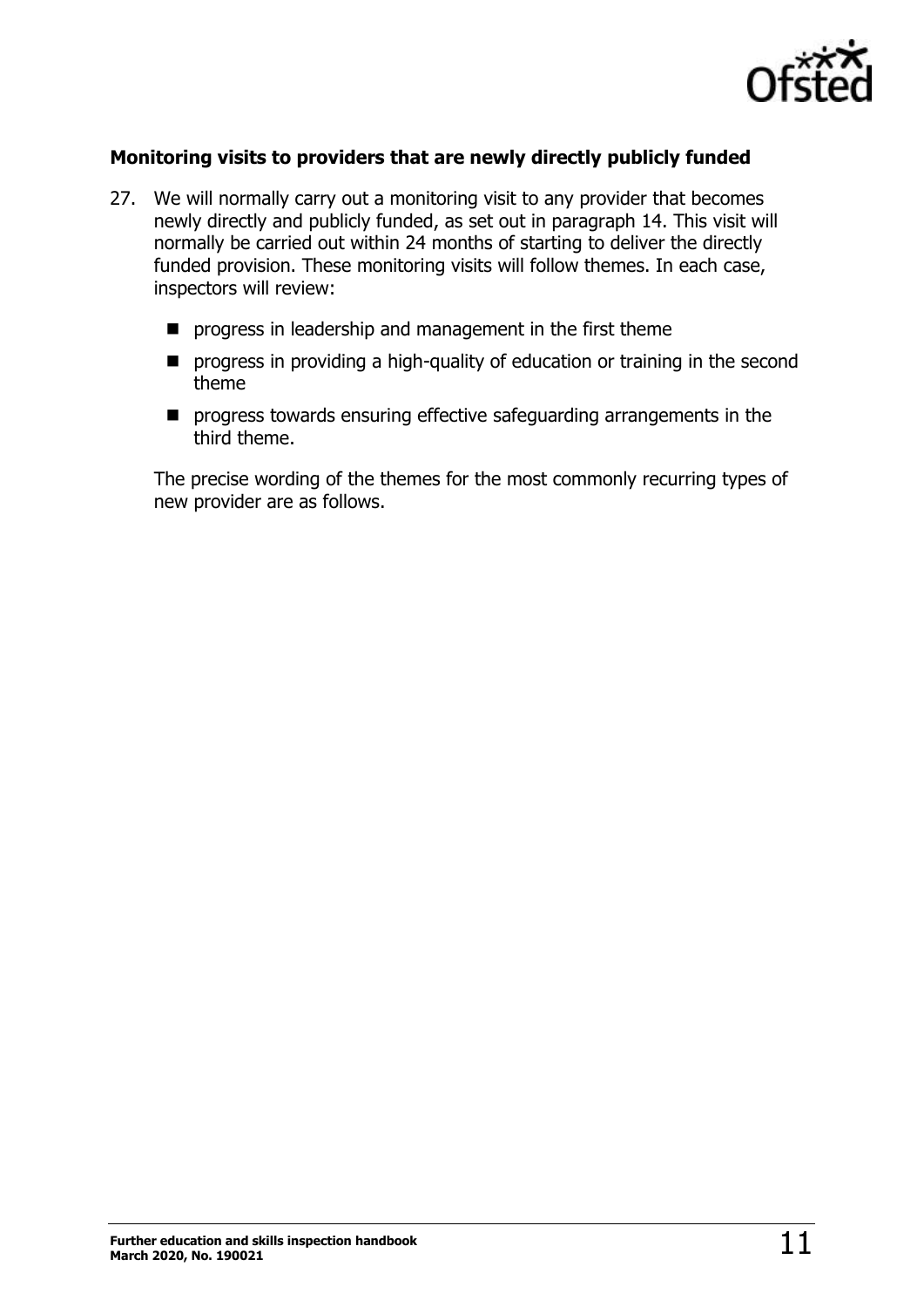### Monitoring visits to providers that are newly directly publicly funded

27. We will normally carry out a monitoring visit to any provider that becomes newly directly and publicly funded, as set out in paragraph 14. This visit will normally be carried out within 24 months of starting to deliver the directly funded provision. These monitoring visits will follow themes. In each case, inspectors will review:

    - progress in leadership and management in the first theme
    - progress in providing a high-quality of education or training in the second theme
    - progress towards ensuring effective safeguarding arrangements in the third theme.

    The precise wording of the themes for the most commonly recurring types of new provider are as follows.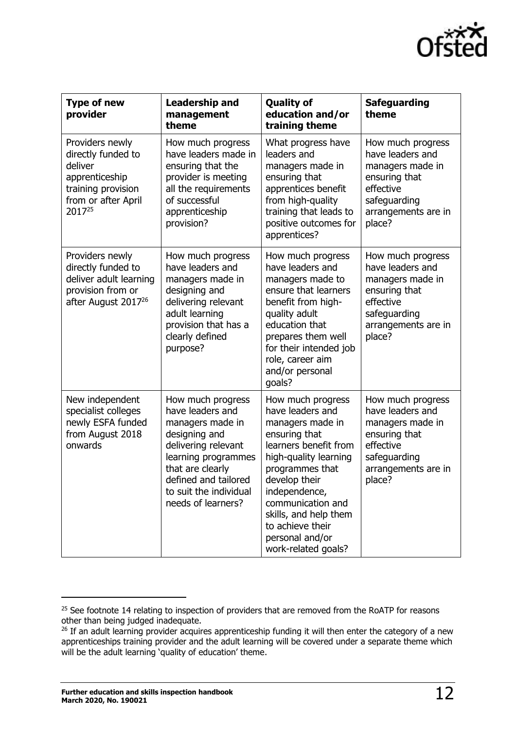| Type of new provider | Leadership and management theme | Quality of education and/or training theme | Safeguarding theme |
|---|---|---|---|
| Providers newly directly funded to deliver apprenticeship training provision from or after April 2017[25] | How much progress have leaders made in ensuring that the provider is meeting all the requirements of successful apprenticeship provision? | What progress have leaders and managers made in ensuring that apprentices benefit from high-quality training that leads to positive outcomes for apprentices? | How much progress have leaders and managers made in ensuring that effective safeguarding arrangements are in place? |
| Providers newly directly funded to deliver adult learning provision from or after August 2017[26] | How much progress have leaders and managers made in designing and delivering relevant adult learning provision that has a clearly defined purpose? | How much progress have leaders and managers made to ensure that learners benefit from high-quality adult education that prepares them well for their intended job role, career aim and/or personal goals? | How much progress have leaders and managers made in ensuring that effective safeguarding arrangements are in place? |
| New independent specialist colleges newly ESFA funded from August 2018 onwards | How much progress have leaders and managers made in designing and delivering relevant learning programmes that are clearly defined and tailored to suit the individual needs of learners? | How much progress have leaders and managers made in ensuring that learners benefit from high-quality learning programmes that develop their independence, communication and skills, and help them to achieve their personal and/or work-related goals? | How much progress have leaders and managers made in ensuring that effective safeguarding arrangements are in place? |

[25] See footnote 14 relating to inspection of providers that are removed from the RoATP for reasons other than being judged inadequate.

[26] If an adult learning provider acquires apprenticeship funding it will then enter the category of a new apprenticeships training provider and the adult learning will be covered under a separate theme which will be the adult learning 'quality of education' theme.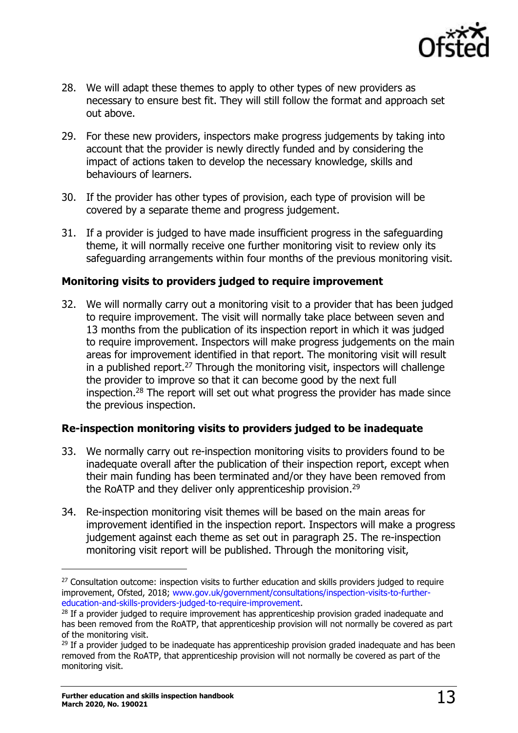28. We will adapt these themes to apply to other types of new providers as necessary to ensure best fit. They will still follow the format and approach set out above.

29. For these new providers, inspectors make progress judgements by taking into account that the provider is newly directly funded and by considering the impact of actions taken to develop the necessary knowledge, skills and behaviours of learners.

30. If the provider has other types of provision, each type of provision will be covered by a separate theme and progress judgement.

31. If a provider is judged to have made insufficient progress in the safeguarding theme, it will normally receive one further monitoring visit to review only its safeguarding arrangements within four months of the previous monitoring visit.

### Monitoring visits to providers judged to require improvement

32. We will normally carry out a monitoring visit to a provider that has been judged to require improvement. The visit will normally take place between seven and 13 months from the publication of its inspection report in which it was judged to require improvement. Inspectors will make progress judgements on the main areas for improvement identified in that report. The monitoring visit will result in a published report.[27] Through the monitoring visit, inspectors will challenge the provider to improve so that it can become good by the next full inspection.[28] The report will set out what progress the provider has made since the previous inspection.

### Re-inspection monitoring visits to providers judged to be inadequate

33. We normally carry out re-inspection monitoring visits to providers found to be inadequate overall after the publication of their inspection report, except when their main funding has been terminated and/or they have been removed from the RoATP and they deliver only apprenticeship provision.[29]

34. Re-inspection monitoring visit themes will be based on the main areas for improvement identified in the inspection report. Inspectors will make a progress judgement against each theme as set out in paragraph 25. The re-inspection monitoring visit report will be published. Through the monitoring visit,

---

[27] Consultation outcome: inspection visits to further education and skills providers judged to require improvement, Ofsted, 2018; www.gov.uk/government/consultations/inspection-visits-to-further-education-and-skills-providers-judged-to-require-improvement.

[28] If a provider judged to require improvement has apprenticeship provision graded inadequate and has been removed from the RoATP, that apprenticeship provision will not normally be covered as part of the monitoring visit.

[29] If a provider judged to be inadequate has apprenticeship provision graded inadequate and has been removed from the RoATP, that apprenticeship provision will not normally be covered as part of the monitoring visit.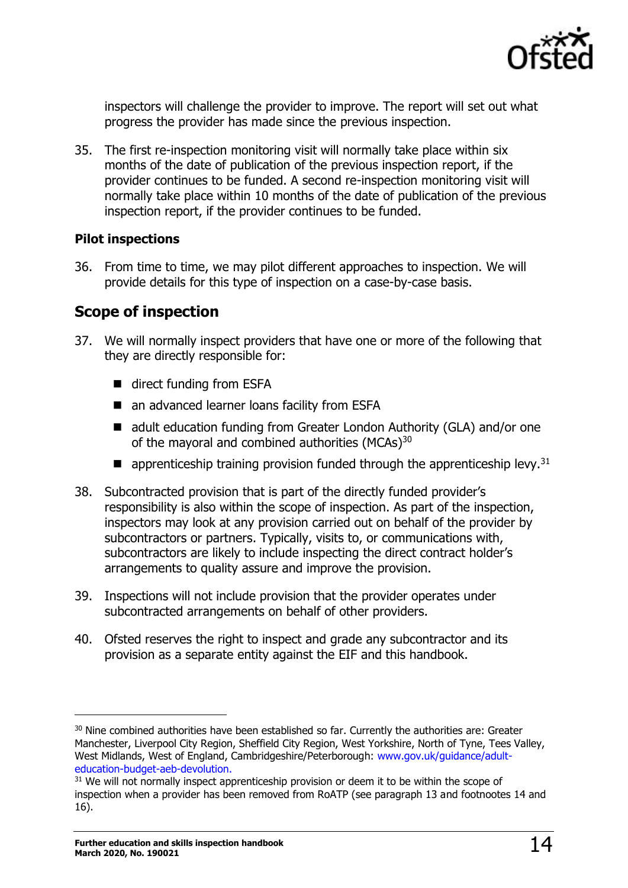inspectors will challenge the provider to improve. The report will set out what progress the provider has made since the previous inspection.

35. The first re-inspection monitoring visit will normally take place within six months of the date of publication of the previous inspection report, if the provider continues to be funded. A second re-inspection monitoring visit will normally take place within 10 months of the date of publication of the previous inspection report, if the provider continues to be funded.

### Pilot inspections

36. From time to time, we may pilot different approaches to inspection. We will provide details for this type of inspection on a case-by-case basis.

## Scope of inspection

37. We will normally inspect providers that have one or more of the following that they are directly responsible for:

    - direct funding from ESFA
    - an advanced learner loans facility from ESFA
    - adult education funding from Greater London Authority (GLA) and/or one of the mayoral and combined authorities (MCAs)[30]
    - apprenticeship training provision funded through the apprenticeship levy.[31]

38. Subcontracted provision that is part of the directly funded provider's responsibility is also within the scope of inspection. As part of the inspection, inspectors may look at any provision carried out on behalf of the provider by subcontractors or partners. Typically, visits to, or communications with, subcontractors are likely to include inspecting the direct contract holder's arrangements to quality assure and improve the provision.

39. Inspections will not include provision that the provider operates under subcontracted arrangements on behalf of other providers.

40. Ofsted reserves the right to inspect and grade any subcontractor and its provision as a separate entity against the EIF and this handbook.

---

[30] Nine combined authorities have been established so far. Currently the authorities are: Greater Manchester, Liverpool City Region, Sheffield City Region, West Yorkshire, North of Tyne, Tees Valley, West Midlands, West of England, Cambridgeshire/Peterborough: www.gov.uk/guidance/adult-education-budget-aeb-devolution.

[31] We will not normally inspect apprenticeship provision or deem it to be within the scope of inspection when a provider has been removed from RoATP (see paragraph 13 and footnootes 14 and 16).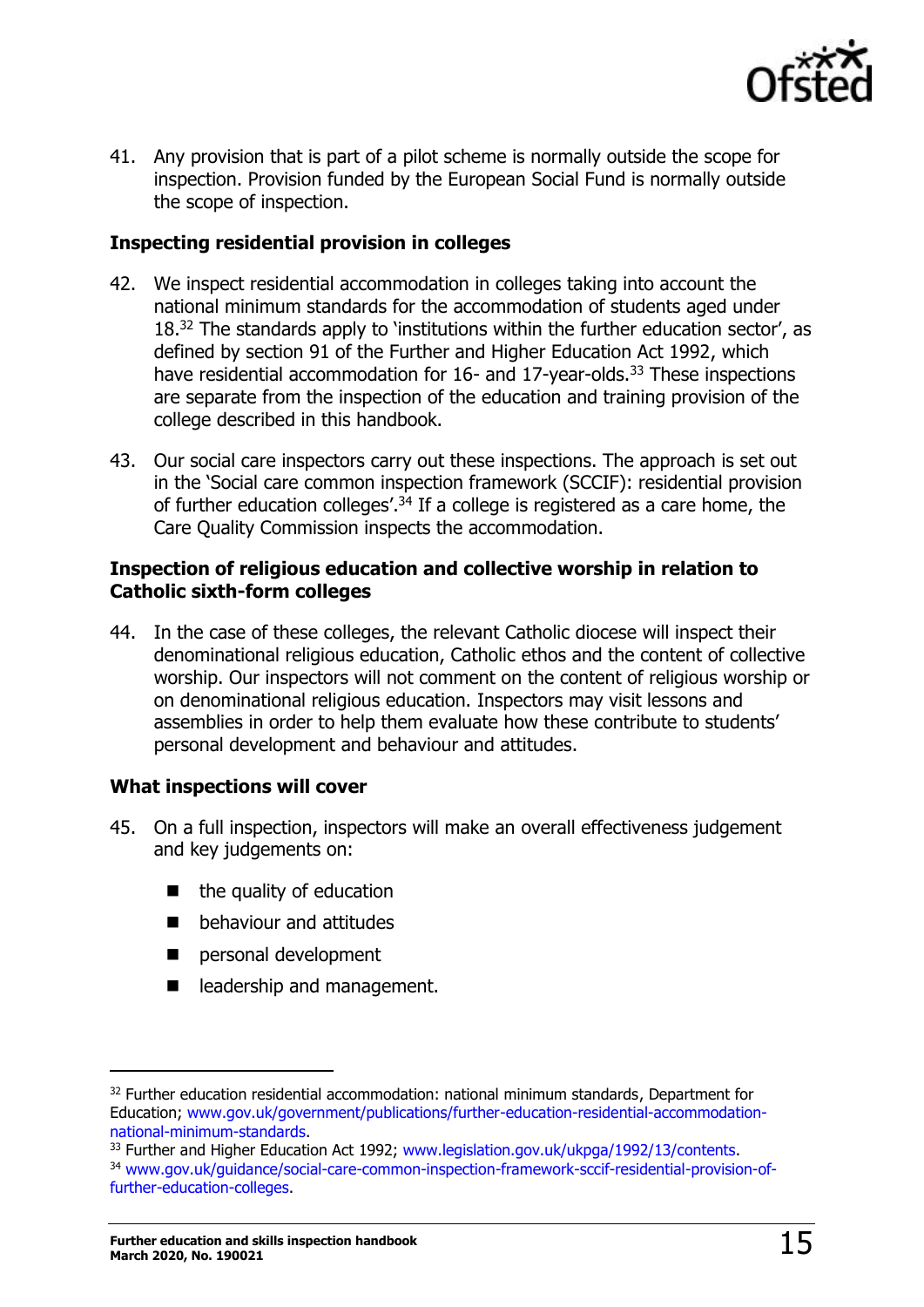41. Any provision that is part of a pilot scheme is normally outside the scope for inspection. Provision funded by the European Social Fund is normally outside the scope of inspection.

**Inspecting residential provision in colleges**

42. We inspect residential accommodation in colleges taking into account the national minimum standards for the accommodation of students aged under 18.[32] The standards apply to 'institutions within the further education sector', as defined by section 91 of the Further and Higher Education Act 1992, which have residential accommodation for 16- and 17-year-olds.[33] These inspections are separate from the inspection of the education and training provision of the college described in this handbook.

43. Our social care inspectors carry out these inspections. The approach is set out in the 'Social care common inspection framework (SCCIF): residential provision of further education colleges'.[34] If a college is registered as a care home, the Care Quality Commission inspects the accommodation.

**Inspection of religious education and collective worship in relation to Catholic sixth-form colleges**

44. In the case of these colleges, the relevant Catholic diocese will inspect their denominational religious education, Catholic ethos and the content of collective worship. Our inspectors will not comment on the content of religious worship or on denominational religious education. Inspectors may visit lessons and assemblies in order to help them evaluate how these contribute to students' personal development and behaviour and attitudes.

**What inspections will cover**

45. On a full inspection, inspectors will make an overall effectiveness judgement and key judgements on:

- the quality of education
- behaviour and attitudes
- personal development
- leadership and management.

---

[32] Further education residential accommodation: national minimum standards, Department for Education; www.gov.uk/government/publications/further-education-residential-accommodation-national-minimum-standards.

[33] Further and Higher Education Act 1992; www.legislation.gov.uk/ukpga/1992/13/contents.

[34] www.gov.uk/guidance/social-care-common-inspection-framework-sccif-residential-provision-of-further-education-colleges.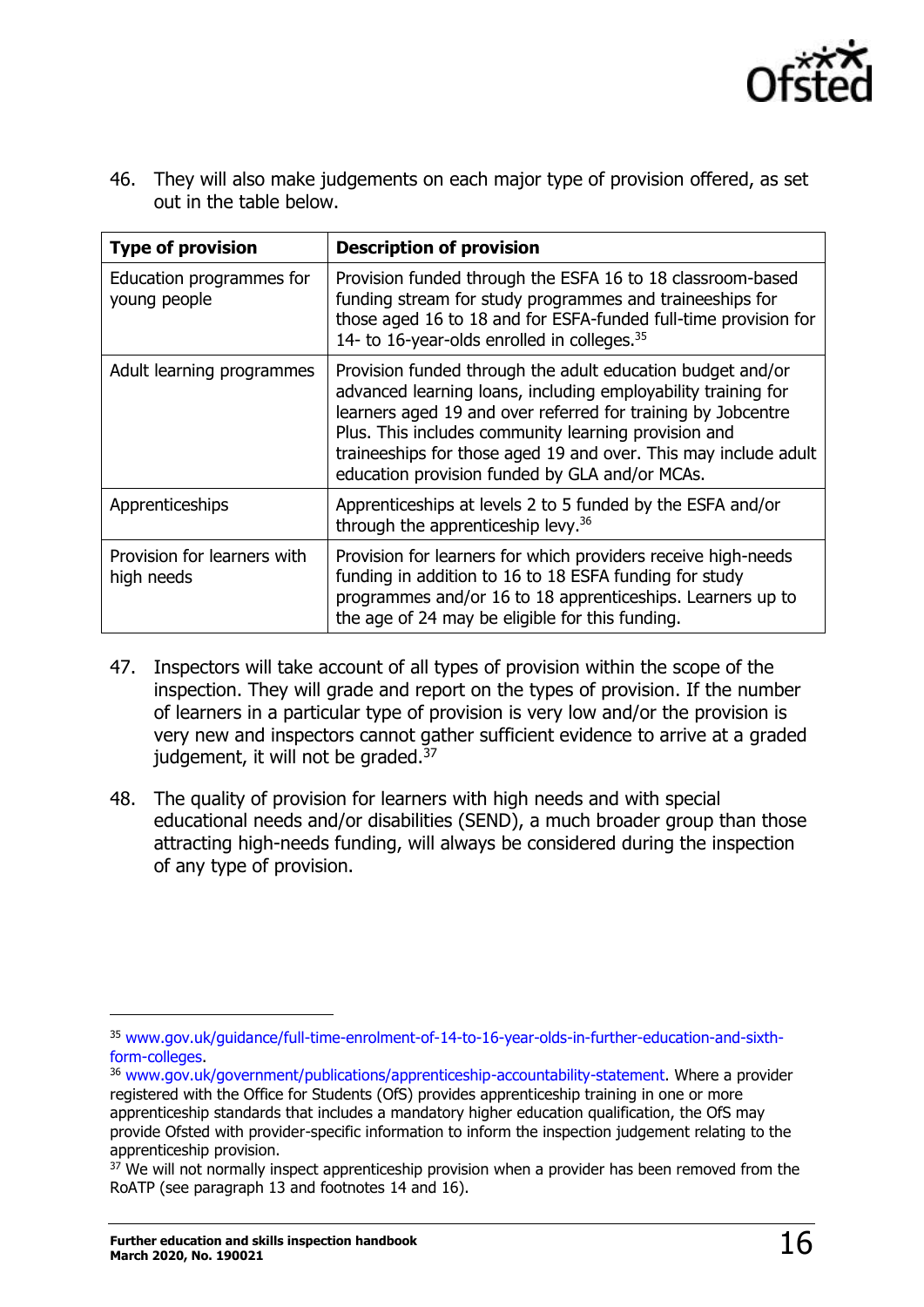46. They will also make judgements on each major type of provision offered, as set out in the table below.

| Type of provision | Description of provision |
|---|---|
| Education programmes for young people | Provision funded through the ESFA 16 to 18 classroom-based funding stream for study programmes and traineeships for those aged 16 to 18 and for ESFA-funded full-time provision for 14- to 16-year-olds enrolled in colleges.[35] |
| Adult learning programmes | Provision funded through the adult education budget and/or advanced learning loans, including employability training for learners aged 19 and over referred for training by Jobcentre Plus. This includes community learning provision and traineeships for those aged 19 and over. This may include adult education provision funded by GLA and/or MCAs. |
| Apprenticeships | Apprenticeships at levels 2 to 5 funded by the ESFA and/or through the apprenticeship levy.[36] |
| Provision for learners with high needs | Provision for learners for which providers receive high-needs funding in addition to 16 to 18 ESFA funding for study programmes and/or 16 to 18 apprenticeships. Learners up to the age of 24 may be eligible for this funding. |

47. Inspectors will take account of all types of provision within the scope of the inspection. They will grade and report on the types of provision. If the number of learners in a particular type of provision is very low and/or the provision is very new and inspectors cannot gather sufficient evidence to arrive at a graded judgement, it will not be graded.[37]

48. The quality of provision for learners with high needs and with special educational needs and/or disabilities (SEND), a much broader group than those attracting high-needs funding, will always be considered during the inspection of any type of provision.

---

[35] www.gov.uk/guidance/full-time-enrolment-of-14-to-16-year-olds-in-further-education-and-sixth-form-colleges.

[36] www.gov.uk/government/publications/apprenticeship-accountability-statement. Where a provider registered with the Office for Students (OfS) provides apprenticeship training in one or more apprenticeship standards that includes a mandatory higher education qualification, the OfS may provide Ofsted with provider-specific information to inform the inspection judgement relating to the apprenticeship provision.

[37] We will not normally inspect apprenticeship provision when a provider has been removed from the RoATP (see paragraph 13 and footnotes 14 and 16).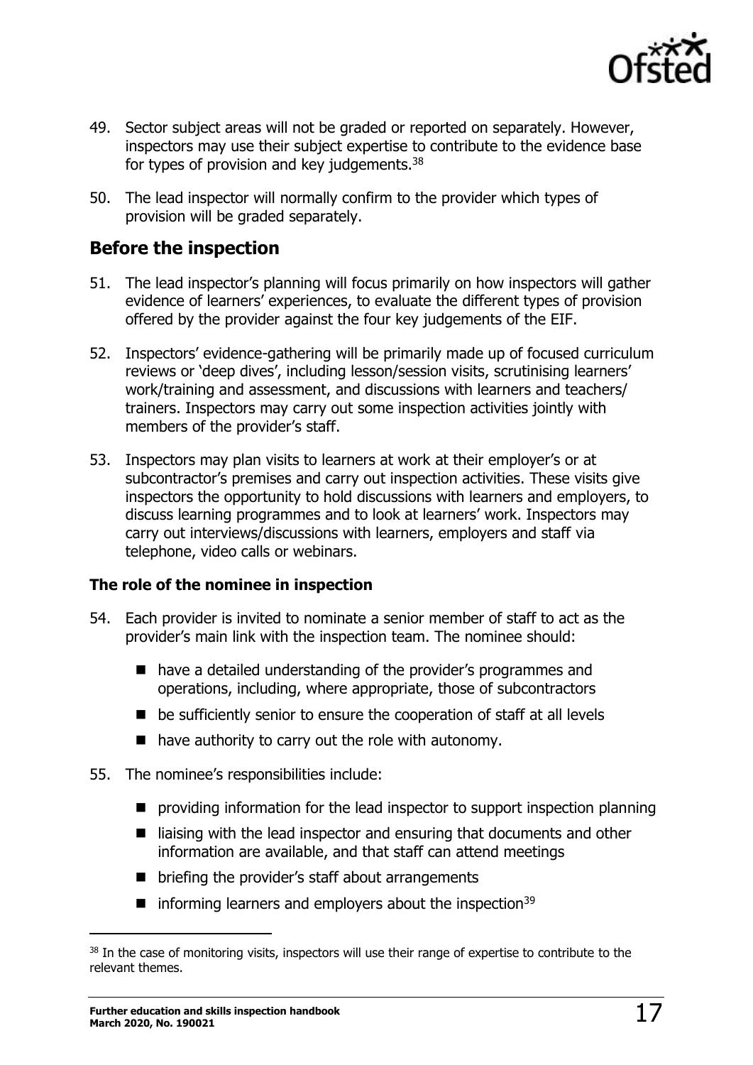49. Sector subject areas will not be graded or reported on separately. However, inspectors may use their subject expertise to contribute to the evidence base for types of provision and key judgements.[38]

50. The lead inspector will normally confirm to the provider which types of provision will be graded separately.

## Before the inspection

51. The lead inspector's planning will focus primarily on how inspectors will gather evidence of learners' experiences, to evaluate the different types of provision offered by the provider against the four key judgements of the EIF.

52. Inspectors' evidence-gathering will be primarily made up of focused curriculum reviews or 'deep dives', including lesson/session visits, scrutinising learners' work/training and assessment, and discussions with learners and teachers/ trainers. Inspectors may carry out some inspection activities jointly with members of the provider's staff.

53. Inspectors may plan visits to learners at work at their employer's or at subcontractor's premises and carry out inspection activities. These visits give inspectors the opportunity to hold discussions with learners and employers, to discuss learning programmes and to look at learners' work. Inspectors may carry out interviews/discussions with learners, employers and staff via telephone, video calls or webinars.

### The role of the nominee in inspection

54. Each provider is invited to nominate a senior member of staff to act as the provider's main link with the inspection team. The nominee should:

   - have a detailed understanding of the provider's programmes and operations, including, where appropriate, those of subcontractors
   - be sufficiently senior to ensure the cooperation of staff at all levels
   - have authority to carry out the role with autonomy.

55. The nominee's responsibilities include:

   - providing information for the lead inspector to support inspection planning
   - liaising with the lead inspector and ensuring that documents and other information are available, and that staff can attend meetings
   - briefing the provider's staff about arrangements
   - informing learners and employers about the inspection[39]

---

[38] In the case of monitoring visits, inspectors will use their range of expertise to contribute to the relevant themes.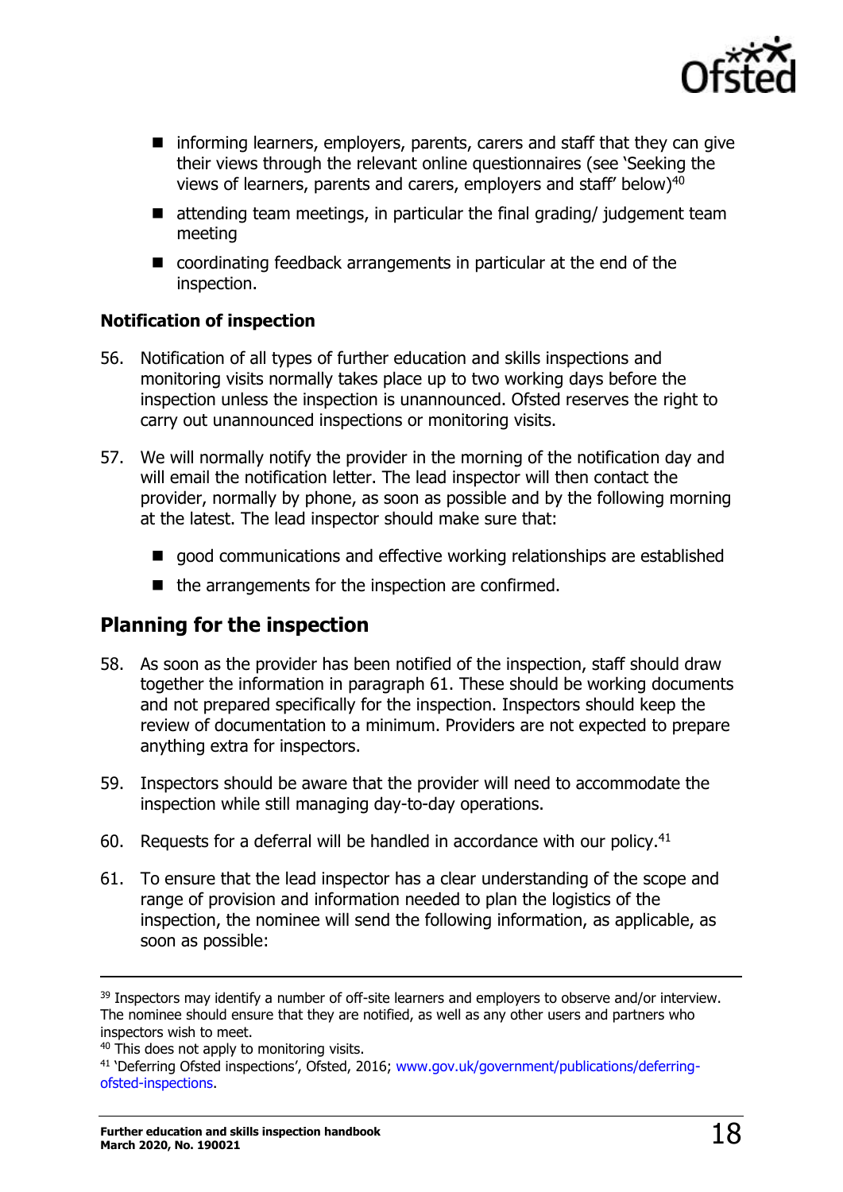- informing learners, employers, parents, carers and staff that they can give their views through the relevant online questionnaires (see 'Seeking the views of learners, parents and carers, employers and staff' below)[40]
- attending team meetings, in particular the final grading/ judgement team meeting
- coordinating feedback arrangements in particular at the end of the inspection.

**Notification of inspection**

56. Notification of all types of further education and skills inspections and monitoring visits normally takes place up to two working days before the inspection unless the inspection is unannounced. Ofsted reserves the right to carry out unannounced inspections or monitoring visits.

57. We will normally notify the provider in the morning of the notification day and will email the notification letter. The lead inspector will then contact the provider, normally by phone, as soon as possible and by the following morning at the latest. The lead inspector should make sure that:

    - good communications and effective working relationships are established
    - the arrangements for the inspection are confirmed.

## Planning for the inspection

58. As soon as the provider has been notified of the inspection, staff should draw together the information in paragraph 61. These should be working documents and not prepared specifically for the inspection. Inspectors should keep the review of documentation to a minimum. Providers are not expected to prepare anything extra for inspectors.

59. Inspectors should be aware that the provider will need to accommodate the inspection while still managing day-to-day operations.

60. Requests for a deferral will be handled in accordance with our policy.[41]

61. To ensure that the lead inspector has a clear understanding of the scope and range of provision and information needed to plan the logistics of the inspection, the nominee will send the following information, as applicable, as soon as possible:

---

[39] Inspectors may identify a number of off-site learners and employers to observe and/or interview. The nominee should ensure that they are notified, as well as any other users and partners who inspectors wish to meet.

[40] This does not apply to monitoring visits.

[41] 'Deferring Ofsted inspections', Ofsted, 2016; www.gov.uk/government/publications/deferring-ofsted-inspections.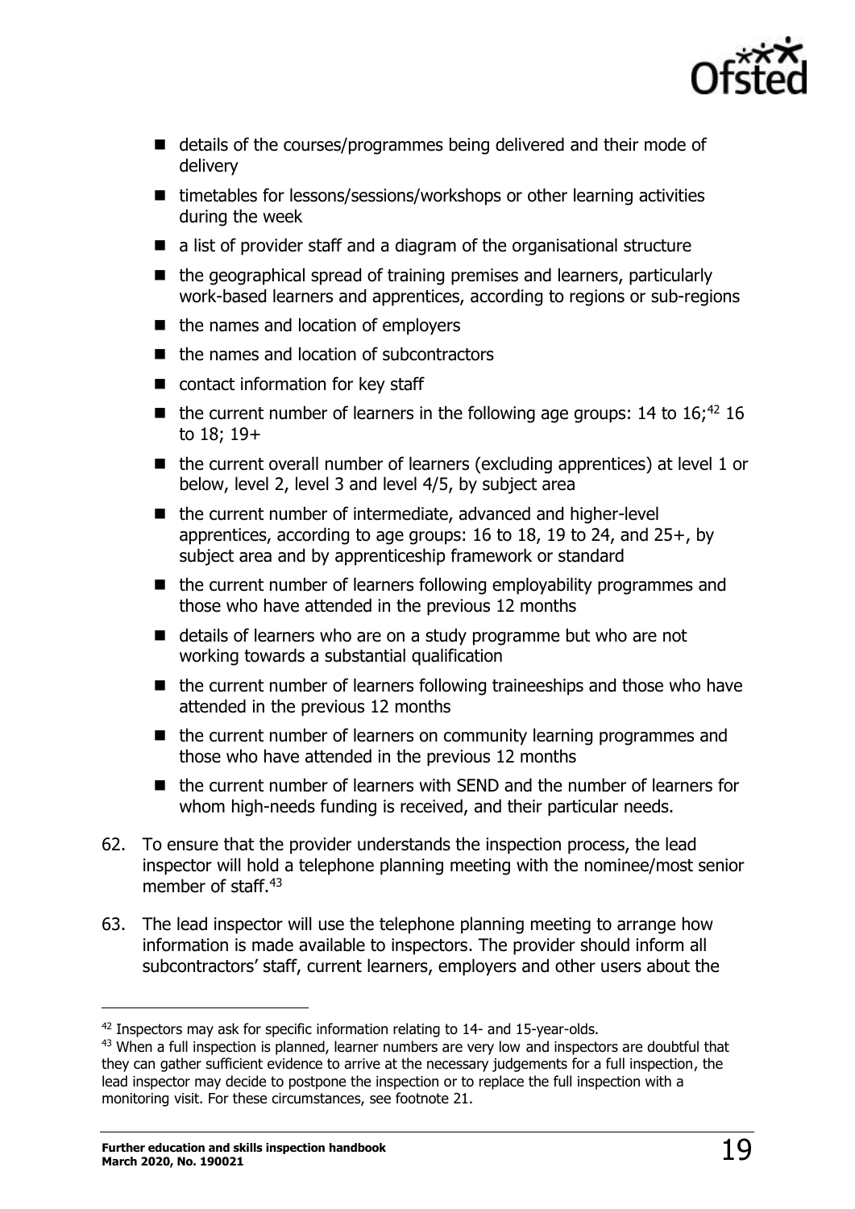- details of the courses/programmes being delivered and their mode of delivery
- timetables for lessons/sessions/workshops or other learning activities during the week
- a list of provider staff and a diagram of the organisational structure
- the geographical spread of training premises and learners, particularly work-based learners and apprentices, according to regions or sub-regions
- the names and location of employers
- the names and location of subcontractors
- contact information for key staff
- the current number of learners in the following age groups: 14 to 16;[42] 16 to 18; 19+
- the current overall number of learners (excluding apprentices) at level 1 or below, level 2, level 3 and level 4/5, by subject area
- the current number of intermediate, advanced and higher-level apprentices, according to age groups: 16 to 18, 19 to 24, and 25+, by subject area and by apprenticeship framework or standard
- the current number of learners following employability programmes and those who have attended in the previous 12 months
- details of learners who are on a study programme but who are not working towards a substantial qualification
- the current number of learners following traineeships and those who have attended in the previous 12 months
- the current number of learners on community learning programmes and those who have attended in the previous 12 months
- the current number of learners with SEND and the number of learners for whom high-needs funding is received, and their particular needs.

62. To ensure that the provider understands the inspection process, the lead inspector will hold a telephone planning meeting with the nominee/most senior member of staff.[43]

63. The lead inspector will use the telephone planning meeting to arrange how information is made available to inspectors. The provider should inform all subcontractors' staff, current learners, employers and other users about the

---

[42] Inspectors may ask for specific information relating to 14- and 15-year-olds.

[43] When a full inspection is planned, learner numbers are very low and inspectors are doubtful that they can gather sufficient evidence to arrive at the necessary judgements for a full inspection, the lead inspector may decide to postpone the inspection or to replace the full inspection with a monitoring visit. For these circumstances, see footnote 21.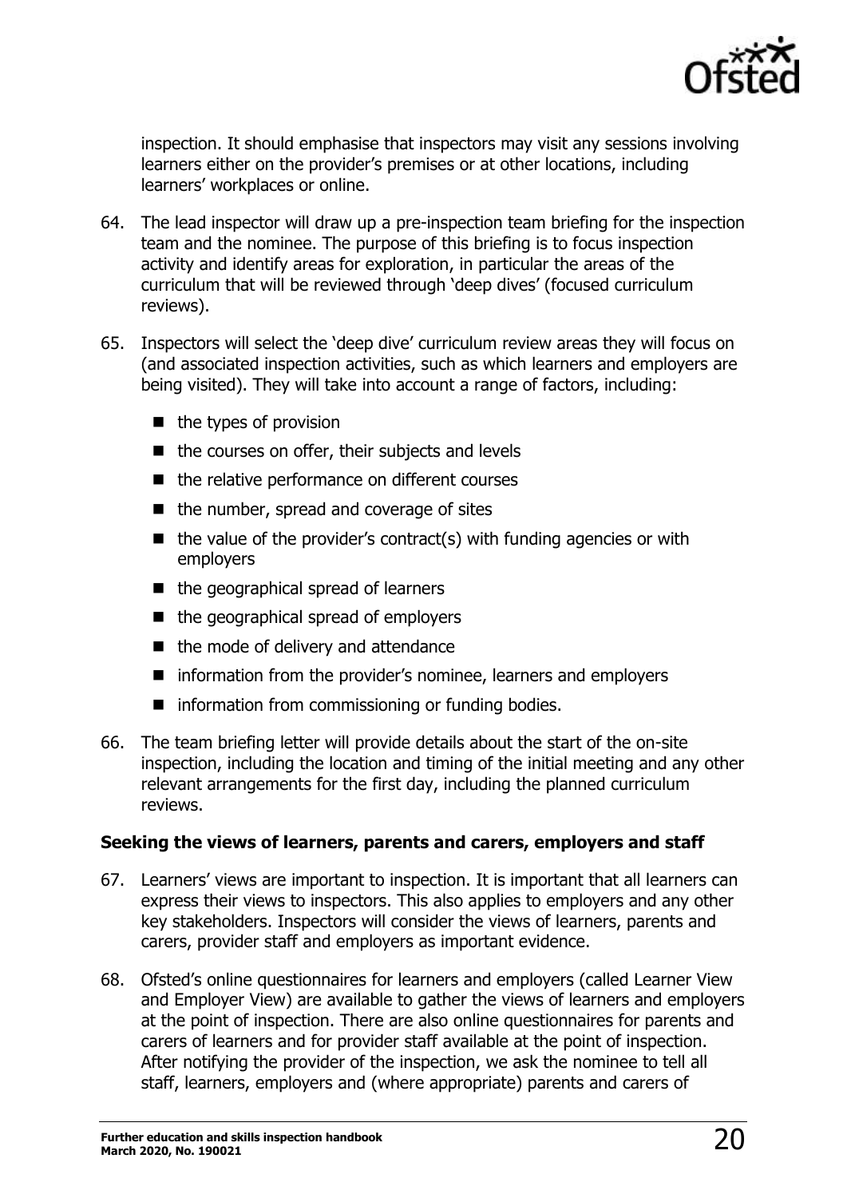inspection. It should emphasise that inspectors may visit any sessions involving learners either on the provider's premises or at other locations, including learners' workplaces or online.

64. The lead inspector will draw up a pre-inspection team briefing for the inspection team and the nominee. The purpose of this briefing is to focus inspection activity and identify areas for exploration, in particular the areas of the curriculum that will be reviewed through 'deep dives' (focused curriculum reviews).

65. Inspectors will select the 'deep dive' curriculum review areas they will focus on (and associated inspection activities, such as which learners and employers are being visited). They will take into account a range of factors, including:

    - the types of provision
    - the courses on offer, their subjects and levels
    - the relative performance on different courses
    - the number, spread and coverage of sites
    - the value of the provider's contract(s) with funding agencies or with employers
    - the geographical spread of learners
    - the geographical spread of employers
    - the mode of delivery and attendance
    - information from the provider's nominee, learners and employers
    - information from commissioning or funding bodies.

66. The team briefing letter will provide details about the start of the on-site inspection, including the location and timing of the initial meeting and any other relevant arrangements for the first day, including the planned curriculum reviews.

### Seeking the views of learners, parents and carers, employers and staff

67. Learners' views are important to inspection. It is important that all learners can express their views to inspectors. This also applies to employers and any other key stakeholders. Inspectors will consider the views of learners, parents and carers, provider staff and employers as important evidence.

68. Ofsted's online questionnaires for learners and employers (called Learner View and Employer View) are available to gather the views of learners and employers at the point of inspection. There are also online questionnaires for parents and carers of learners and for provider staff available at the point of inspection. After notifying the provider of the inspection, we ask the nominee to tell all staff, learners, employers and (where appropriate) parents and carers of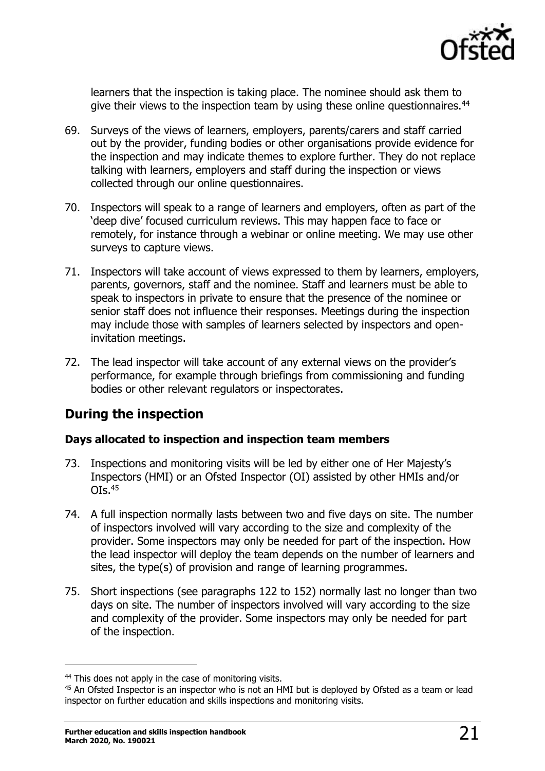learners that the inspection is taking place. The nominee should ask them to give their views to the inspection team by using these online questionnaires.[44]

69. Surveys of the views of learners, employers, parents/carers and staff carried out by the provider, funding bodies or other organisations provide evidence for the inspection and may indicate themes to explore further. They do not replace talking with learners, employers and staff during the inspection or views collected through our online questionnaires.

70. Inspectors will speak to a range of learners and employers, often as part of the 'deep dive' focused curriculum reviews. This may happen face to face or remotely, for instance through a webinar or online meeting. We may use other surveys to capture views.

71. Inspectors will take account of views expressed to them by learners, employers, parents, governors, staff and the nominee. Staff and learners must be able to speak to inspectors in private to ensure that the presence of the nominee or senior staff does not influence their responses. Meetings during the inspection may include those with samples of learners selected by inspectors and open-invitation meetings.

72. The lead inspector will take account of any external views on the provider's performance, for example through briefings from commissioning and funding bodies or other relevant regulators or inspectorates.

## During the inspection

### Days allocated to inspection and inspection team members

73. Inspections and monitoring visits will be led by either one of Her Majesty's Inspectors (HMI) or an Ofsted Inspector (OI) assisted by other HMIs and/or OIs.[45]

74. A full inspection normally lasts between two and five days on site. The number of inspectors involved will vary according to the size and complexity of the provider. Some inspectors may only be needed for part of the inspection. How the lead inspector will deploy the team depends on the number of learners and sites, the type(s) of provision and range of learning programmes.

75. Short inspections (see paragraphs 122 to 152) normally last no longer than two days on site. The number of inspectors involved will vary according to the size and complexity of the provider. Some inspectors may only be needed for part of the inspection.

---

[44] This does not apply in the case of monitoring visits.

[45] An Ofsted Inspector is an inspector who is not an HMI but is deployed by Ofsted as a team or lead inspector on further education and skills inspections and monitoring visits.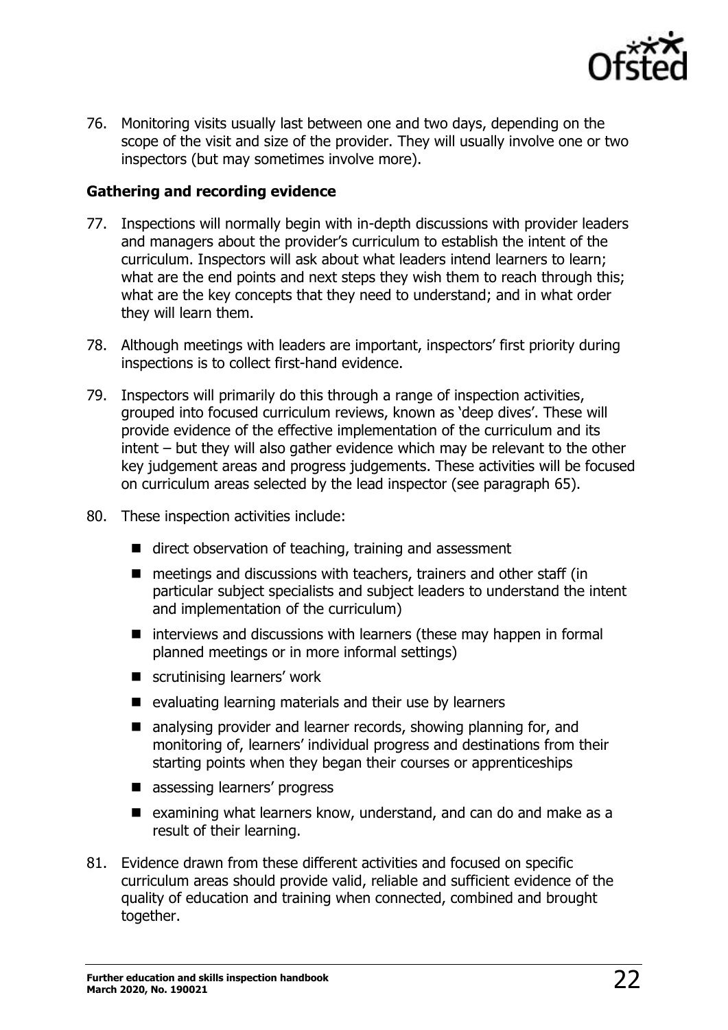76. Monitoring visits usually last between one and two days, depending on the scope of the visit and size of the provider. They will usually involve one or two inspectors (but may sometimes involve more).

**Gathering and recording evidence**

77. Inspections will normally begin with in-depth discussions with provider leaders and managers about the provider's curriculum to establish the intent of the curriculum. Inspectors will ask about what leaders intend learners to learn; what are the end points and next steps they wish them to reach through this; what are the key concepts that they need to understand; and in what order they will learn them.

78. Although meetings with leaders are important, inspectors' first priority during inspections is to collect first-hand evidence.

79. Inspectors will primarily do this through a range of inspection activities, grouped into focused curriculum reviews, known as 'deep dives'. These will provide evidence of the effective implementation of the curriculum and its intent – but they will also gather evidence which may be relevant to the other key judgement areas and progress judgements. These activities will be focused on curriculum areas selected by the lead inspector (see paragraph 65).

80. These inspection activities include:

    - direct observation of teaching, training and assessment
    - meetings and discussions with teachers, trainers and other staff (in particular subject specialists and subject leaders to understand the intent and implementation of the curriculum)
    - interviews and discussions with learners (these may happen in formal planned meetings or in more informal settings)
    - scrutinising learners' work
    - evaluating learning materials and their use by learners
    - analysing provider and learner records, showing planning for, and monitoring of, learners' individual progress and destinations from their starting points when they began their courses or apprenticeships
    - assessing learners' progress
    - examining what learners know, understand, and can do and make as a result of their learning.

81. Evidence drawn from these different activities and focused on specific curriculum areas should provide valid, reliable and sufficient evidence of the quality of education and training when connected, combined and brought together.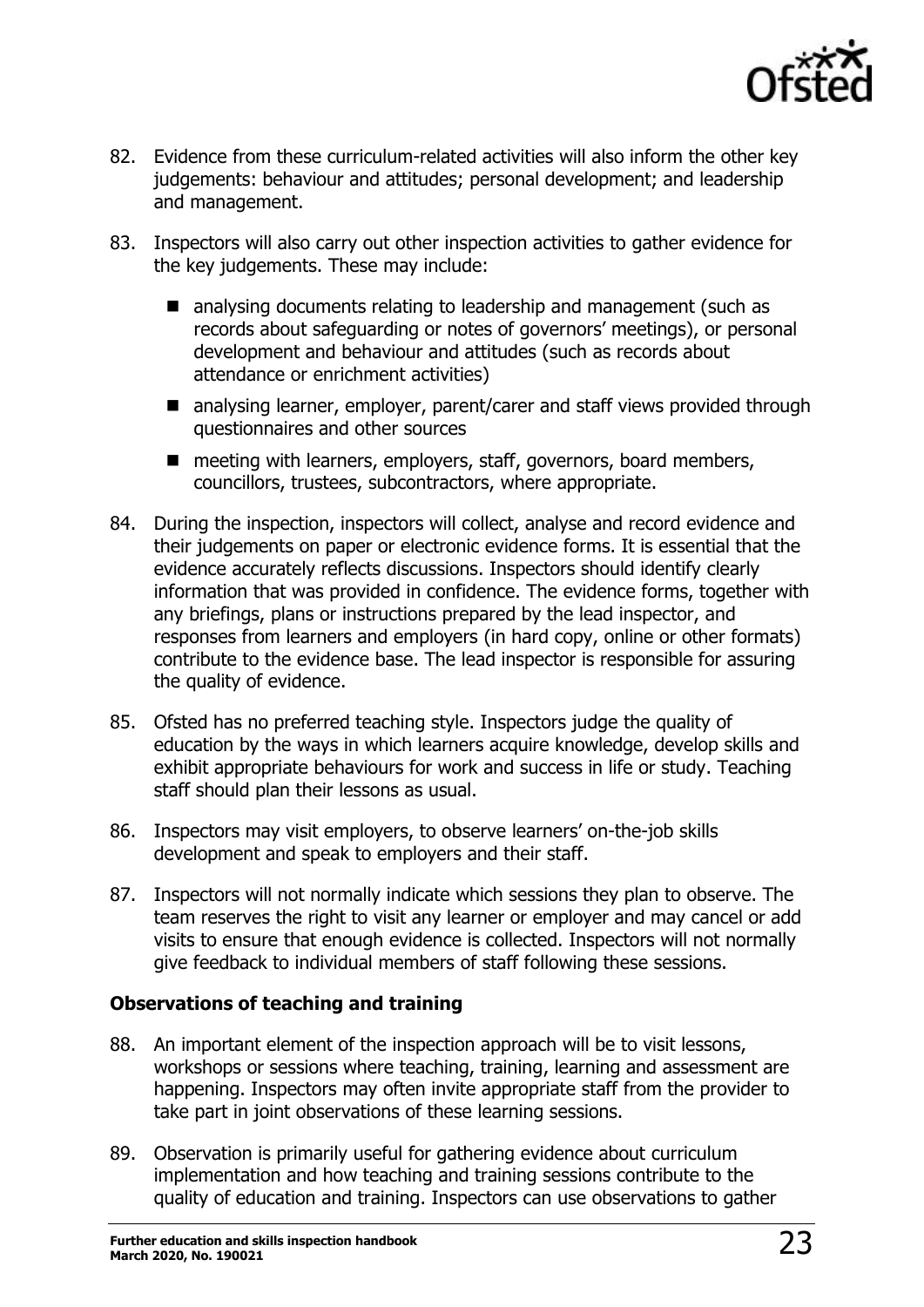82. Evidence from these curriculum-related activities will also inform the other key judgements: behaviour and attitudes; personal development; and leadership and management.

83. Inspectors will also carry out other inspection activities to gather evidence for the key judgements. These may include:

    - analysing documents relating to leadership and management (such as records about safeguarding or notes of governors' meetings), or personal development and behaviour and attitudes (such as records about attendance or enrichment activities)
    - analysing learner, employer, parent/carer and staff views provided through questionnaires and other sources
    - meeting with learners, employers, staff, governors, board members, councillors, trustees, subcontractors, where appropriate.

84. During the inspection, inspectors will collect, analyse and record evidence and their judgements on paper or electronic evidence forms. It is essential that the evidence accurately reflects discussions. Inspectors should identify clearly information that was provided in confidence. The evidence forms, together with any briefings, plans or instructions prepared by the lead inspector, and responses from learners and employers (in hard copy, online or other formats) contribute to the evidence base. The lead inspector is responsible for assuring the quality of evidence.

85. Ofsted has no preferred teaching style. Inspectors judge the quality of education by the ways in which learners acquire knowledge, develop skills and exhibit appropriate behaviours for work and success in life or study. Teaching staff should plan their lessons as usual.

86. Inspectors may visit employers, to observe learners' on-the-job skills development and speak to employers and their staff.

87. Inspectors will not normally indicate which sessions they plan to observe. The team reserves the right to visit any learner or employer and may cancel or add visits to ensure that enough evidence is collected. Inspectors will not normally give feedback to individual members of staff following these sessions.

### Observations of teaching and training

88. An important element of the inspection approach will be to visit lessons, workshops or sessions where teaching, training, learning and assessment are happening. Inspectors may often invite appropriate staff from the provider to take part in joint observations of these learning sessions.

89. Observation is primarily useful for gathering evidence about curriculum implementation and how teaching and training sessions contribute to the quality of education and training. Inspectors can use observations to gather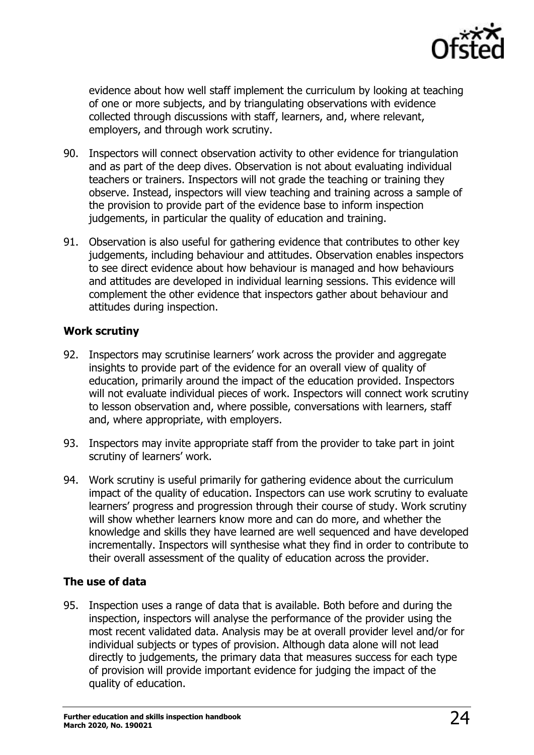evidence about how well staff implement the curriculum by looking at teaching of one or more subjects, and by triangulating observations with evidence collected through discussions with staff, learners, and, where relevant, employers, and through work scrutiny.

90. Inspectors will connect observation activity to other evidence for triangulation and as part of the deep dives. Observation is not about evaluating individual teachers or trainers. Inspectors will not grade the teaching or training they observe. Instead, inspectors will view teaching and training across a sample of the provision to provide part of the evidence base to inform inspection judgements, in particular the quality of education and training.

91. Observation is also useful for gathering evidence that contributes to other key judgements, including behaviour and attitudes. Observation enables inspectors to see direct evidence about how behaviour is managed and how behaviours and attitudes are developed in individual learning sessions. This evidence will complement the other evidence that inspectors gather about behaviour and attitudes during inspection.

### Work scrutiny

92. Inspectors may scrutinise learners' work across the provider and aggregate insights to provide part of the evidence for an overall view of quality of education, primarily around the impact of the education provided. Inspectors will not evaluate individual pieces of work. Inspectors will connect work scrutiny to lesson observation and, where possible, conversations with learners, staff and, where appropriate, with employers.

93. Inspectors may invite appropriate staff from the provider to take part in joint scrutiny of learners' work.

94. Work scrutiny is useful primarily for gathering evidence about the curriculum impact of the quality of education. Inspectors can use work scrutiny to evaluate learners' progress and progression through their course of study. Work scrutiny will show whether learners know more and can do more, and whether the knowledge and skills they have learned are well sequenced and have developed incrementally. Inspectors will synthesise what they find in order to contribute to their overall assessment of the quality of education across the provider.

### The use of data

95. Inspection uses a range of data that is available. Both before and during the inspection, inspectors will analyse the performance of the provider using the most recent validated data. Analysis may be at overall provider level and/or for individual subjects or types of provision. Although data alone will not lead directly to judgements, the primary data that measures success for each type of provision will provide important evidence for judging the impact of the quality of education.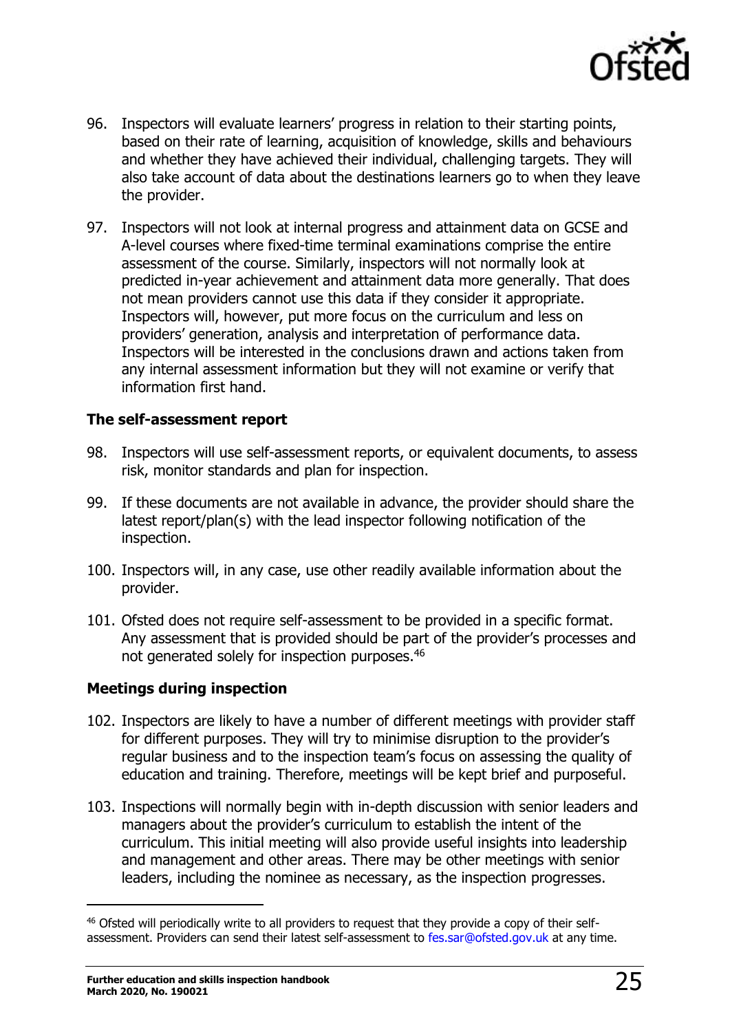96. Inspectors will evaluate learners' progress in relation to their starting points, based on their rate of learning, acquisition of knowledge, skills and behaviours and whether they have achieved their individual, challenging targets. They will also take account of data about the destinations learners go to when they leave the provider.

97. Inspectors will not look at internal progress and attainment data on GCSE and A-level courses where fixed-time terminal examinations comprise the entire assessment of the course. Similarly, inspectors will not normally look at predicted in-year achievement and attainment data more generally. That does not mean providers cannot use this data if they consider it appropriate. Inspectors will, however, put more focus on the curriculum and less on providers' generation, analysis and interpretation of performance data. Inspectors will be interested in the conclusions drawn and actions taken from any internal assessment information but they will not examine or verify that information first hand.

### The self-assessment report

98. Inspectors will use self-assessment reports, or equivalent documents, to assess risk, monitor standards and plan for inspection.

99. If these documents are not available in advance, the provider should share the latest report/plan(s) with the lead inspector following notification of the inspection.

100. Inspectors will, in any case, use other readily available information about the provider.

101. Ofsted does not require self-assessment to be provided in a specific format. Any assessment that is provided should be part of the provider's processes and not generated solely for inspection purposes.[46]

### Meetings during inspection

102. Inspectors are likely to have a number of different meetings with provider staff for different purposes. They will try to minimise disruption to the provider's regular business and to the inspection team's focus on assessing the quality of education and training. Therefore, meetings will be kept brief and purposeful.

103. Inspections will normally begin with in-depth discussion with senior leaders and managers about the provider's curriculum to establish the intent of the curriculum. This initial meeting will also provide useful insights into leadership and management and other areas. There may be other meetings with senior leaders, including the nominee as necessary, as the inspection progresses.

---

[46] Ofsted will periodically write to all providers to request that they provide a copy of their self-assessment. Providers can send their latest self-assessment to fes.sar@ofsted.gov.uk at any time.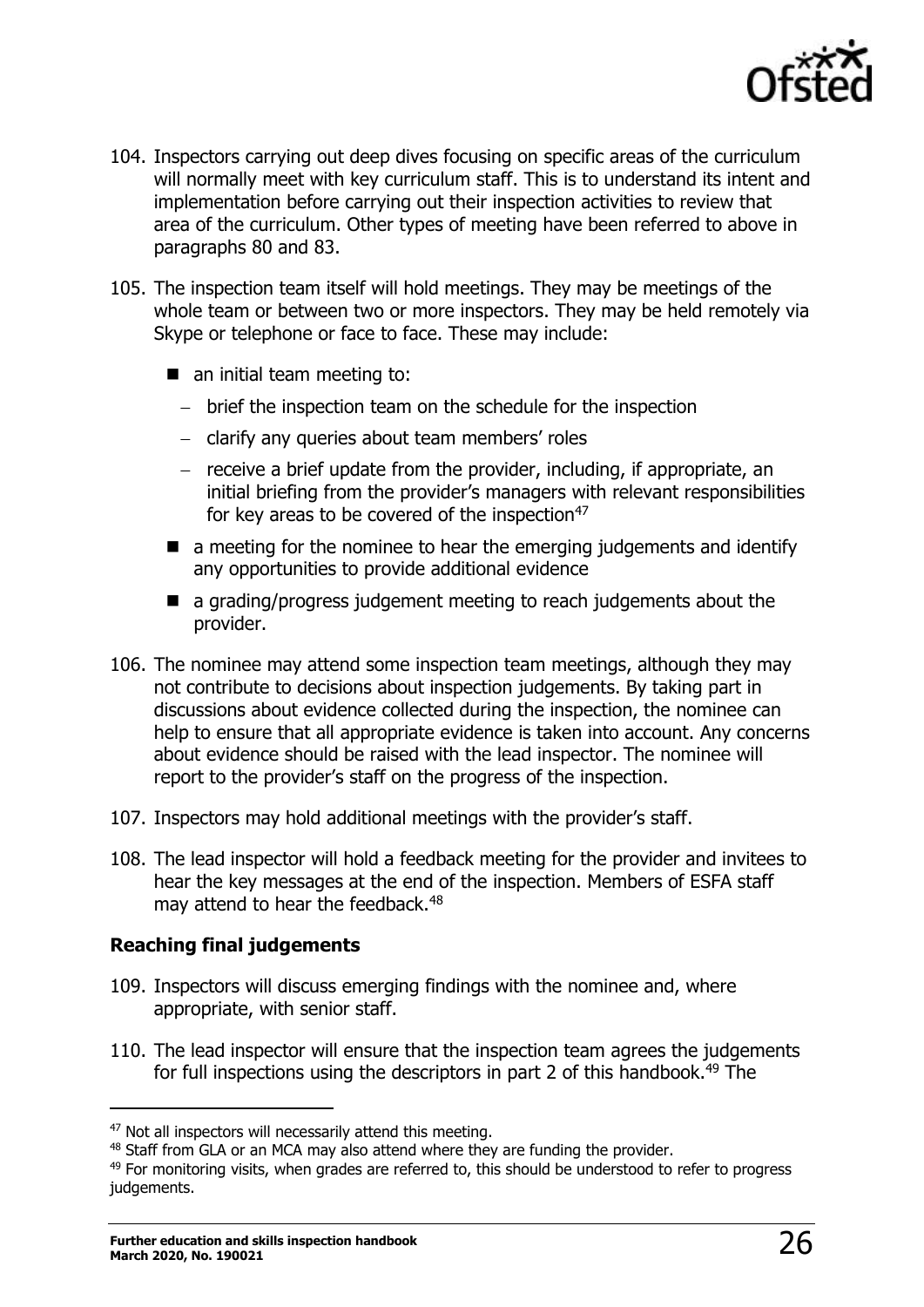104. Inspectors carrying out deep dives focusing on specific areas of the curriculum will normally meet with key curriculum staff. This is to understand its intent and implementation before carrying out their inspection activities to review that area of the curriculum. Other types of meeting have been referred to above in paragraphs 80 and 83.

105. The inspection team itself will hold meetings. They may be meetings of the whole team or between two or more inspectors. They may be held remotely via Skype or telephone or face to face. These may include:

   - an initial team meeting to:
     - brief the inspection team on the schedule for the inspection
     - clarify any queries about team members' roles
     - receive a brief update from the provider, including, if appropriate, an initial briefing from the provider's managers with relevant responsibilities for key areas to be covered of the inspection[47]
   - a meeting for the nominee to hear the emerging judgements and identify any opportunities to provide additional evidence
   - a grading/progress judgement meeting to reach judgements about the provider.

106. The nominee may attend some inspection team meetings, although they may not contribute to decisions about inspection judgements. By taking part in discussions about evidence collected during the inspection, the nominee can help to ensure that all appropriate evidence is taken into account. Any concerns about evidence should be raised with the lead inspector. The nominee will report to the provider's staff on the progress of the inspection.

107. Inspectors may hold additional meetings with the provider's staff.

108. The lead inspector will hold a feedback meeting for the provider and invitees to hear the key messages at the end of the inspection. Members of ESFA staff may attend to hear the feedback.[48]

**Reaching final judgements**

109. Inspectors will discuss emerging findings with the nominee and, where appropriate, with senior staff.

110. The lead inspector will ensure that the inspection team agrees the judgements for full inspections using the descriptors in part 2 of this handbook.[49] The

---

[47] Not all inspectors will necessarily attend this meeting.

[48] Staff from GLA or an MCA may also attend where they are funding the provider.

[49] For monitoring visits, when grades are referred to, this should be understood to refer to progress judgements.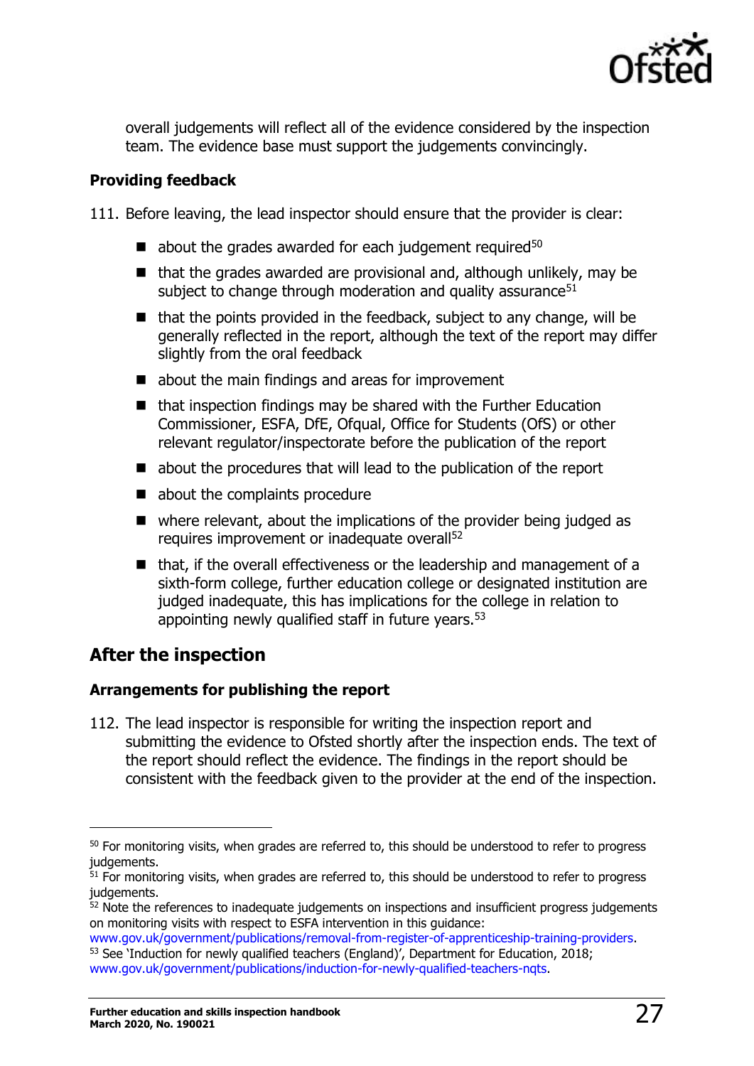overall judgements will reflect all of the evidence considered by the inspection team. The evidence base must support the judgements convincingly.

**Providing feedback**

111. Before leaving, the lead inspector should ensure that the provider is clear:

- about the grades awarded for each judgement required[50]
- that the grades awarded are provisional and, although unlikely, may be subject to change through moderation and quality assurance[51]
- that the points provided in the feedback, subject to any change, will be generally reflected in the report, although the text of the report may differ slightly from the oral feedback
- about the main findings and areas for improvement
- that inspection findings may be shared with the Further Education Commissioner, ESFA, DfE, Ofqual, Office for Students (OfS) or other relevant regulator/inspectorate before the publication of the report
- about the procedures that will lead to the publication of the report
- about the complaints procedure
- where relevant, about the implications of the provider being judged as requires improvement or inadequate overall[52]
- that, if the overall effectiveness or the leadership and management of a sixth-form college, further education college or designated institution are judged inadequate, this has implications for the college in relation to appointing newly qualified staff in future years.[53]

## After the inspection

**Arrangements for publishing the report**

112. The lead inspector is responsible for writing the inspection report and submitting the evidence to Ofsted shortly after the inspection ends. The text of the report should reflect the evidence. The findings in the report should be consistent with the feedback given to the provider at the end of the inspection.

---

[50] For monitoring visits, when grades are referred to, this should be understood to refer to progress judgements.

[51] For monitoring visits, when grades are referred to, this should be understood to refer to progress judgements.

[52] Note the references to inadequate judgements on inspections and insufficient progress judgements on monitoring visits with respect to ESFA intervention in this guidance: www.gov.uk/government/publications/removal-from-register-of-apprenticeship-training-providers.

[53] See 'Induction for newly qualified teachers (England)', Department for Education, 2018; www.gov.uk/government/publications/induction-for-newly-qualified-teachers-nqts.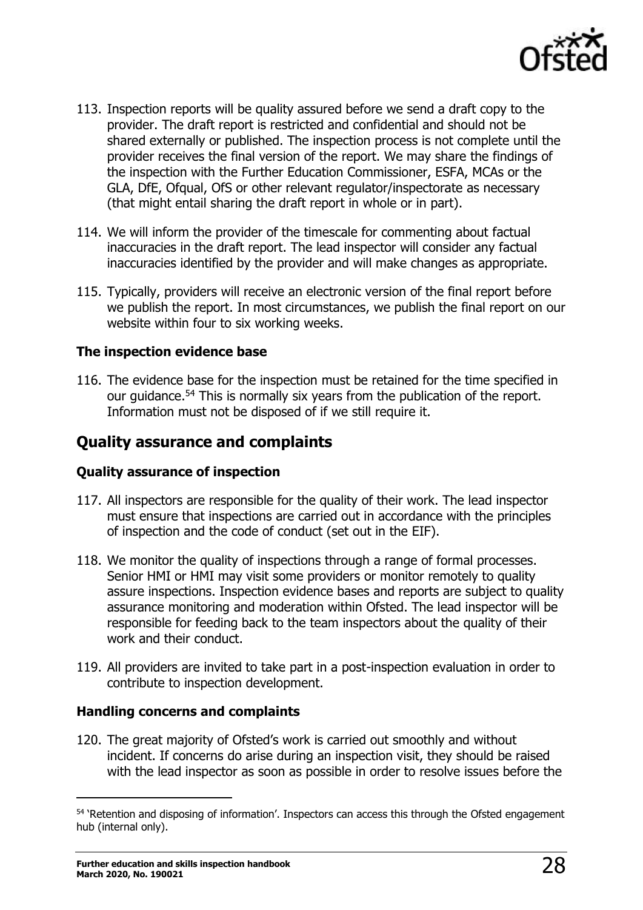113. Inspection reports will be quality assured before we send a draft copy to the provider. The draft report is restricted and confidential and should not be shared externally or published. The inspection process is not complete until the provider receives the final version of the report. We may share the findings of the inspection with the Further Education Commissioner, ESFA, MCAs or the GLA, DfE, Ofqual, OfS or other relevant regulator/inspectorate as necessary (that might entail sharing the draft report in whole or in part).

114. We will inform the provider of the timescale for commenting about factual inaccuracies in the draft report. The lead inspector will consider any factual inaccuracies identified by the provider and will make changes as appropriate.

115. Typically, providers will receive an electronic version of the final report before we publish the report. In most circumstances, we publish the final report on our website within four to six working weeks.

### The inspection evidence base

116. The evidence base for the inspection must be retained for the time specified in our guidance.[54] This is normally six years from the publication of the report. Information must not be disposed of if we still require it.

## Quality assurance and complaints

### Quality assurance of inspection

117. All inspectors are responsible for the quality of their work. The lead inspector must ensure that inspections are carried out in accordance with the principles of inspection and the code of conduct (set out in the EIF).

118. We monitor the quality of inspections through a range of formal processes. Senior HMI or HMI may visit some providers or monitor remotely to quality assure inspections. Inspection evidence bases and reports are subject to quality assurance monitoring and moderation within Ofsted. The lead inspector will be responsible for feeding back to the team inspectors about the quality of their work and their conduct.

119. All providers are invited to take part in a post-inspection evaluation in order to contribute to inspection development.

### Handling concerns and complaints

120. The great majority of Ofsted's work is carried out smoothly and without incident. If concerns do arise during an inspection visit, they should be raised with the lead inspector as soon as possible in order to resolve issues before the

---

[54] 'Retention and disposing of information'. Inspectors can access this through the Ofsted engagement hub (internal only).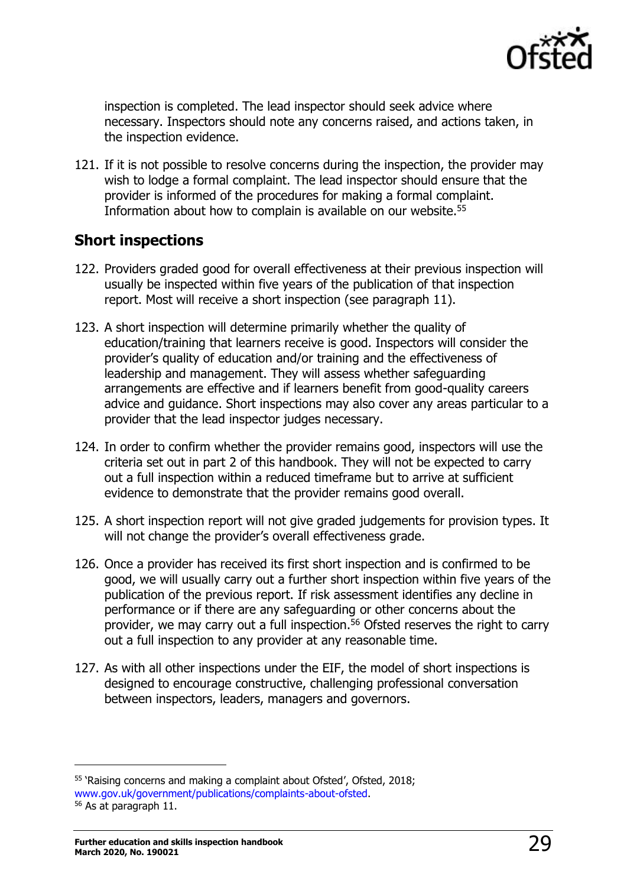inspection is completed. The lead inspector should seek advice where necessary. Inspectors should note any concerns raised, and actions taken, in the inspection evidence.

121. If it is not possible to resolve concerns during the inspection, the provider may wish to lodge a formal complaint. The lead inspector should ensure that the provider is informed of the procedures for making a formal complaint. Information about how to complain is available on our website.[55]

## Short inspections

122. Providers graded good for overall effectiveness at their previous inspection will usually be inspected within five years of the publication of that inspection report. Most will receive a short inspection (see paragraph 11).

123. A short inspection will determine primarily whether the quality of education/training that learners receive is good. Inspectors will consider the provider's quality of education and/or training and the effectiveness of leadership and management. They will assess whether safeguarding arrangements are effective and if learners benefit from good-quality careers advice and guidance. Short inspections may also cover any areas particular to a provider that the lead inspector judges necessary.

124. In order to confirm whether the provider remains good, inspectors will use the criteria set out in part 2 of this handbook. They will not be expected to carry out a full inspection within a reduced timeframe but to arrive at sufficient evidence to demonstrate that the provider remains good overall.

125. A short inspection report will not give graded judgements for provision types. It will not change the provider's overall effectiveness grade.

126. Once a provider has received its first short inspection and is confirmed to be good, we will usually carry out a further short inspection within five years of the publication of the previous report. If risk assessment identifies any decline in performance or if there are any safeguarding or other concerns about the provider, we may carry out a full inspection.[56] Ofsted reserves the right to carry out a full inspection to any provider at any reasonable time.

127. As with all other inspections under the EIF, the model of short inspections is designed to encourage constructive, challenging professional conversation between inspectors, leaders, managers and governors.

---

[55] 'Raising concerns and making a complaint about Ofsted', Ofsted, 2018; www.gov.uk/government/publications/complaints-about-ofsted.

[56] As at paragraph 11.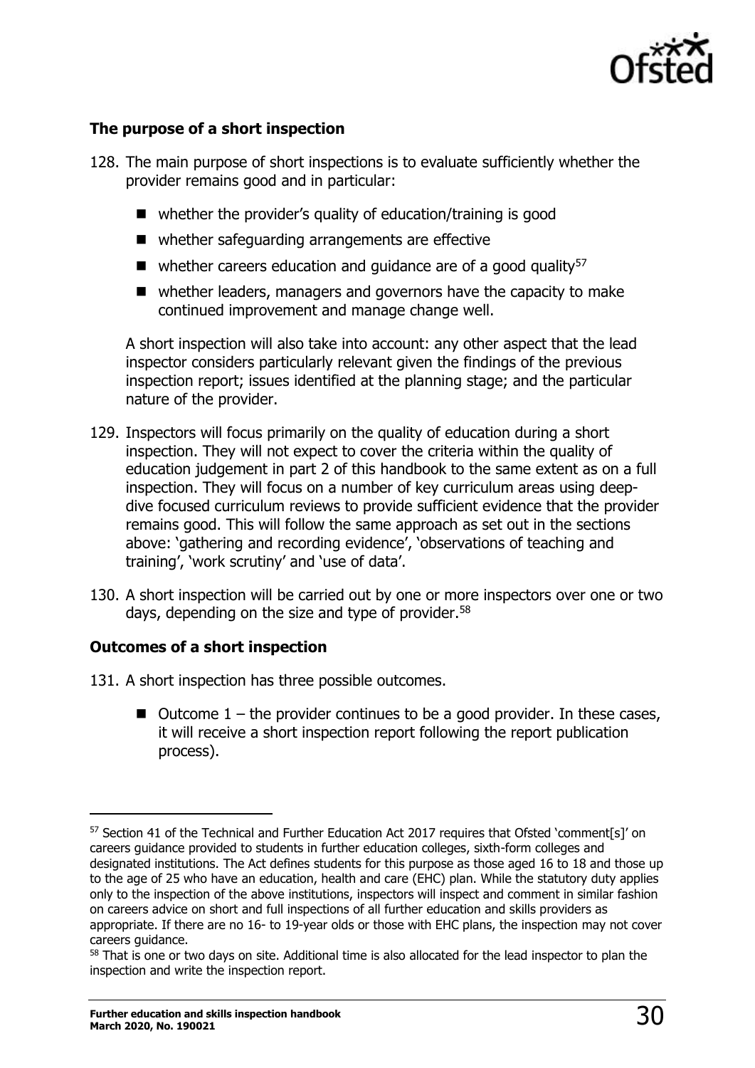### The purpose of a short inspection

128. The main purpose of short inspections is to evaluate sufficiently whether the provider remains good and in particular:

   - whether the provider's quality of education/training is good
   - whether safeguarding arrangements are effective
   - whether careers education and guidance are of a good quality[57]
   - whether leaders, managers and governors have the capacity to make continued improvement and manage change well.

   A short inspection will also take into account: any other aspect that the lead inspector considers particularly relevant given the findings of the previous inspection report; issues identified at the planning stage; and the particular nature of the provider.

129. Inspectors will focus primarily on the quality of education during a short inspection. They will not expect to cover the criteria within the quality of education judgement in part 2 of this handbook to the same extent as on a full inspection. They will focus on a number of key curriculum areas using deep-dive focused curriculum reviews to provide sufficient evidence that the provider remains good. This will follow the same approach as set out in the sections above: 'gathering and recording evidence', 'observations of teaching and training', 'work scrutiny' and 'use of data'.

130. A short inspection will be carried out by one or more inspectors over one or two days, depending on the size and type of provider.[58]

### Outcomes of a short inspection

131. A short inspection has three possible outcomes.

   - Outcome 1 – the provider continues to be a good provider. In these cases, it will receive a short inspection report following the report publication process).

---

[57] Section 41 of the Technical and Further Education Act 2017 requires that Ofsted 'comment[s]' on careers guidance provided to students in further education colleges, sixth-form colleges and designated institutions. The Act defines students for this purpose as those aged 16 to 18 and those up to the age of 25 who have an education, health and care (EHC) plan. While the statutory duty applies only to the inspection of the above institutions, inspectors will inspect and comment in similar fashion on careers advice on short and full inspections of all further education and skills providers as appropriate. If there are no 16- to 19-year olds or those with EHC plans, the inspection may not cover careers guidance.

[58] That is one or two days on site. Additional time is also allocated for the lead inspector to plan the inspection and write the inspection report.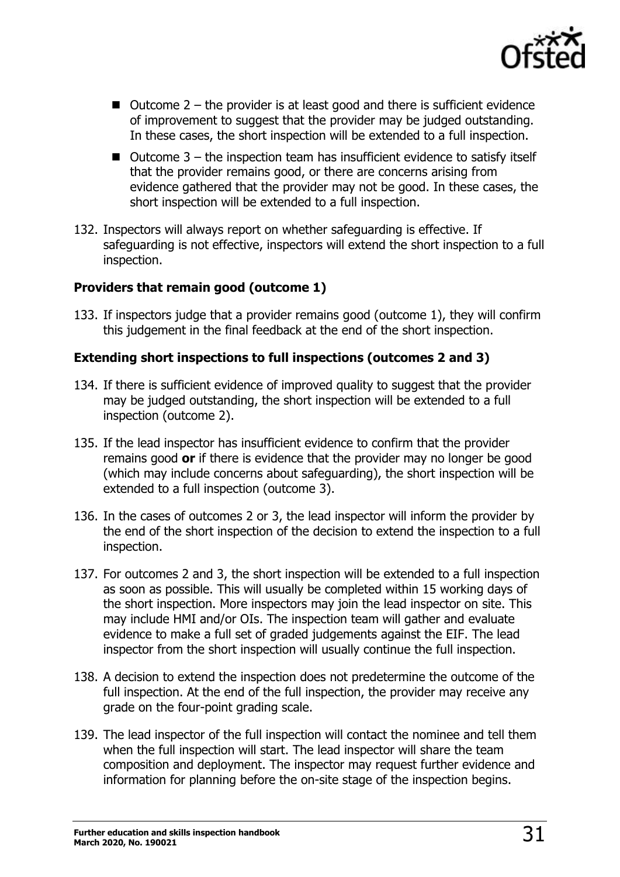- Outcome 2 – the provider is at least good and there is sufficient evidence of improvement to suggest that the provider may be judged outstanding. In these cases, the short inspection will be extended to a full inspection.
- Outcome 3 – the inspection team has insufficient evidence to satisfy itself that the provider remains good, or there are concerns arising from evidence gathered that the provider may not be good. In these cases, the short inspection will be extended to a full inspection.

132. Inspectors will always report on whether safeguarding is effective. If safeguarding is not effective, inspectors will extend the short inspection to a full inspection.

**Providers that remain good (outcome 1)**

133. If inspectors judge that a provider remains good (outcome 1), they will confirm this judgement in the final feedback at the end of the short inspection.

**Extending short inspections to full inspections (outcomes 2 and 3)**

134. If there is sufficient evidence of improved quality to suggest that the provider may be judged outstanding, the short inspection will be extended to a full inspection (outcome 2).

135. If the lead inspector has insufficient evidence to confirm that the provider remains good **or** if there is evidence that the provider may no longer be good (which may include concerns about safeguarding), the short inspection will be extended to a full inspection (outcome 3).

136. In the cases of outcomes 2 or 3, the lead inspector will inform the provider by the end of the short inspection of the decision to extend the inspection to a full inspection.

137. For outcomes 2 and 3, the short inspection will be extended to a full inspection as soon as possible. This will usually be completed within 15 working days of the short inspection. More inspectors may join the lead inspector on site. This may include HMI and/or OIs. The inspection team will gather and evaluate evidence to make a full set of graded judgements against the EIF. The lead inspector from the short inspection will usually continue the full inspection.

138. A decision to extend the inspection does not predetermine the outcome of the full inspection. At the end of the full inspection, the provider may receive any grade on the four-point grading scale.

139. The lead inspector of the full inspection will contact the nominee and tell them when the full inspection will start. The lead inspector will share the team composition and deployment. The inspector may request further evidence and information for planning before the on-site stage of the inspection begins.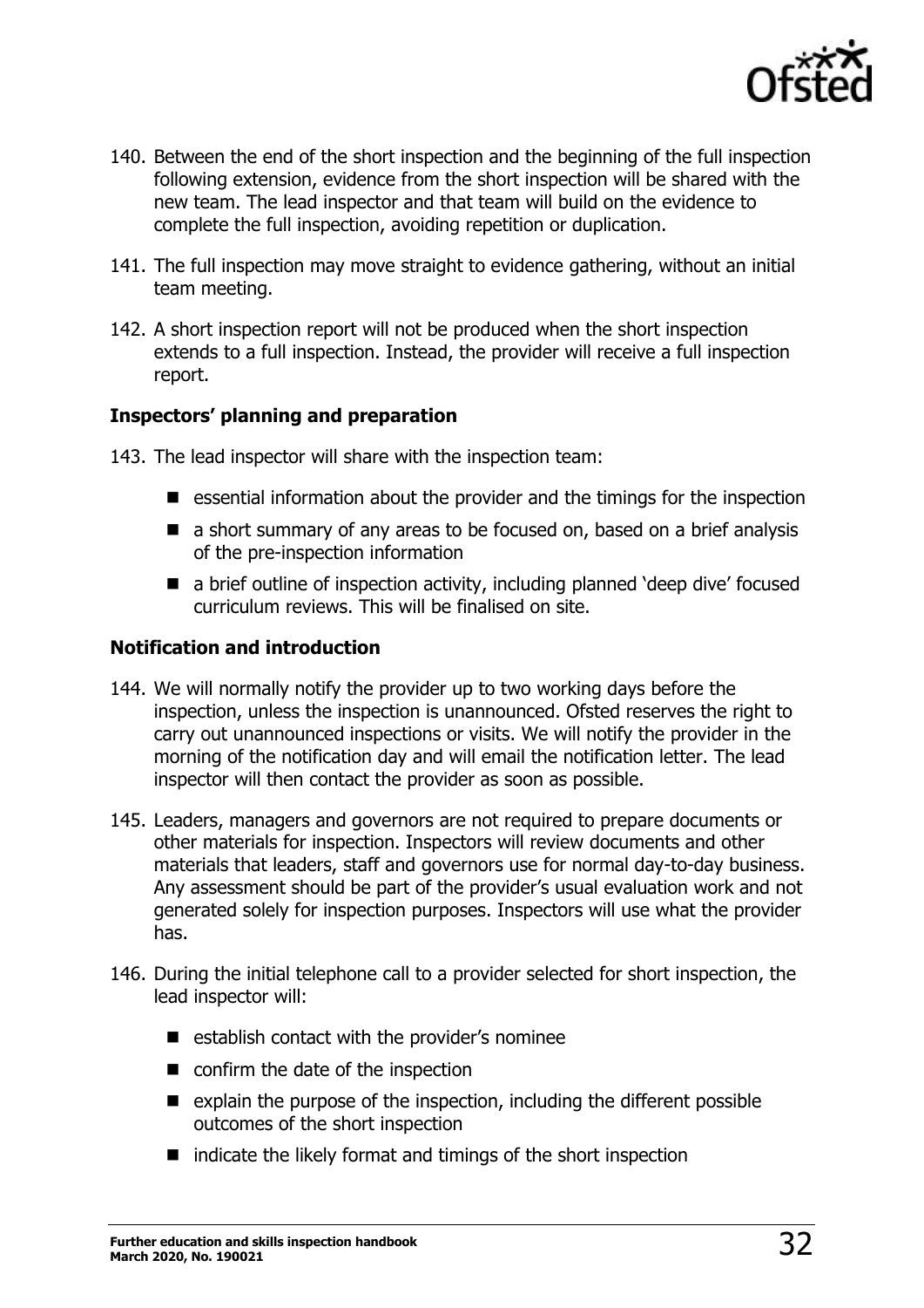140. Between the end of the short inspection and the beginning of the full inspection following extension, evidence from the short inspection will be shared with the new team. The lead inspector and that team will build on the evidence to complete the full inspection, avoiding repetition or duplication.

141. The full inspection may move straight to evidence gathering, without an initial team meeting.

142. A short inspection report will not be produced when the short inspection extends to a full inspection. Instead, the provider will receive a full inspection report.

### Inspectors' planning and preparation

143. The lead inspector will share with the inspection team:

- essential information about the provider and the timings for the inspection
- a short summary of any areas to be focused on, based on a brief analysis of the pre-inspection information
- a brief outline of inspection activity, including planned 'deep dive' focused curriculum reviews. This will be finalised on site.

### Notification and introduction

144. We will normally notify the provider up to two working days before the inspection, unless the inspection is unannounced. Ofsted reserves the right to carry out unannounced inspections or visits. We will notify the provider in the morning of the notification day and will email the notification letter. The lead inspector will then contact the provider as soon as possible.

145. Leaders, managers and governors are not required to prepare documents or other materials for inspection. Inspectors will review documents and other materials that leaders, staff and governors use for normal day-to-day business. Any assessment should be part of the provider's usual evaluation work and not generated solely for inspection purposes. Inspectors will use what the provider has.

146. During the initial telephone call to a provider selected for short inspection, the lead inspector will:

- establish contact with the provider's nominee
- confirm the date of the inspection
- explain the purpose of the inspection, including the different possible outcomes of the short inspection
- indicate the likely format and timings of the short inspection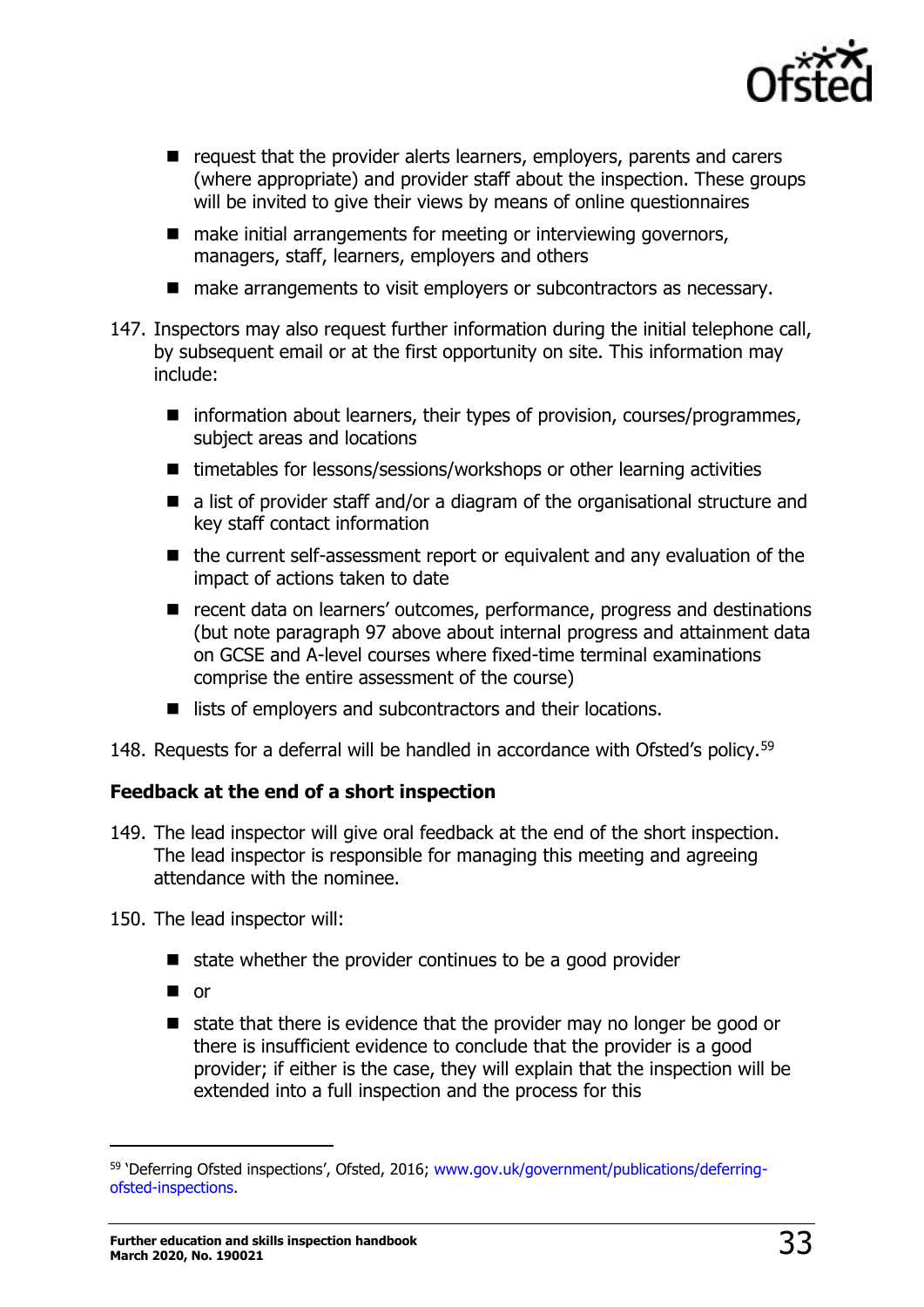- request that the provider alerts learners, employers, parents and carers (where appropriate) and provider staff about the inspection. These groups will be invited to give their views by means of online questionnaires
- make initial arrangements for meeting or interviewing governors, managers, staff, learners, employers and others
- make arrangements to visit employers or subcontractors as necessary.

147. Inspectors may also request further information during the initial telephone call, by subsequent email or at the first opportunity on site. This information may include:

- information about learners, their types of provision, courses/programmes, subject areas and locations
- timetables for lessons/sessions/workshops or other learning activities
- a list of provider staff and/or a diagram of the organisational structure and key staff contact information
- the current self-assessment report or equivalent and any evaluation of the impact of actions taken to date
- recent data on learners' outcomes, performance, progress and destinations (but note paragraph 97 above about internal progress and attainment data on GCSE and A-level courses where fixed-time terminal examinations comprise the entire assessment of the course)
- lists of employers and subcontractors and their locations.

148. Requests for a deferral will be handled in accordance with Ofsted's policy.[59]

### Feedback at the end of a short inspection

149. The lead inspector will give oral feedback at the end of the short inspection. The lead inspector is responsible for managing this meeting and agreeing attendance with the nominee.

150. The lead inspector will:

- state whether the provider continues to be a good provider
- or
- state that there is evidence that the provider may no longer be good or there is insufficient evidence to conclude that the provider is a good provider; if either is the case, they will explain that the inspection will be extended into a full inspection and the process for this

---

[59] 'Deferring Ofsted inspections', Ofsted, 2016; www.gov.uk/government/publications/deferring-ofsted-inspections.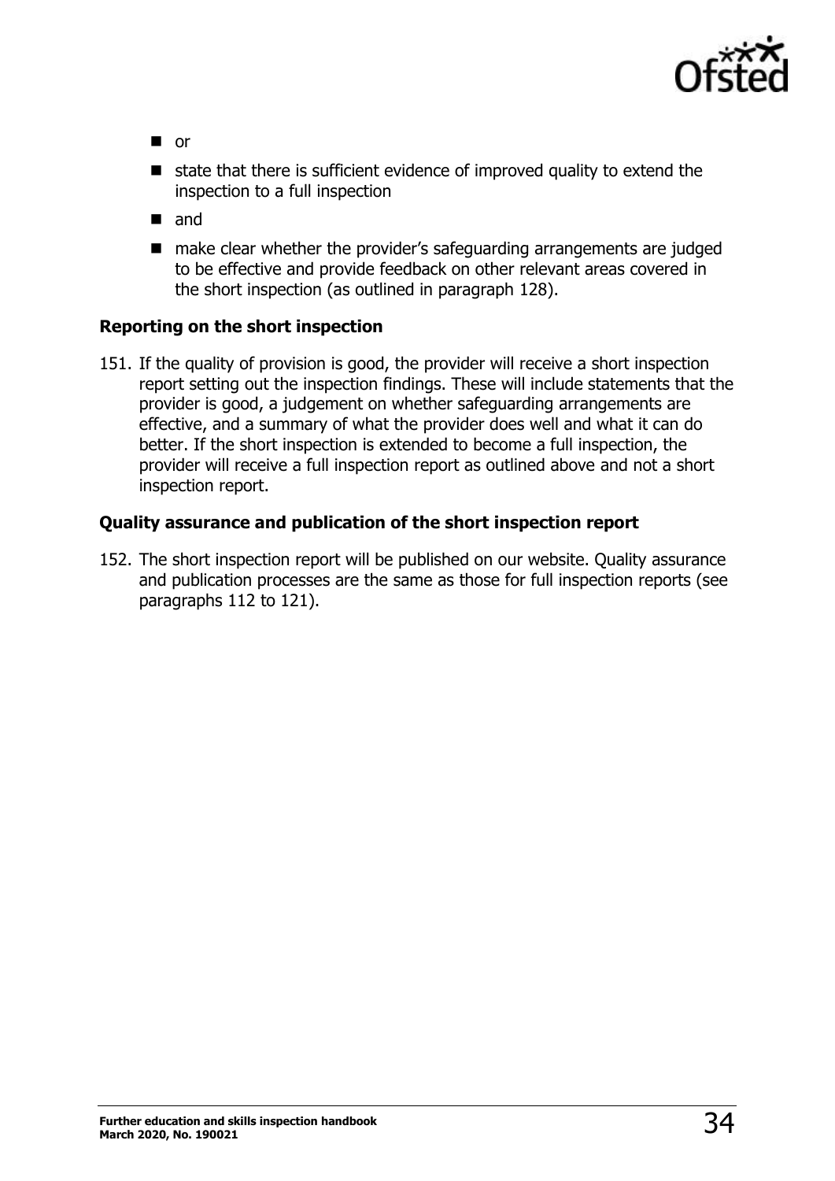- or
- state that there is sufficient evidence of improved quality to extend the inspection to a full inspection
- and
- make clear whether the provider's safeguarding arrangements are judged to be effective and provide feedback on other relevant areas covered in the short inspection (as outlined in paragraph 128).

### Reporting on the short inspection

151. If the quality of provision is good, the provider will receive a short inspection report setting out the inspection findings. These will include statements that the provider is good, a judgement on whether safeguarding arrangements are effective, and a summary of what the provider does well and what it can do better. If the short inspection is extended to become a full inspection, the provider will receive a full inspection report as outlined above and not a short inspection report.

### Quality assurance and publication of the short inspection report

152. The short inspection report will be published on our website. Quality assurance and publication processes are the same as those for full inspection reports (see paragraphs 112 to 121).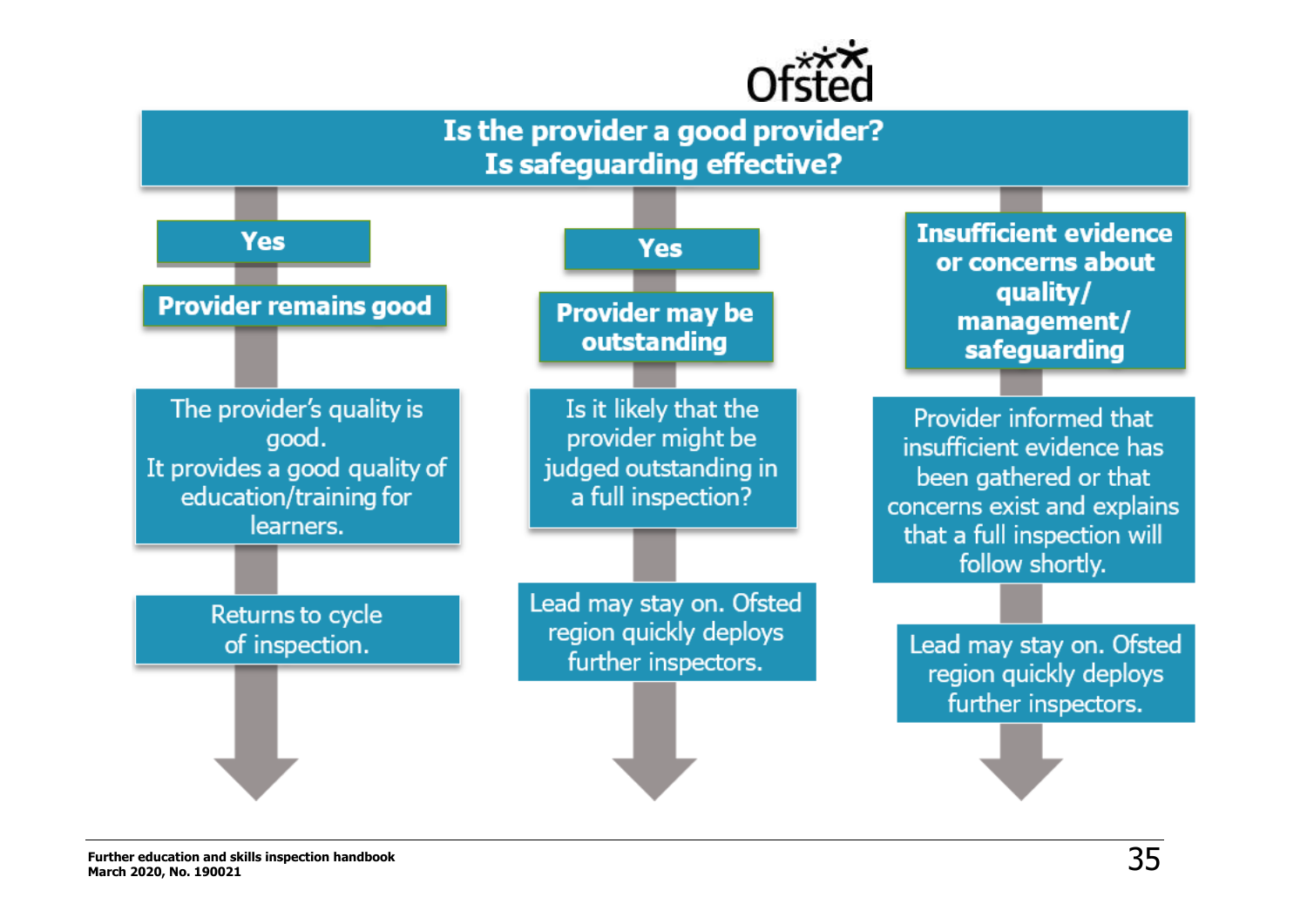**Is the provider a good provider?**
**Is safeguarding effective?**

**Yes**

**Provider remains good**

The provider's quality is good.
It provides a good quality of education/training for learners.

Returns to cycle of inspection.

**Yes**

**Provider may be outstanding**

Is it likely that the provider might be judged outstanding in a full inspection?

Lead may stay on. Ofsted region quickly deploys further inspectors.

**Insufficient evidence or concerns about quality/ management/ safeguarding**

Provider informed that insufficient evidence has been gathered or that concerns exist and explains that a full inspection will follow shortly.

Lead may stay on. Ofsted region quickly deploys further inspectors.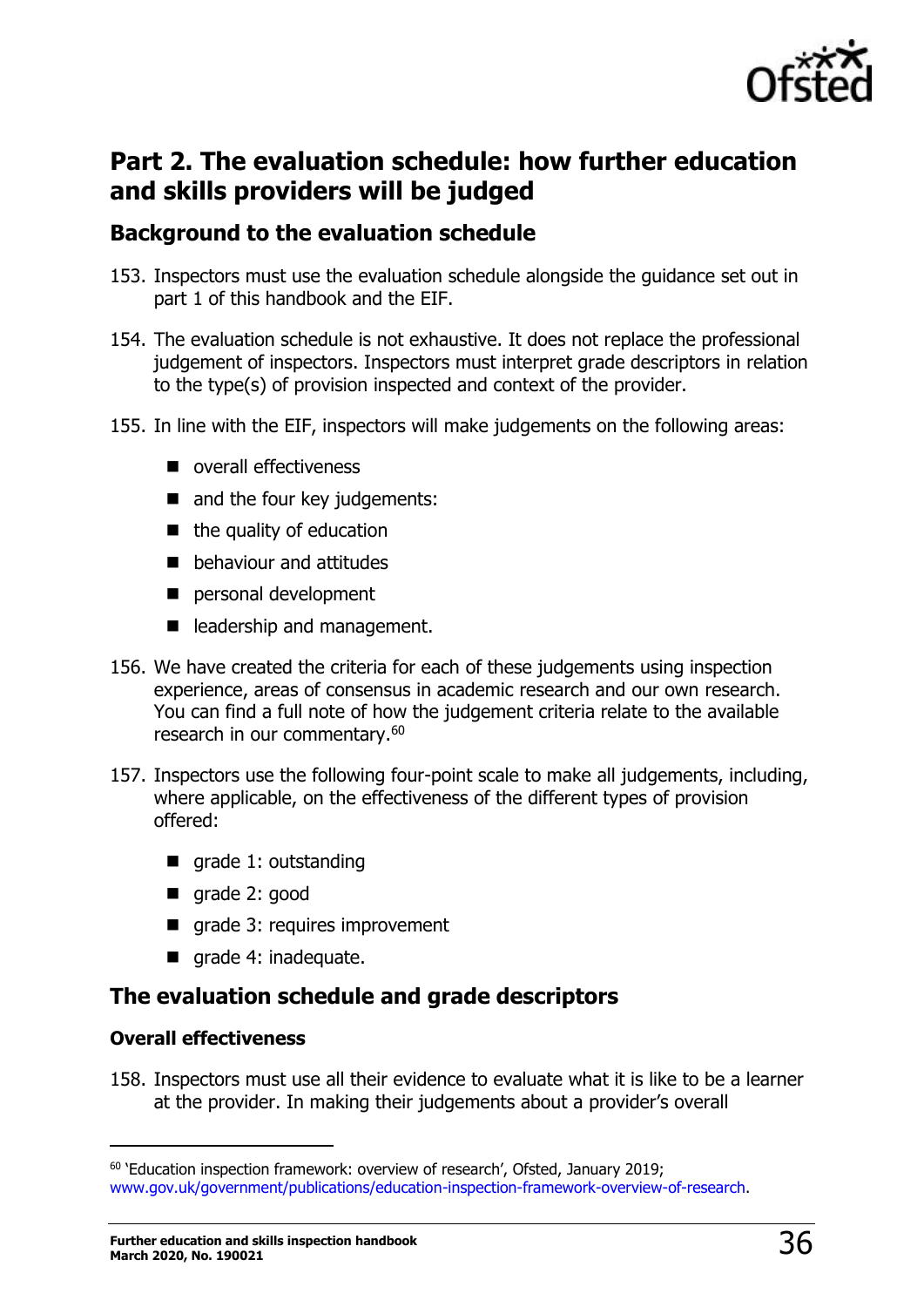## Part 2. The evaluation schedule: how further education and skills providers will be judged

### Background to the evaluation schedule

153. Inspectors must use the evaluation schedule alongside the guidance set out in part 1 of this handbook and the EIF.

154. The evaluation schedule is not exhaustive. It does not replace the professional judgement of inspectors. Inspectors must interpret grade descriptors in relation to the type(s) of provision inspected and context of the provider.

155. In line with the EIF, inspectors will make judgements on the following areas:

- overall effectiveness
- and the four key judgements:
- the quality of education
- behaviour and attitudes
- personal development
- leadership and management.

156. We have created the criteria for each of these judgements using inspection experience, areas of consensus in academic research and our own research. You can find a full note of how the judgement criteria relate to the available research in our commentary.[60]

157. Inspectors use the following four-point scale to make all judgements, including, where applicable, on the effectiveness of the different types of provision offered:

- grade 1: outstanding
- grade 2: good
- grade 3: requires improvement
- grade 4: inadequate.

### The evaluation schedule and grade descriptors

#### Overall effectiveness

158. Inspectors must use all their evidence to evaluate what it is like to be a learner at the provider. In making their judgements about a provider's overall

---

[60] 'Education inspection framework: overview of research', Ofsted, January 2019; www.gov.uk/government/publications/education-inspection-framework-overview-of-research.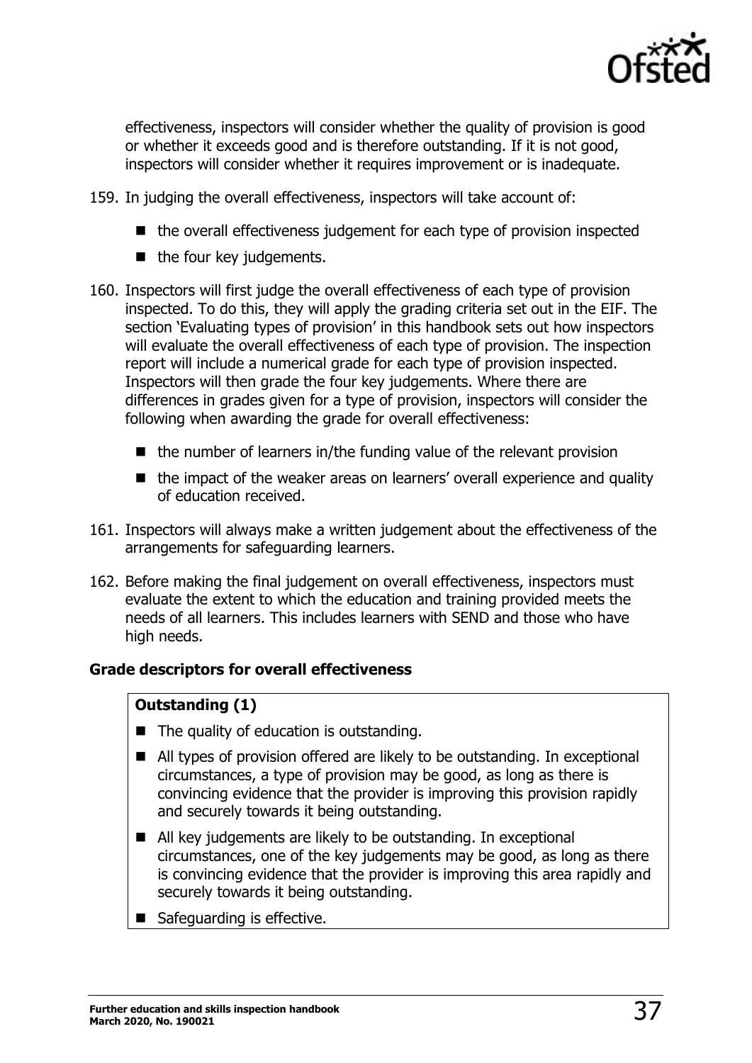effectiveness, inspectors will consider whether the quality of provision is good or whether it exceeds good and is therefore outstanding. If it is not good, inspectors will consider whether it requires improvement or is inadequate.

159. In judging the overall effectiveness, inspectors will take account of:

- the overall effectiveness judgement for each type of provision inspected
- the four key judgements.

160. Inspectors will first judge the overall effectiveness of each type of provision inspected. To do this, they will apply the grading criteria set out in the EIF. The section 'Evaluating types of provision' in this handbook sets out how inspectors will evaluate the overall effectiveness of each type of provision. The inspection report will include a numerical grade for each type of provision inspected. Inspectors will then grade the four key judgements. Where there are differences in grades given for a type of provision, inspectors will consider the following when awarding the grade for overall effectiveness:

- the number of learners in/the funding value of the relevant provision
- the impact of the weaker areas on learners' overall experience and quality of education received.

161. Inspectors will always make a written judgement about the effectiveness of the arrangements for safeguarding learners.

162. Before making the final judgement on overall effectiveness, inspectors must evaluate the extent to which the education and training provided meets the needs of all learners. This includes learners with SEND and those who have high needs.

**Grade descriptors for overall effectiveness**

**Outstanding (1)**

- The quality of education is outstanding.
- All types of provision offered are likely to be outstanding. In exceptional circumstances, a type of provision may be good, as long as there is convincing evidence that the provider is improving this provision rapidly and securely towards it being outstanding.
- All key judgements are likely to be outstanding. In exceptional circumstances, one of the key judgements may be good, as long as there is convincing evidence that the provider is improving this area rapidly and securely towards it being outstanding.
- Safeguarding is effective.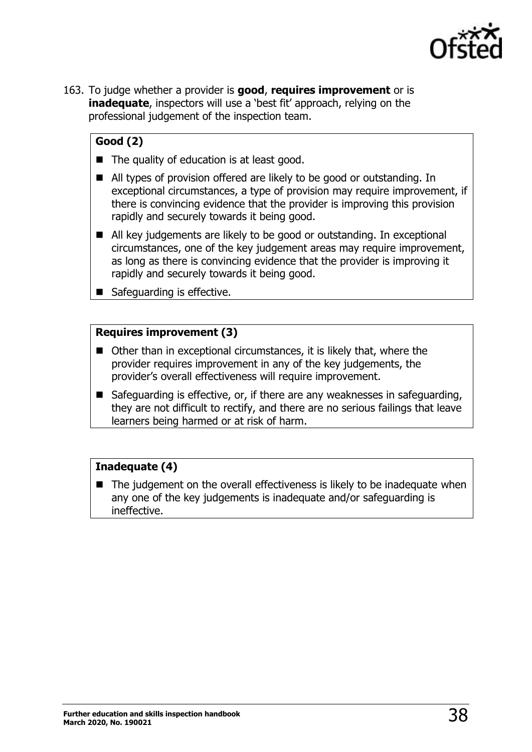163. To judge whether a provider is **good**, **requires improvement** or is **inadequate**, inspectors will use a 'best fit' approach, relying on the professional judgement of the inspection team.

**Good (2)**

- The quality of education is at least good.
- All types of provision offered are likely to be good or outstanding. In exceptional circumstances, a type of provision may require improvement, if there is convincing evidence that the provider is improving this provision rapidly and securely towards it being good.
- All key judgements are likely to be good or outstanding. In exceptional circumstances, one of the key judgement areas may require improvement, as long as there is convincing evidence that the provider is improving it rapidly and securely towards it being good.
- Safeguarding is effective.

**Requires improvement (3)**

- Other than in exceptional circumstances, it is likely that, where the provider requires improvement in any of the key judgements, the provider's overall effectiveness will require improvement.
- Safeguarding is effective, or, if there are any weaknesses in safeguarding, they are not difficult to rectify, and there are no serious failings that leave learners being harmed or at risk of harm.

**Inadequate (4)**

- The judgement on the overall effectiveness is likely to be inadequate when any one of the key judgements is inadequate and/or safeguarding is ineffective.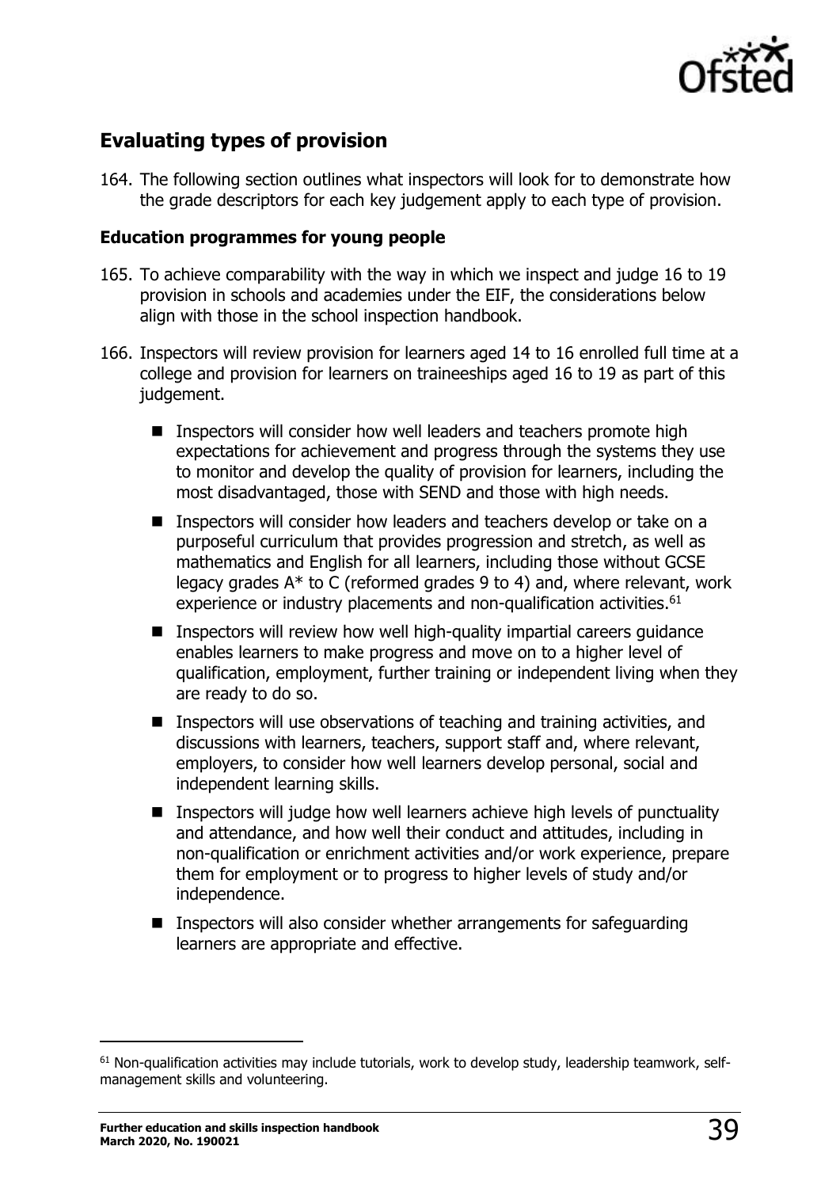## Evaluating types of provision

164. The following section outlines what inspectors will look for to demonstrate how the grade descriptors for each key judgement apply to each type of provision.

### Education programmes for young people

165. To achieve comparability with the way in which we inspect and judge 16 to 19 provision in schools and academies under the EIF, the considerations below align with those in the school inspection handbook.

166. Inspectors will review provision for learners aged 14 to 16 enrolled full time at a college and provision for learners on traineeships aged 16 to 19 as part of this judgement.

    - Inspectors will consider how well leaders and teachers promote high expectations for achievement and progress through the systems they use to monitor and develop the quality of provision for learners, including the most disadvantaged, those with SEND and those with high needs.
    - Inspectors will consider how leaders and teachers develop or take on a purposeful curriculum that provides progression and stretch, as well as mathematics and English for all learners, including those without GCSE legacy grades A* to C (reformed grades 9 to 4) and, where relevant, work experience or industry placements and non-qualification activities.[61]
    - Inspectors will review how well high-quality impartial careers guidance enables learners to make progress and move on to a higher level of qualification, employment, further training or independent living when they are ready to do so.
    - Inspectors will use observations of teaching and training activities, and discussions with learners, teachers, support staff and, where relevant, employers, to consider how well learners develop personal, social and independent learning skills.
    - Inspectors will judge how well learners achieve high levels of punctuality and attendance, and how well their conduct and attitudes, including in non-qualification or enrichment activities and/or work experience, prepare them for employment or to progress to higher levels of study and/or independence.
    - Inspectors will also consider whether arrangements for safeguarding learners are appropriate and effective.

---

[61] Non-qualification activities may include tutorials, work to develop study, leadership teamwork, self-management skills and volunteering.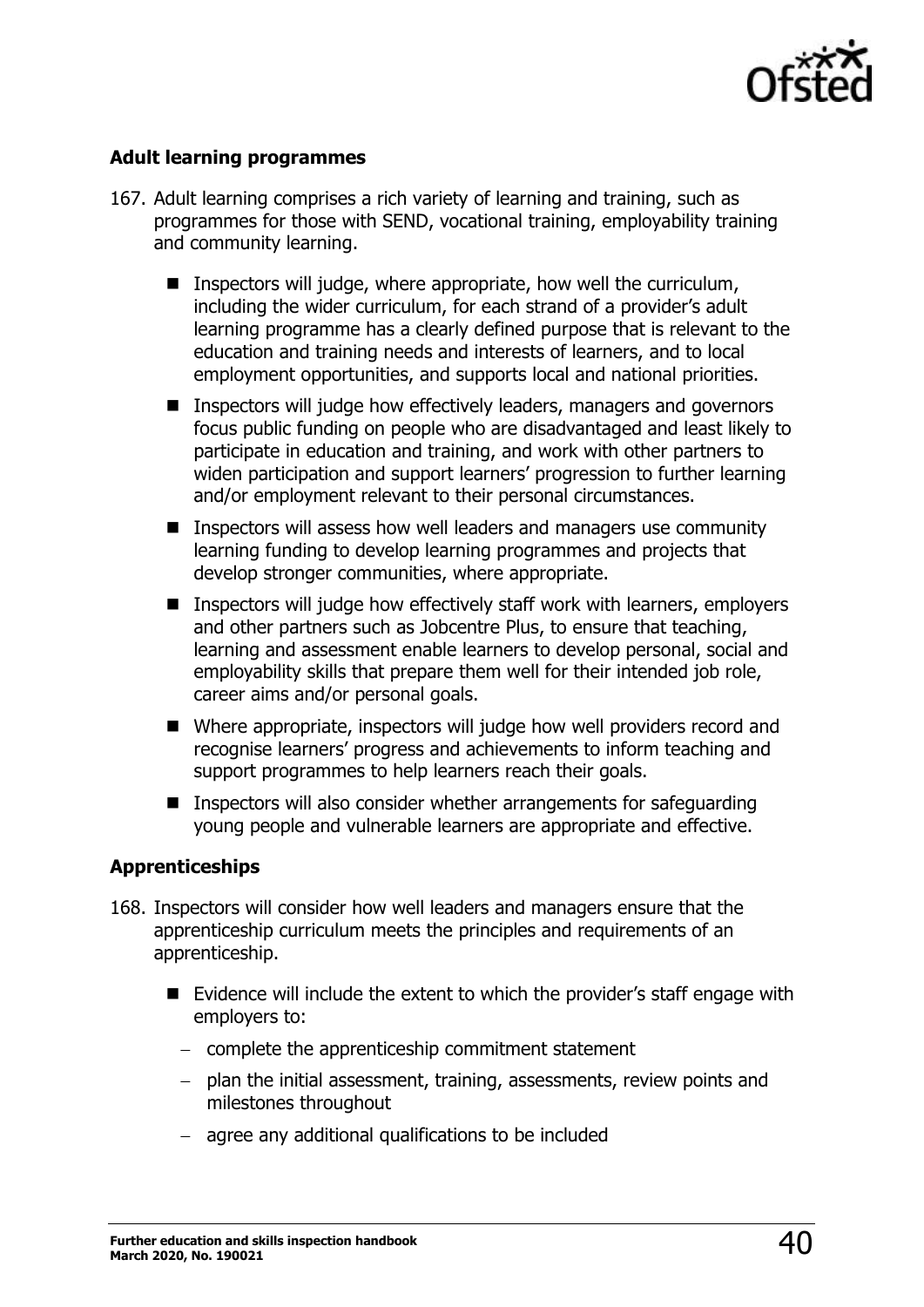### Adult learning programmes

167. Adult learning comprises a rich variety of learning and training, such as programmes for those with SEND, vocational training, employability training and community learning.

   - Inspectors will judge, where appropriate, how well the curriculum, including the wider curriculum, for each strand of a provider's adult learning programme has a clearly defined purpose that is relevant to the education and training needs and interests of learners, and to local employment opportunities, and supports local and national priorities.
   - Inspectors will judge how effectively leaders, managers and governors focus public funding on people who are disadvantaged and least likely to participate in education and training, and work with other partners to widen participation and support learners' progression to further learning and/or employment relevant to their personal circumstances.
   - Inspectors will assess how well leaders and managers use community learning funding to develop learning programmes and projects that develop stronger communities, where appropriate.
   - Inspectors will judge how effectively staff work with learners, employers and other partners such as Jobcentre Plus, to ensure that teaching, learning and assessment enable learners to develop personal, social and employability skills that prepare them well for their intended job role, career aims and/or personal goals.
   - Where appropriate, inspectors will judge how well providers record and recognise learners' progress and achievements to inform teaching and support programmes to help learners reach their goals.
   - Inspectors will also consider whether arrangements for safeguarding young people and vulnerable learners are appropriate and effective.

### Apprenticeships

168. Inspectors will consider how well leaders and managers ensure that the apprenticeship curriculum meets the principles and requirements of an apprenticeship.

   - Evidence will include the extent to which the provider's staff engage with employers to:
     - complete the apprenticeship commitment statement
     - plan the initial assessment, training, assessments, review points and milestones throughout
     - agree any additional qualifications to be included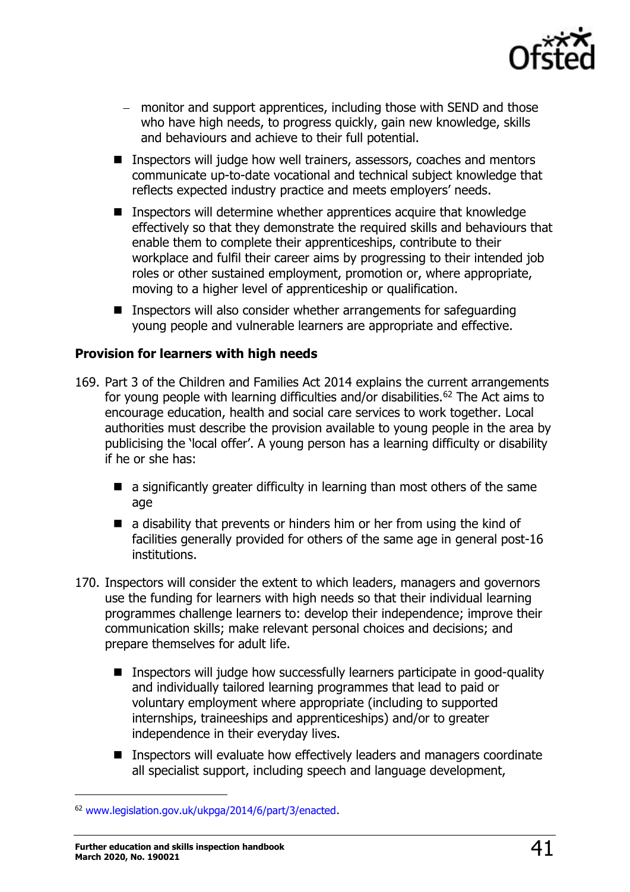- monitor and support apprentices, including those with SEND and those who have high needs, to progress quickly, gain new knowledge, skills and behaviours and achieve to their full potential.

- Inspectors will judge how well trainers, assessors, coaches and mentors communicate up-to-date vocational and technical subject knowledge that reflects expected industry practice and meets employers' needs.
- Inspectors will determine whether apprentices acquire that knowledge effectively so that they demonstrate the required skills and behaviours that enable them to complete their apprenticeships, contribute to their workplace and fulfil their career aims by progressing to their intended job roles or other sustained employment, promotion or, where appropriate, moving to a higher level of apprenticeship or qualification.
- Inspectors will also consider whether arrangements for safeguarding young people and vulnerable learners are appropriate and effective.

**Provision for learners with high needs**

169. Part 3 of the Children and Families Act 2014 explains the current arrangements for young people with learning difficulties and/or disabilities.[62] The Act aims to encourage education, health and social care services to work together. Local authorities must describe the provision available to young people in the area by publicising the 'local offer'. A young person has a learning difficulty or disability if he or she has:

    - a significantly greater difficulty in learning than most others of the same age
    - a disability that prevents or hinders him or her from using the kind of facilities generally provided for others of the same age in general post-16 institutions.

170. Inspectors will consider the extent to which leaders, managers and governors use the funding for learners with high needs so that their individual learning programmes challenge learners to: develop their independence; improve their communication skills; make relevant personal choices and decisions; and prepare themselves for adult life.

    - Inspectors will judge how successfully learners participate in good-quality and individually tailored learning programmes that lead to paid or voluntary employment where appropriate (including to supported internships, traineeships and apprenticeships) and/or to greater independence in their everyday lives.
    - Inspectors will evaluate how effectively leaders and managers coordinate all specialist support, including speech and language development,

---

[62] www.legislation.gov.uk/ukpga/2014/6/part/3/enacted.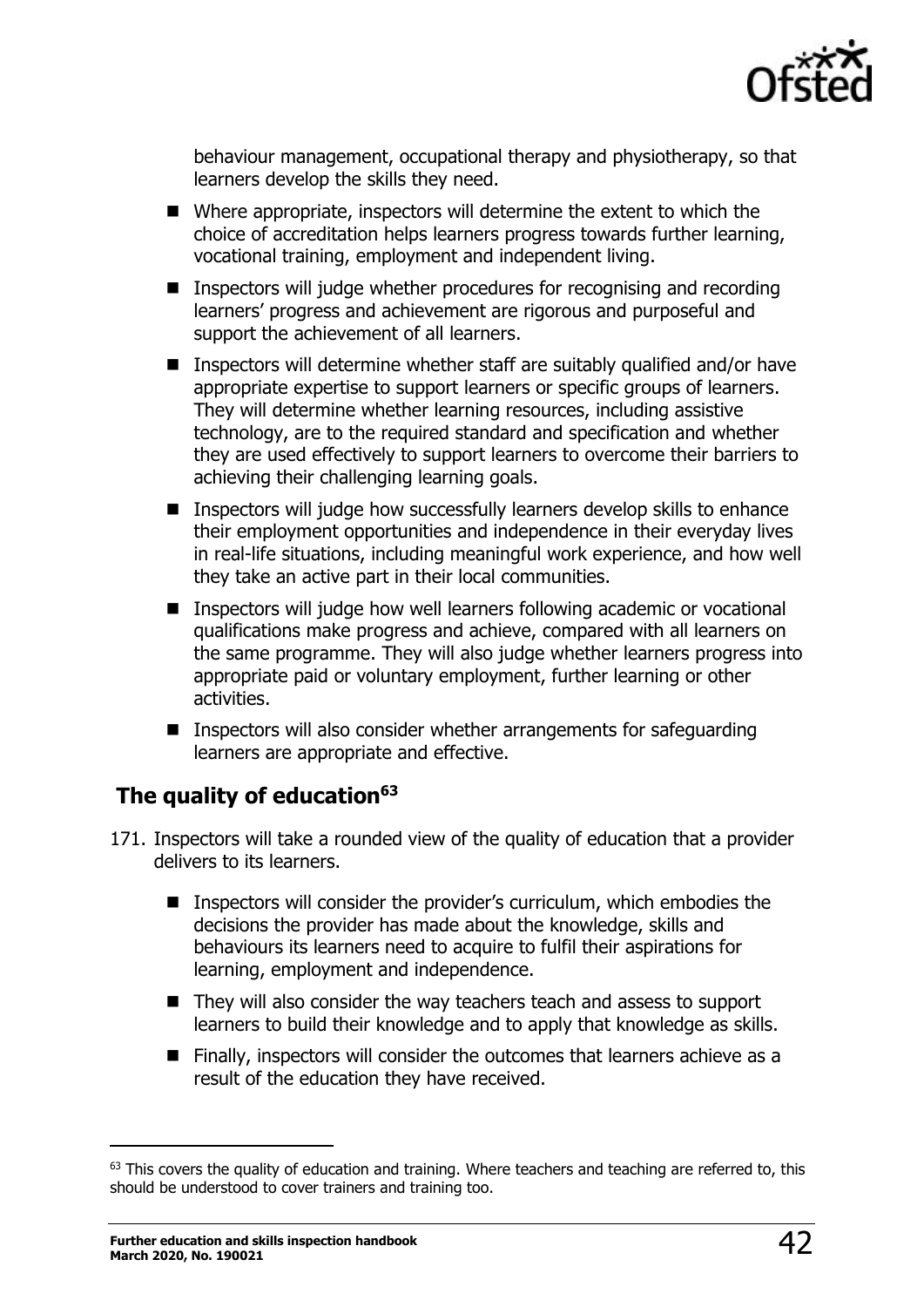behaviour management, occupational therapy and physiotherapy, so that learners develop the skills they need.

- Where appropriate, inspectors will determine the extent to which the choice of accreditation helps learners progress towards further learning, vocational training, employment and independent living.
- Inspectors will judge whether procedures for recognising and recording learners' progress and achievement are rigorous and purposeful and support the achievement of all learners.
- Inspectors will determine whether staff are suitably qualified and/or have appropriate expertise to support learners or specific groups of learners. They will determine whether learning resources, including assistive technology, are to the required standard and specification and whether they are used effectively to support learners to overcome their barriers to achieving their challenging learning goals.
- Inspectors will judge how successfully learners develop skills to enhance their employment opportunities and independence in their everyday lives in real-life situations, including meaningful work experience, and how well they take an active part in their local communities.
- Inspectors will judge how well learners following academic or vocational qualifications make progress and achieve, compared with all learners on the same programme. They will also judge whether learners progress into appropriate paid or voluntary employment, further learning or other activities.
- Inspectors will also consider whether arrangements for safeguarding learners are appropriate and effective.

## The quality of education[63]

171. Inspectors will take a rounded view of the quality of education that a provider delivers to its learners.

    - Inspectors will consider the provider's curriculum, which embodies the decisions the provider has made about the knowledge, skills and behaviours its learners need to acquire to fulfil their aspirations for learning, employment and independence.
    - They will also consider the way teachers teach and assess to support learners to build their knowledge and to apply that knowledge as skills.
    - Finally, inspectors will consider the outcomes that learners achieve as a result of the education they have received.

---

[63] This covers the quality of education and training. Where teachers and teaching are referred to, this should be understood to cover trainers and training too.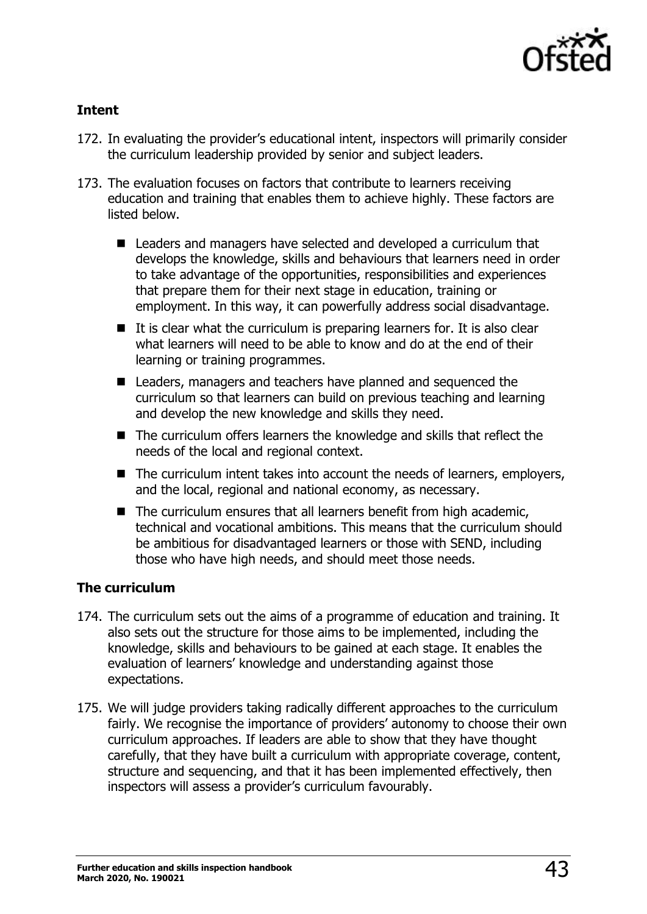### Intent

172. In evaluating the provider's educational intent, inspectors will primarily consider the curriculum leadership provided by senior and subject leaders.

173. The evaluation focuses on factors that contribute to learners receiving education and training that enables them to achieve highly. These factors are listed below.

    - Leaders and managers have selected and developed a curriculum that develops the knowledge, skills and behaviours that learners need in order to take advantage of the opportunities, responsibilities and experiences that prepare them for their next stage in education, training or employment. In this way, it can powerfully address social disadvantage.
    - It is clear what the curriculum is preparing learners for. It is also clear what learners will need to be able to know and do at the end of their learning or training programmes.
    - Leaders, managers and teachers have planned and sequenced the curriculum so that learners can build on previous teaching and learning and develop the new knowledge and skills they need.
    - The curriculum offers learners the knowledge and skills that reflect the needs of the local and regional context.
    - The curriculum intent takes into account the needs of learners, employers, and the local, regional and national economy, as necessary.
    - The curriculum ensures that all learners benefit from high academic, technical and vocational ambitions. This means that the curriculum should be ambitious for disadvantaged learners or those with SEND, including those who have high needs, and should meet those needs.

### The curriculum

174. The curriculum sets out the aims of a programme of education and training. It also sets out the structure for those aims to be implemented, including the knowledge, skills and behaviours to be gained at each stage. It enables the evaluation of learners' knowledge and understanding against those expectations.

175. We will judge providers taking radically different approaches to the curriculum fairly. We recognise the importance of providers' autonomy to choose their own curriculum approaches. If leaders are able to show that they have thought carefully, that they have built a curriculum with appropriate coverage, content, structure and sequencing, and that it has been implemented effectively, then inspectors will assess a provider's curriculum favourably.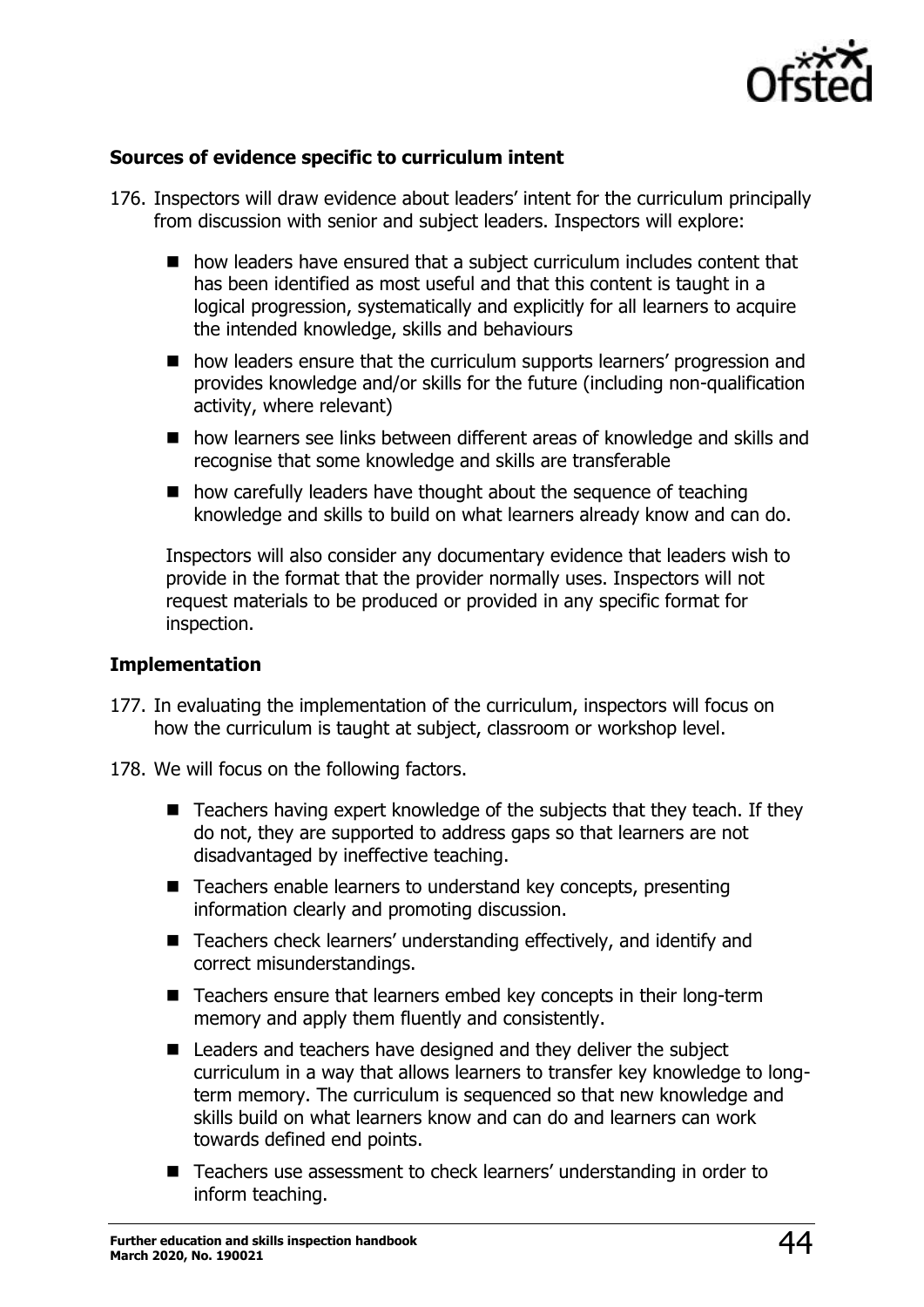**Sources of evidence specific to curriculum intent**

176. Inspectors will draw evidence about leaders' intent for the curriculum principally from discussion with senior and subject leaders. Inspectors will explore:

   - how leaders have ensured that a subject curriculum includes content that has been identified as most useful and that this content is taught in a logical progression, systematically and explicitly for all learners to acquire the intended knowledge, skills and behaviours
   - how leaders ensure that the curriculum supports learners' progression and provides knowledge and/or skills for the future (including non-qualification activity, where relevant)
   - how learners see links between different areas of knowledge and skills and recognise that some knowledge and skills are transferable
   - how carefully leaders have thought about the sequence of teaching knowledge and skills to build on what learners already know and can do.

   Inspectors will also consider any documentary evidence that leaders wish to provide in the format that the provider normally uses. Inspectors will not request materials to be produced or provided in any specific format for inspection.

**Implementation**

177. In evaluating the implementation of the curriculum, inspectors will focus on how the curriculum is taught at subject, classroom or workshop level.

178. We will focus on the following factors.

   - Teachers having expert knowledge of the subjects that they teach. If they do not, they are supported to address gaps so that learners are not disadvantaged by ineffective teaching.
   - Teachers enable learners to understand key concepts, presenting information clearly and promoting discussion.
   - Teachers check learners' understanding effectively, and identify and correct misunderstandings.
   - Teachers ensure that learners embed key concepts in their long-term memory and apply them fluently and consistently.
   - Leaders and teachers have designed and they deliver the subject curriculum in a way that allows learners to transfer key knowledge to long-term memory. The curriculum is sequenced so that new knowledge and skills build on what learners know and can do and learners can work towards defined end points.
   - Teachers use assessment to check learners' understanding in order to inform teaching.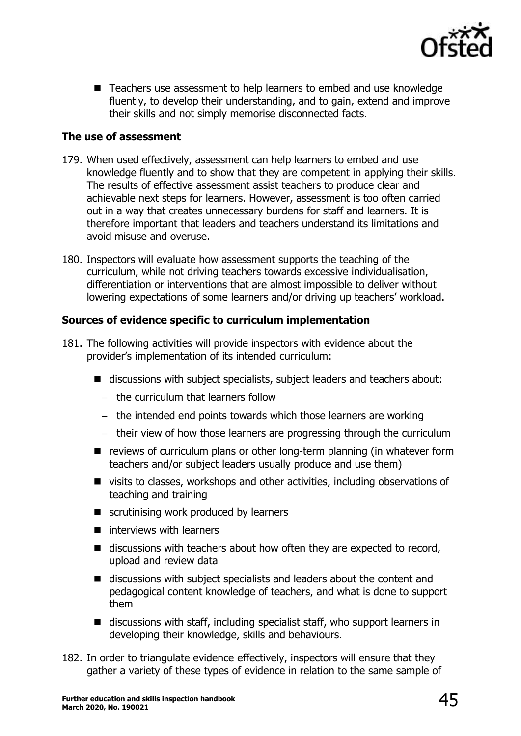- Teachers use assessment to help learners to embed and use knowledge fluently, to develop their understanding, and to gain, extend and improve their skills and not simply memorise disconnected facts.

**The use of assessment**

179. When used effectively, assessment can help learners to embed and use knowledge fluently and to show that they are competent in applying their skills. The results of effective assessment assist teachers to produce clear and achievable next steps for learners. However, assessment is too often carried out in a way that creates unnecessary burdens for staff and learners. It is therefore important that leaders and teachers understand its limitations and avoid misuse and overuse.

180. Inspectors will evaluate how assessment supports the teaching of the curriculum, while not driving teachers towards excessive individualisation, differentiation or interventions that are almost impossible to deliver without lowering expectations of some learners and/or driving up teachers' workload.

**Sources of evidence specific to curriculum implementation**

181. The following activities will provide inspectors with evidence about the provider's implementation of its intended curriculum:

    - discussions with subject specialists, subject leaders and teachers about:
      - the curriculum that learners follow
      - the intended end points towards which those learners are working
      - their view of how those learners are progressing through the curriculum
    - reviews of curriculum plans or other long-term planning (in whatever form teachers and/or subject leaders usually produce and use them)
    - visits to classes, workshops and other activities, including observations of teaching and training
    - scrutinising work produced by learners
    - interviews with learners
    - discussions with teachers about how often they are expected to record, upload and review data
    - discussions with subject specialists and leaders about the content and pedagogical content knowledge of teachers, and what is done to support them
    - discussions with staff, including specialist staff, who support learners in developing their knowledge, skills and behaviours.

182. In order to triangulate evidence effectively, inspectors will ensure that they gather a variety of these types of evidence in relation to the same sample of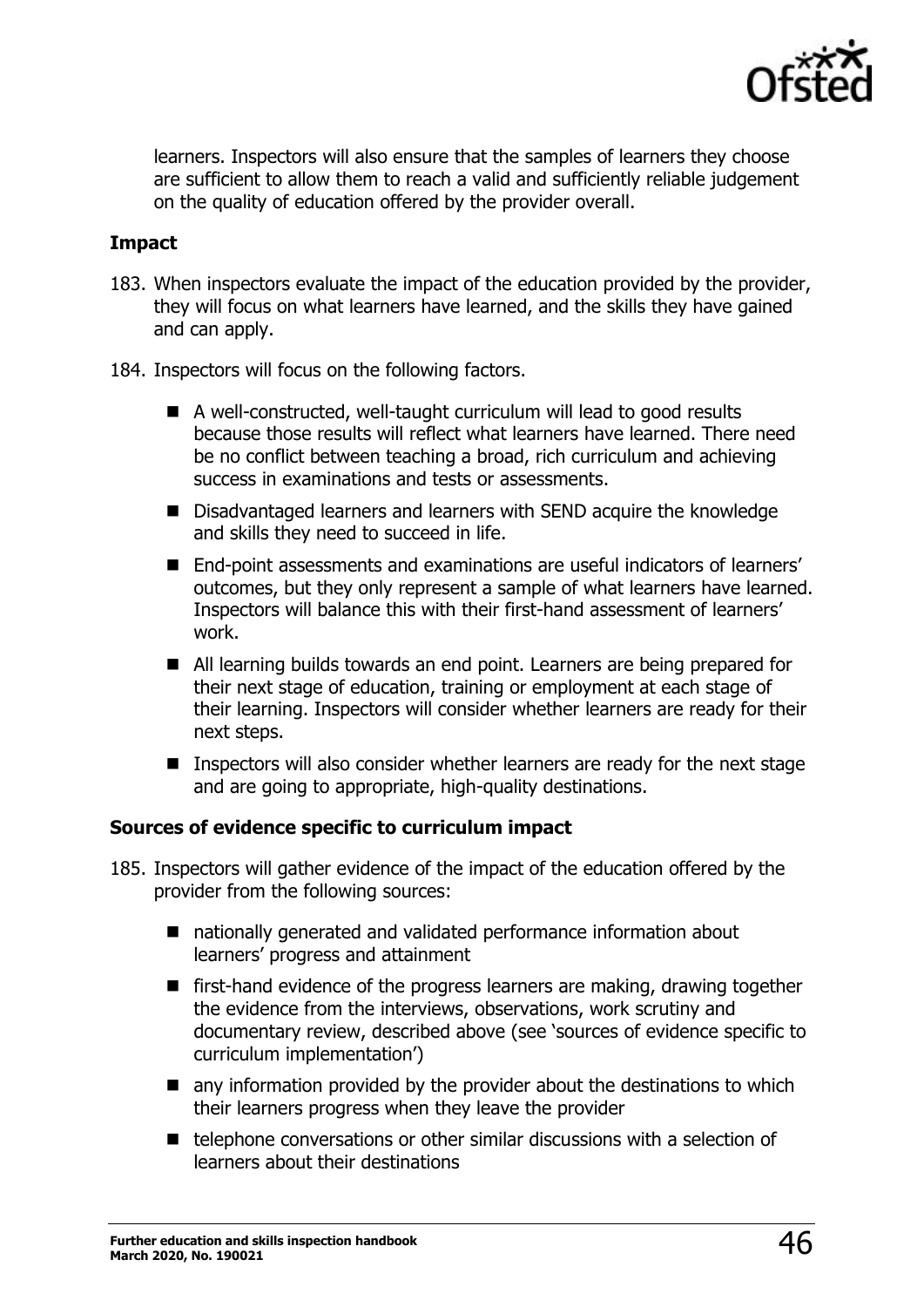learners. Inspectors will also ensure that the samples of learners they choose are sufficient to allow them to reach a valid and sufficiently reliable judgement on the quality of education offered by the provider overall.

**Impact**

183. When inspectors evaluate the impact of the education provided by the provider, they will focus on what learners have learned, and the skills they have gained and can apply.

184. Inspectors will focus on the following factors.

   - A well-constructed, well-taught curriculum will lead to good results because those results will reflect what learners have learned. There need be no conflict between teaching a broad, rich curriculum and achieving success in examinations and tests or assessments.
   - Disadvantaged learners and learners with SEND acquire the knowledge and skills they need to succeed in life.
   - End-point assessments and examinations are useful indicators of learners' outcomes, but they only represent a sample of what learners have learned. Inspectors will balance this with their first-hand assessment of learners' work.
   - All learning builds towards an end point. Learners are being prepared for their next stage of education, training or employment at each stage of their learning. Inspectors will consider whether learners are ready for their next steps.
   - Inspectors will also consider whether learners are ready for the next stage and are going to appropriate, high-quality destinations.

**Sources of evidence specific to curriculum impact**

185. Inspectors will gather evidence of the impact of the education offered by the provider from the following sources:

   - nationally generated and validated performance information about learners' progress and attainment
   - first-hand evidence of the progress learners are making, drawing together the evidence from the interviews, observations, work scrutiny and documentary review, described above (see 'sources of evidence specific to curriculum implementation')
   - any information provided by the provider about the destinations to which their learners progress when they leave the provider
   - telephone conversations or other similar discussions with a selection of learners about their destinations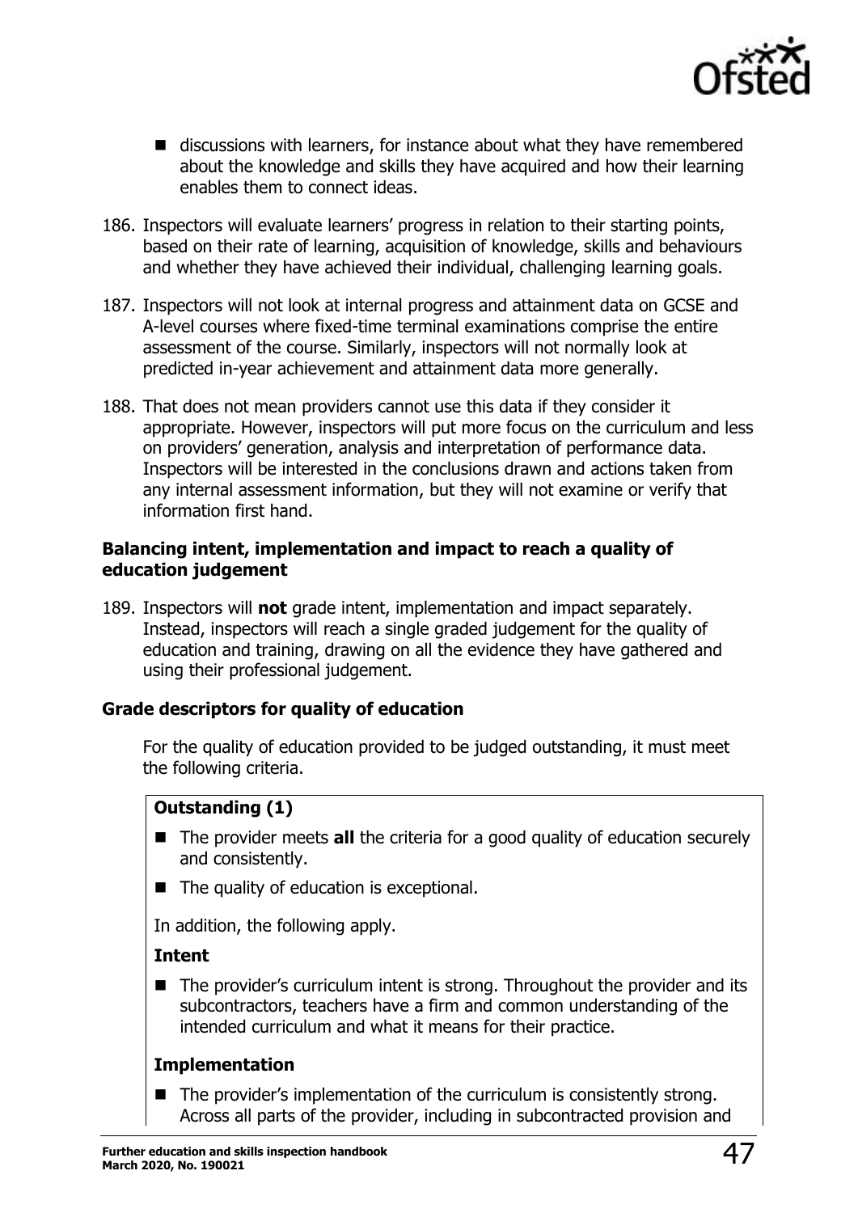- discussions with learners, for instance about what they have remembered about the knowledge and skills they have acquired and how their learning enables them to connect ideas.

186. Inspectors will evaluate learners' progress in relation to their starting points, based on their rate of learning, acquisition of knowledge, skills and behaviours and whether they have achieved their individual, challenging learning goals.

187. Inspectors will not look at internal progress and attainment data on GCSE and A-level courses where fixed-time terminal examinations comprise the entire assessment of the course. Similarly, inspectors will not normally look at predicted in-year achievement and attainment data more generally.

188. That does not mean providers cannot use this data if they consider it appropriate. However, inspectors will put more focus on the curriculum and less on providers' generation, analysis and interpretation of performance data. Inspectors will be interested in the conclusions drawn and actions taken from any internal assessment information, but they will not examine or verify that information first hand.

**Balancing intent, implementation and impact to reach a quality of education judgement**

189. Inspectors will **not** grade intent, implementation and impact separately. Instead, inspectors will reach a single graded judgement for the quality of education and training, drawing on all the evidence they have gathered and using their professional judgement.

**Grade descriptors for quality of education**

For the quality of education provided to be judged outstanding, it must meet the following criteria.

**Outstanding (1)**

- The provider meets **all** the criteria for a good quality of education securely and consistently.
- The quality of education is exceptional.

In addition, the following apply.

**Intent**

- The provider's curriculum intent is strong. Throughout the provider and its subcontractors, teachers have a firm and common understanding of the intended curriculum and what it means for their practice.

**Implementation**

- The provider's implementation of the curriculum is consistently strong. Across all parts of the provider, including in subcontracted provision and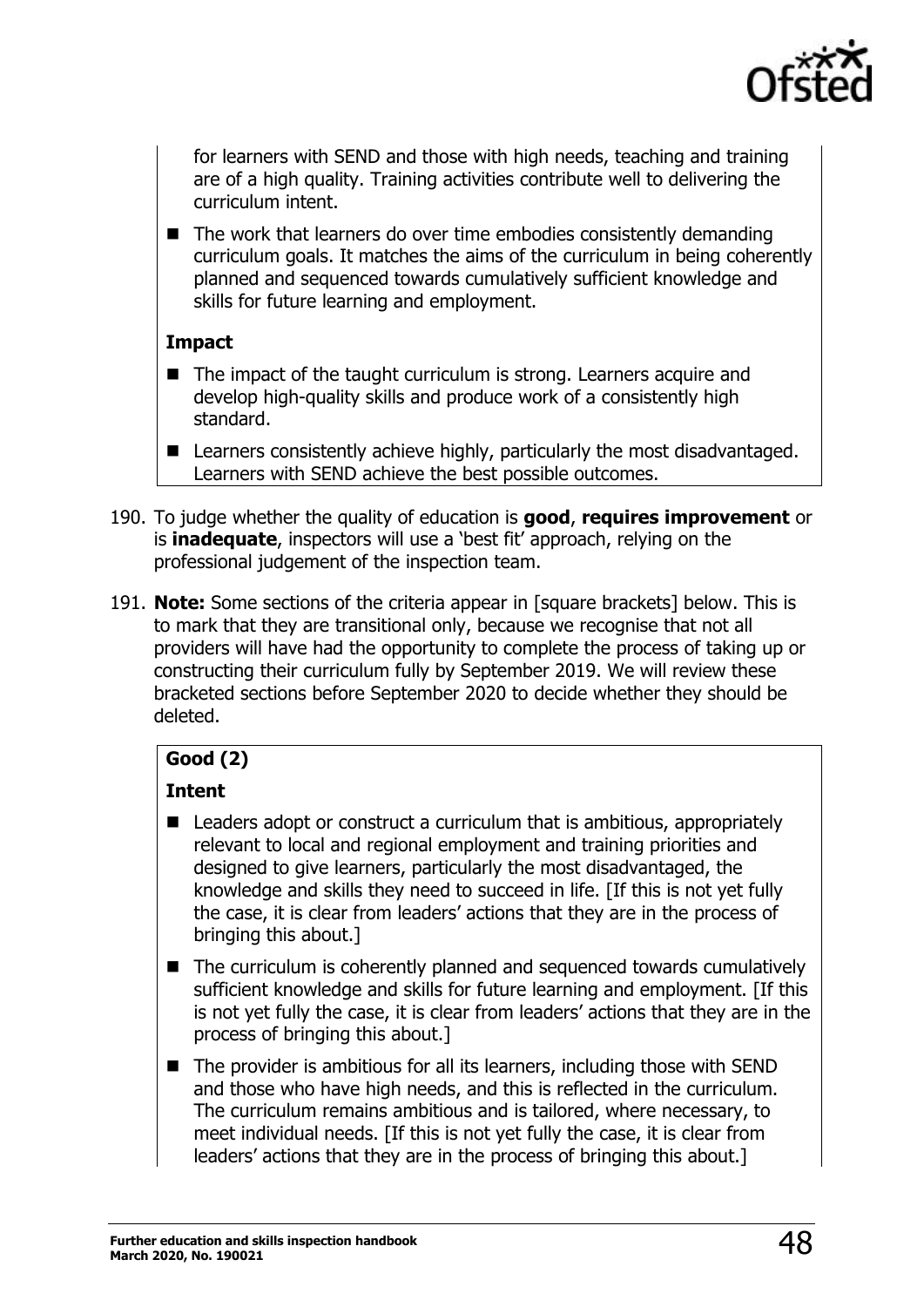for learners with SEND and those with high needs, teaching and training are of a high quality. Training activities contribute well to delivering the curriculum intent.

- The work that learners do over time embodies consistently demanding curriculum goals. It matches the aims of the curriculum in being coherently planned and sequenced towards cumulatively sufficient knowledge and skills for future learning and employment.

**Impact**

- The impact of the taught curriculum is strong. Learners acquire and develop high-quality skills and produce work of a consistently high standard.
- Learners consistently achieve highly, particularly the most disadvantaged. Learners with SEND achieve the best possible outcomes.

190. To judge whether the quality of education is **good**, **requires improvement** or is **inadequate**, inspectors will use a 'best fit' approach, relying on the professional judgement of the inspection team.

191. **Note:** Some sections of the criteria appear in [square brackets] below. This is to mark that they are transitional only, because we recognise that not all providers will have had the opportunity to complete the process of taking up or constructing their curriculum fully by September 2019. We will review these bracketed sections before September 2020 to decide whether they should be deleted.

**Good (2)**

**Intent**

- Leaders adopt or construct a curriculum that is ambitious, appropriately relevant to local and regional employment and training priorities and designed to give learners, particularly the most disadvantaged, the knowledge and skills they need to succeed in life. [If this is not yet fully the case, it is clear from leaders' actions that they are in the process of bringing this about.]
- The curriculum is coherently planned and sequenced towards cumulatively sufficient knowledge and skills for future learning and employment. [If this is not yet fully the case, it is clear from leaders' actions that they are in the process of bringing this about.]
- The provider is ambitious for all its learners, including those with SEND and those who have high needs, and this is reflected in the curriculum. The curriculum remains ambitious and is tailored, where necessary, to meet individual needs. [If this is not yet fully the case, it is clear from leaders' actions that they are in the process of bringing this about.]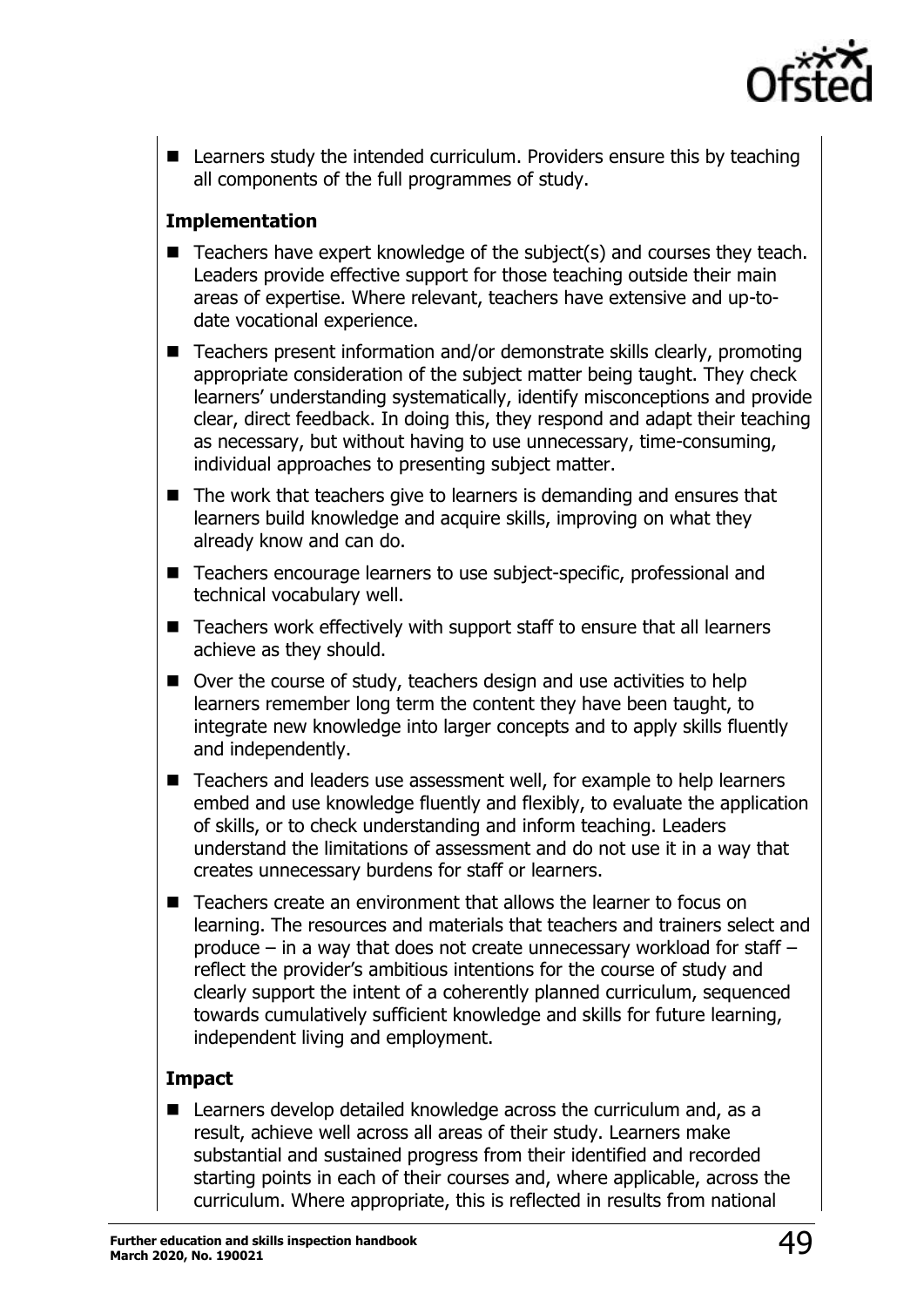- Learners study the intended curriculum. Providers ensure this by teaching all components of the full programmes of study.

**Implementation**

- Teachers have expert knowledge of the subject(s) and courses they teach. Leaders provide effective support for those teaching outside their main areas of expertise. Where relevant, teachers have extensive and up-to-date vocational experience.
- Teachers present information and/or demonstrate skills clearly, promoting appropriate consideration of the subject matter being taught. They check learners' understanding systematically, identify misconceptions and provide clear, direct feedback. In doing this, they respond and adapt their teaching as necessary, but without having to use unnecessary, time-consuming, individual approaches to presenting subject matter.
- The work that teachers give to learners is demanding and ensures that learners build knowledge and acquire skills, improving on what they already know and can do.
- Teachers encourage learners to use subject-specific, professional and technical vocabulary well.
- Teachers work effectively with support staff to ensure that all learners achieve as they should.
- Over the course of study, teachers design and use activities to help learners remember long term the content they have been taught, to integrate new knowledge into larger concepts and to apply skills fluently and independently.
- Teachers and leaders use assessment well, for example to help learners embed and use knowledge fluently and flexibly, to evaluate the application of skills, or to check understanding and inform teaching. Leaders understand the limitations of assessment and do not use it in a way that creates unnecessary burdens for staff or learners.
- Teachers create an environment that allows the learner to focus on learning. The resources and materials that teachers and trainers select and produce – in a way that does not create unnecessary workload for staff – reflect the provider's ambitious intentions for the course of study and clearly support the intent of a coherently planned curriculum, sequenced towards cumulatively sufficient knowledge and skills for future learning, independent living and employment.

**Impact**

- Learners develop detailed knowledge across the curriculum and, as a result, achieve well across all areas of their study. Learners make substantial and sustained progress from their identified and recorded starting points in each of their courses and, where applicable, across the curriculum. Where appropriate, this is reflected in results from national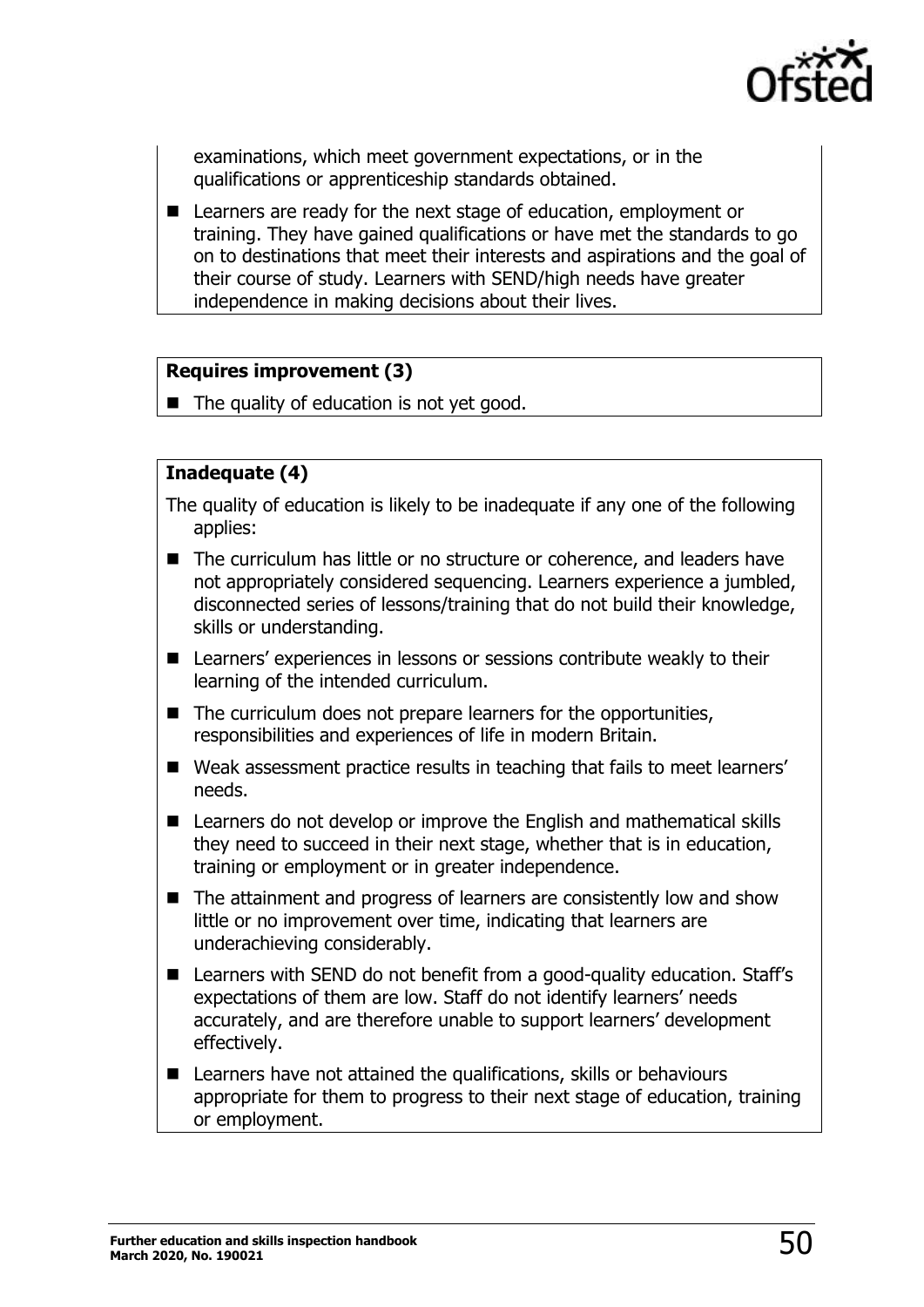examinations, which meet government expectations, or in the qualifications or apprenticeship standards obtained.

- Learners are ready for the next stage of education, employment or training. They have gained qualifications or have met the standards to go on to destinations that meet their interests and aspirations and the goal of their course of study. Learners with SEND/high needs have greater independence in making decisions about their lives.

**Requires improvement (3)**

- The quality of education is not yet good.

**Inadequate (4)**

The quality of education is likely to be inadequate if any one of the following applies:

- The curriculum has little or no structure or coherence, and leaders have not appropriately considered sequencing. Learners experience a jumbled, disconnected series of lessons/training that do not build their knowledge, skills or understanding.
- Learners' experiences in lessons or sessions contribute weakly to their learning of the intended curriculum.
- The curriculum does not prepare learners for the opportunities, responsibilities and experiences of life in modern Britain.
- Weak assessment practice results in teaching that fails to meet learners' needs.
- Learners do not develop or improve the English and mathematical skills they need to succeed in their next stage, whether that is in education, training or employment or in greater independence.
- The attainment and progress of learners are consistently low and show little or no improvement over time, indicating that learners are underachieving considerably.
- Learners with SEND do not benefit from a good-quality education. Staff's expectations of them are low. Staff do not identify learners' needs accurately, and are therefore unable to support learners' development effectively.
- Learners have not attained the qualifications, skills or behaviours appropriate for them to progress to their next stage of education, training or employment.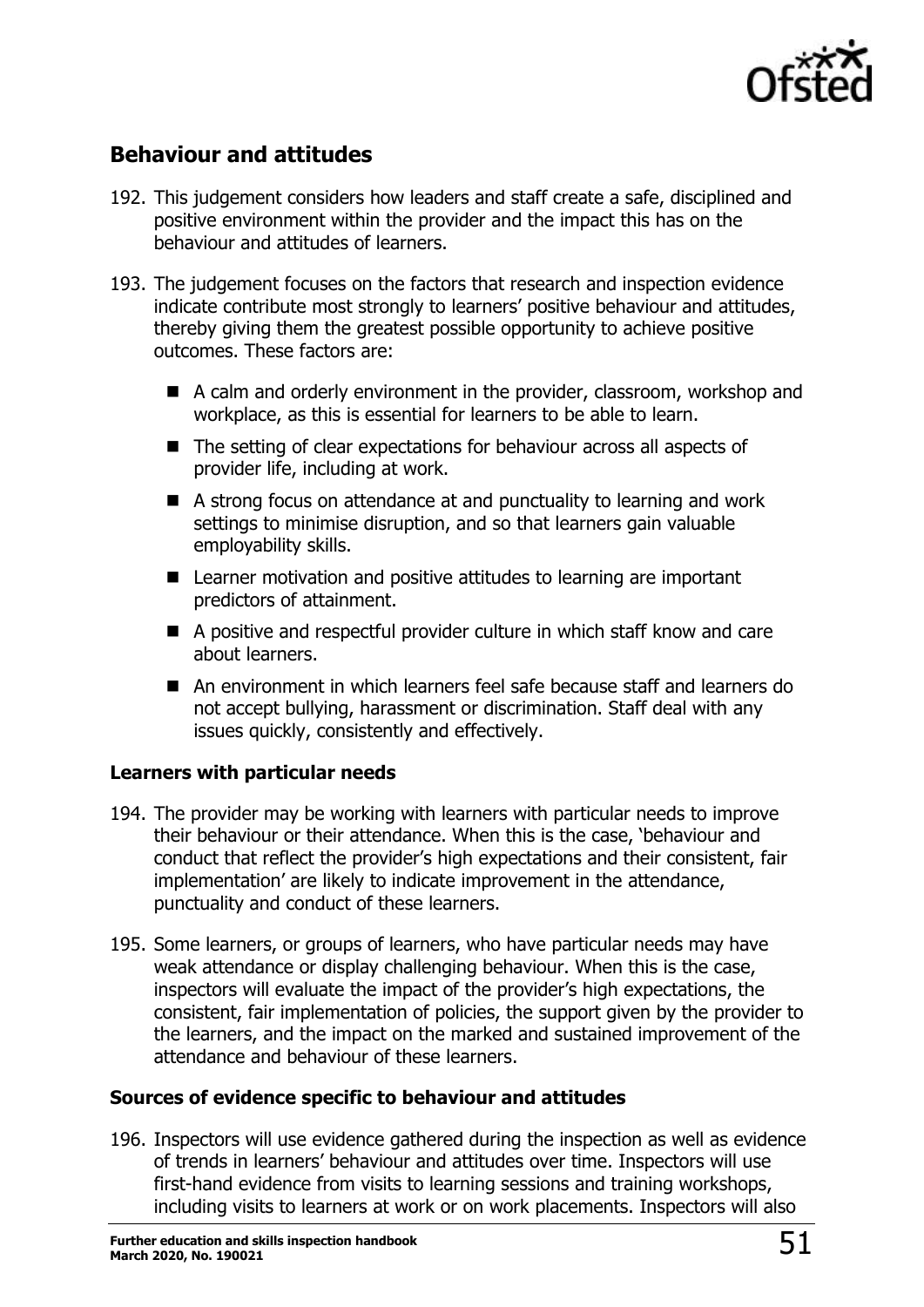## Behaviour and attitudes

192. This judgement considers how leaders and staff create a safe, disciplined and positive environment within the provider and the impact this has on the behaviour and attitudes of learners.

193. The judgement focuses on the factors that research and inspection evidence indicate contribute most strongly to learners' positive behaviour and attitudes, thereby giving them the greatest possible opportunity to achieve positive outcomes. These factors are:

    - A calm and orderly environment in the provider, classroom, workshop and workplace, as this is essential for learners to be able to learn.
    - The setting of clear expectations for behaviour across all aspects of provider life, including at work.
    - A strong focus on attendance at and punctuality to learning and work settings to minimise disruption, and so that learners gain valuable employability skills.
    - Learner motivation and positive attitudes to learning are important predictors of attainment.
    - A positive and respectful provider culture in which staff know and care about learners.
    - An environment in which learners feel safe because staff and learners do not accept bullying, harassment or discrimination. Staff deal with any issues quickly, consistently and effectively.

### Learners with particular needs

194. The provider may be working with learners with particular needs to improve their behaviour or their attendance. When this is the case, 'behaviour and conduct that reflect the provider's high expectations and their consistent, fair implementation' are likely to indicate improvement in the attendance, punctuality and conduct of these learners.

195. Some learners, or groups of learners, who have particular needs may have weak attendance or display challenging behaviour. When this is the case, inspectors will evaluate the impact of the provider's high expectations, the consistent, fair implementation of policies, the support given by the provider to the learners, and the impact on the marked and sustained improvement of the attendance and behaviour of these learners.

### Sources of evidence specific to behaviour and attitudes

196. Inspectors will use evidence gathered during the inspection as well as evidence of trends in learners' behaviour and attitudes over time. Inspectors will use first-hand evidence from visits to learning sessions and training workshops, including visits to learners at work or on work placements. Inspectors will also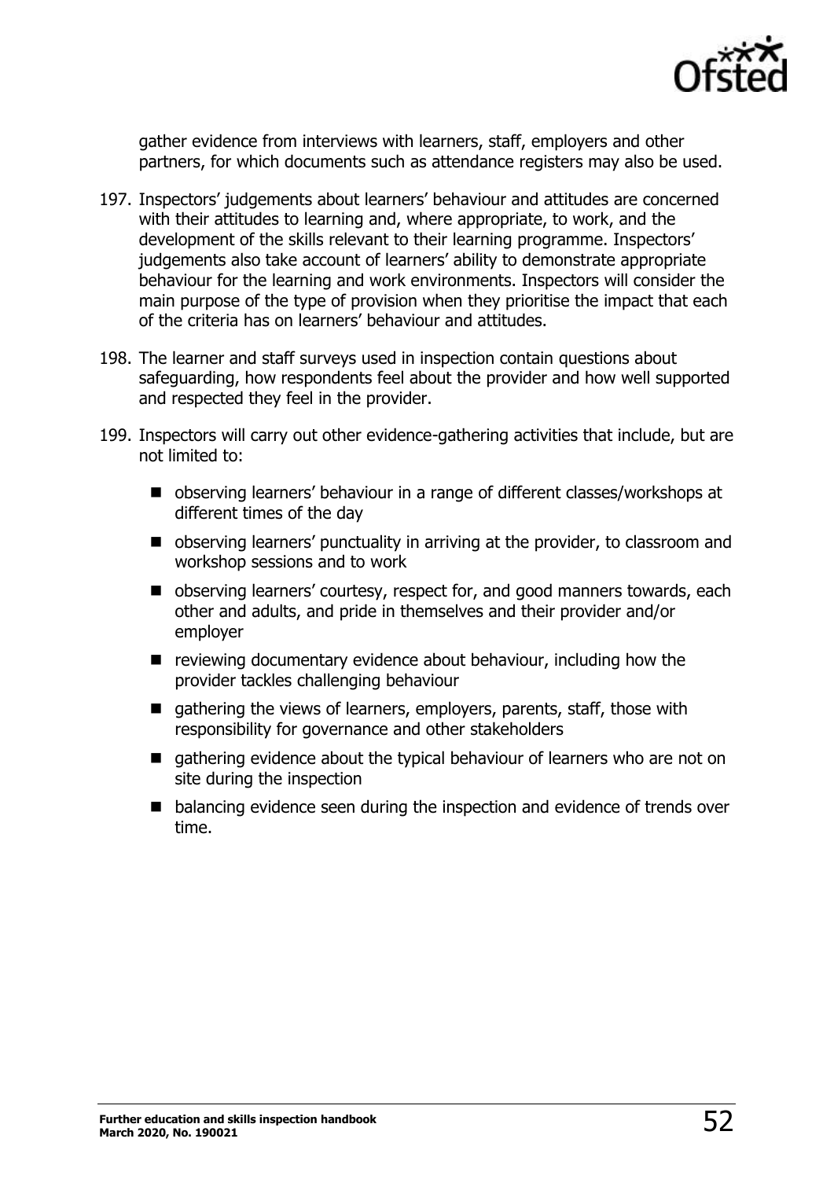gather evidence from interviews with learners, staff, employers and other partners, for which documents such as attendance registers may also be used.

197. Inspectors' judgements about learners' behaviour and attitudes are concerned with their attitudes to learning and, where appropriate, to work, and the development of the skills relevant to their learning programme. Inspectors' judgements also take account of learners' ability to demonstrate appropriate behaviour for the learning and work environments. Inspectors will consider the main purpose of the type of provision when they prioritise the impact that each of the criteria has on learners' behaviour and attitudes.

198. The learner and staff surveys used in inspection contain questions about safeguarding, how respondents feel about the provider and how well supported and respected they feel in the provider.

199. Inspectors will carry out other evidence-gathering activities that include, but are not limited to:

   - observing learners' behaviour in a range of different classes/workshops at different times of the day
   - observing learners' punctuality in arriving at the provider, to classroom and workshop sessions and to work
   - observing learners' courtesy, respect for, and good manners towards, each other and adults, and pride in themselves and their provider and/or employer
   - reviewing documentary evidence about behaviour, including how the provider tackles challenging behaviour
   - gathering the views of learners, employers, parents, staff, those with responsibility for governance and other stakeholders
   - gathering evidence about the typical behaviour of learners who are not on site during the inspection
   - balancing evidence seen during the inspection and evidence of trends over time.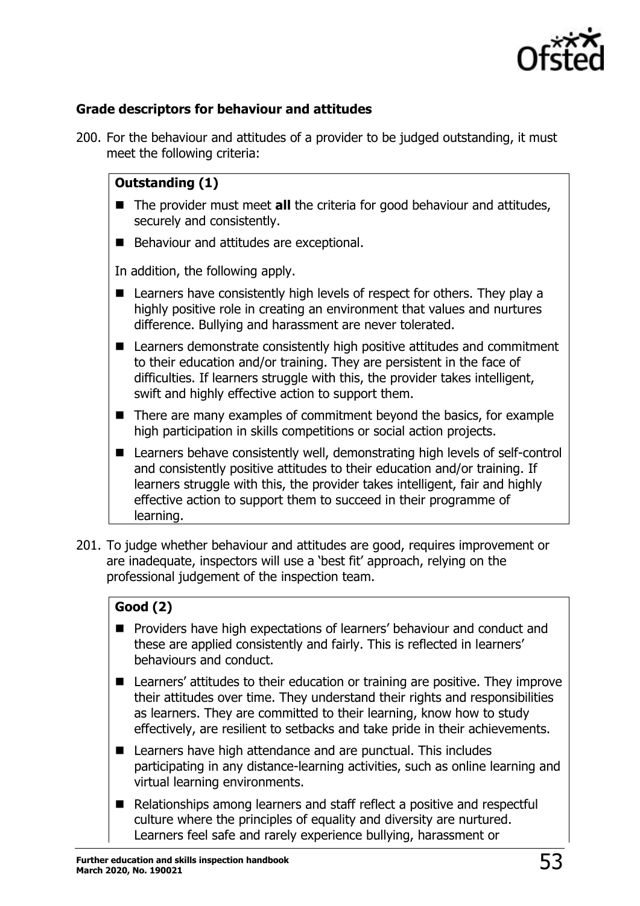### Grade descriptors for behaviour and attitudes

200. For the behaviour and attitudes of a provider to be judged outstanding, it must meet the following criteria:

**Outstanding (1)**

- The provider must meet **all** the criteria for good behaviour and attitudes, securely and consistently.
- Behaviour and attitudes are exceptional.

In addition, the following apply.

- Learners have consistently high levels of respect for others. They play a highly positive role in creating an environment that values and nurtures difference. Bullying and harassment are never tolerated.
- Learners demonstrate consistently high positive attitudes and commitment to their education and/or training. They are persistent in the face of difficulties. If learners struggle with this, the provider takes intelligent, swift and highly effective action to support them.
- There are many examples of commitment beyond the basics, for example high participation in skills competitions or social action projects.
- Learners behave consistently well, demonstrating high levels of self-control and consistently positive attitudes to their education and/or training. If learners struggle with this, the provider takes intelligent, fair and highly effective action to support them to succeed in their programme of learning.

201. To judge whether behaviour and attitudes are good, requires improvement or are inadequate, inspectors will use a 'best fit' approach, relying on the professional judgement of the inspection team.

**Good (2)**

- Providers have high expectations of learners' behaviour and conduct and these are applied consistently and fairly. This is reflected in learners' behaviours and conduct.
- Learners' attitudes to their education or training are positive. They improve their attitudes over time. They understand their rights and responsibilities as learners. They are committed to their learning, know how to study effectively, are resilient to setbacks and take pride in their achievements.
- Learners have high attendance and are punctual. This includes participating in any distance-learning activities, such as online learning and virtual learning environments.
- Relationships among learners and staff reflect a positive and respectful culture where the principles of equality and diversity are nurtured. Learners feel safe and rarely experience bullying, harassment or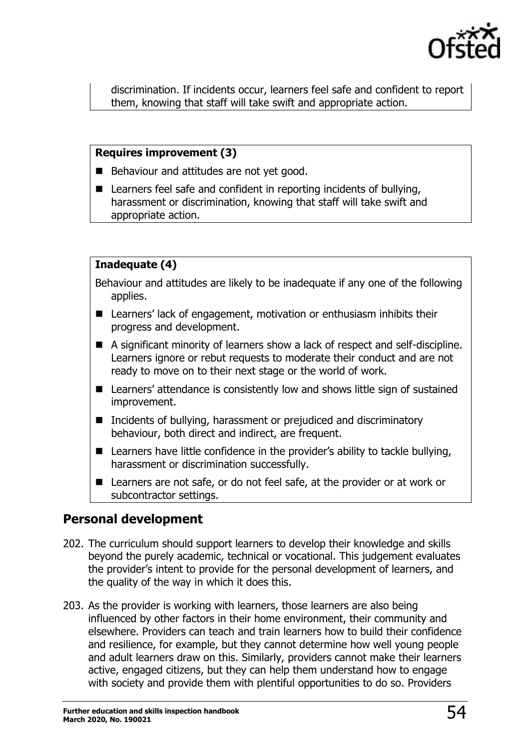discrimination. If incidents occur, learners feel safe and confident to report them, knowing that staff will take swift and appropriate action.

**Requires improvement (3)**

- Behaviour and attitudes are not yet good.
- Learners feel safe and confident in reporting incidents of bullying, harassment or discrimination, knowing that staff will take swift and appropriate action.

**Inadequate (4)**

Behaviour and attitudes are likely to be inadequate if any one of the following applies.

- Learners' lack of engagement, motivation or enthusiasm inhibits their progress and development.
- A significant minority of learners show a lack of respect and self-discipline. Learners ignore or rebut requests to moderate their conduct and are not ready to move on to their next stage or the world of work.
- Learners' attendance is consistently low and shows little sign of sustained improvement.
- Incidents of bullying, harassment or prejudiced and discriminatory behaviour, both direct and indirect, are frequent.
- Learners have little confidence in the provider's ability to tackle bullying, harassment or discrimination successfully.
- Learners are not safe, or do not feel safe, at the provider or at work or subcontractor settings.

## Personal development

202. The curriculum should support learners to develop their knowledge and skills beyond the purely academic, technical or vocational. This judgement evaluates the provider's intent to provide for the personal development of learners, and the quality of the way in which it does this.

203. As the provider is working with learners, those learners are also being influenced by other factors in their home environment, their community and elsewhere. Providers can teach and train learners how to build their confidence and resilience, for example, but they cannot determine how well young people and adult learners draw on this. Similarly, providers cannot make their learners active, engaged citizens, but they can help them understand how to engage with society and provide them with plentiful opportunities to do so. Providers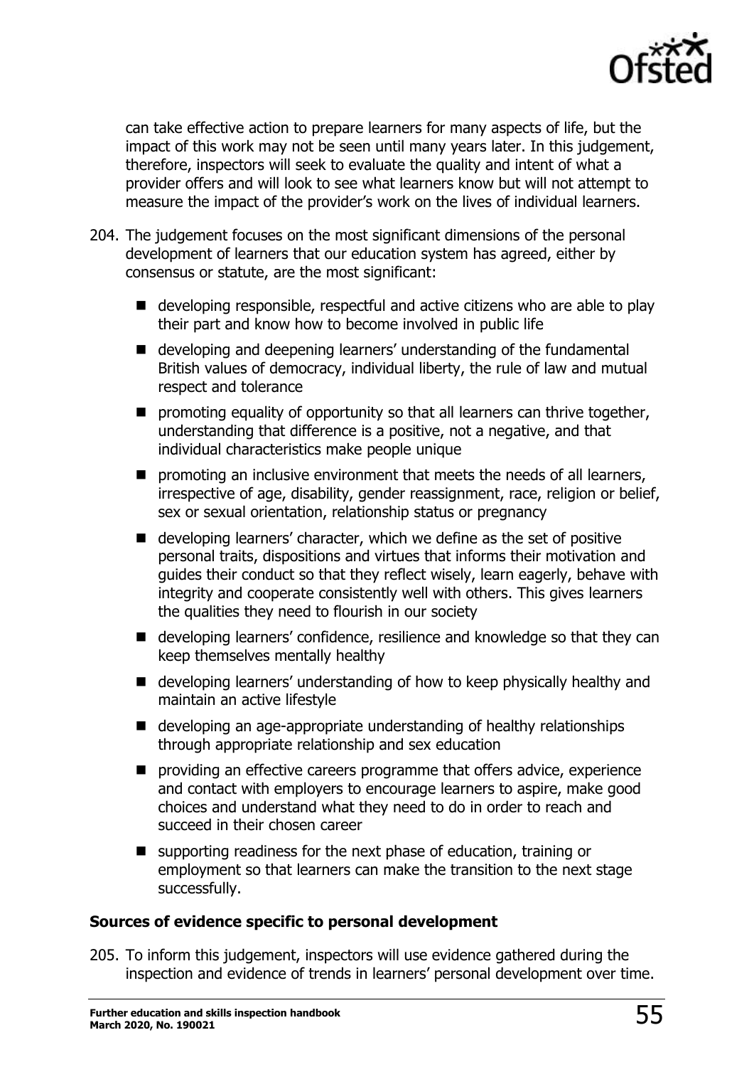can take effective action to prepare learners for many aspects of life, but the impact of this work may not be seen until many years later. In this judgement, therefore, inspectors will seek to evaluate the quality and intent of what a provider offers and will look to see what learners know but will not attempt to measure the impact of the provider's work on the lives of individual learners.

204. The judgement focuses on the most significant dimensions of the personal development of learners that our education system has agreed, either by consensus or statute, are the most significant:

    - developing responsible, respectful and active citizens who are able to play their part and know how to become involved in public life
    - developing and deepening learners' understanding of the fundamental British values of democracy, individual liberty, the rule of law and mutual respect and tolerance
    - promoting equality of opportunity so that all learners can thrive together, understanding that difference is a positive, not a negative, and that individual characteristics make people unique
    - promoting an inclusive environment that meets the needs of all learners, irrespective of age, disability, gender reassignment, race, religion or belief, sex or sexual orientation, relationship status or pregnancy
    - developing learners' character, which we define as the set of positive personal traits, dispositions and virtues that informs their motivation and guides their conduct so that they reflect wisely, learn eagerly, behave with integrity and cooperate consistently well with others. This gives learners the qualities they need to flourish in our society
    - developing learners' confidence, resilience and knowledge so that they can keep themselves mentally healthy
    - developing learners' understanding of how to keep physically healthy and maintain an active lifestyle
    - developing an age-appropriate understanding of healthy relationships through appropriate relationship and sex education
    - providing an effective careers programme that offers advice, experience and contact with employers to encourage learners to aspire, make good choices and understand what they need to do in order to reach and succeed in their chosen career
    - supporting readiness for the next phase of education, training or employment so that learners can make the transition to the next stage successfully.

### Sources of evidence specific to personal development

205. To inform this judgement, inspectors will use evidence gathered during the inspection and evidence of trends in learners' personal development over time.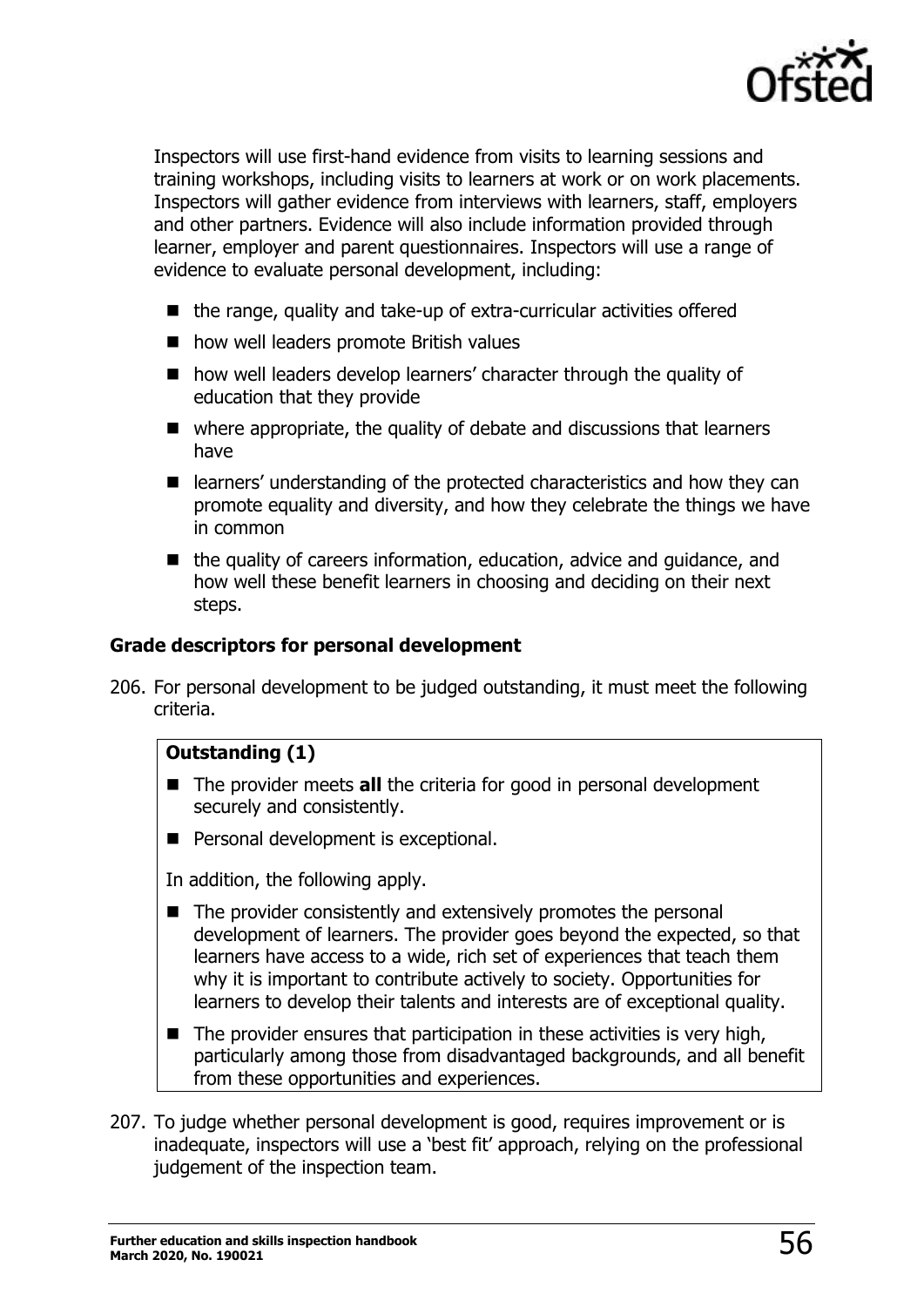Inspectors will use first-hand evidence from visits to learning sessions and training workshops, including visits to learners at work or on work placements. Inspectors will gather evidence from interviews with learners, staff, employers and other partners. Evidence will also include information provided through learner, employer and parent questionnaires. Inspectors will use a range of evidence to evaluate personal development, including:

- the range, quality and take-up of extra-curricular activities offered
- how well leaders promote British values
- how well leaders develop learners' character through the quality of education that they provide
- where appropriate, the quality of debate and discussions that learners have
- learners' understanding of the protected characteristics and how they can promote equality and diversity, and how they celebrate the things we have in common
- the quality of careers information, education, advice and guidance, and how well these benefit learners in choosing and deciding on their next steps.

### Grade descriptors for personal development

206. For personal development to be judged outstanding, it must meet the following criteria.

| **Outstanding (1)** |
|---|
| ■ The provider meets **all** the criteria for good in personal development securely and consistently.<br>■ Personal development is exceptional.<br><br>In addition, the following apply.<br><br>■ The provider consistently and extensively promotes the personal development of learners. The provider goes beyond the expected, so that learners have access to a wide, rich set of experiences that teach them why it is important to contribute actively to society. Opportunities for learners to develop their talents and interests are of exceptional quality.<br>■ The provider ensures that participation in these activities is very high, particularly among those from disadvantaged backgrounds, and all benefit from these opportunities and experiences. |

207. To judge whether personal development is good, requires improvement or is inadequate, inspectors will use a 'best fit' approach, relying on the professional judgement of the inspection team.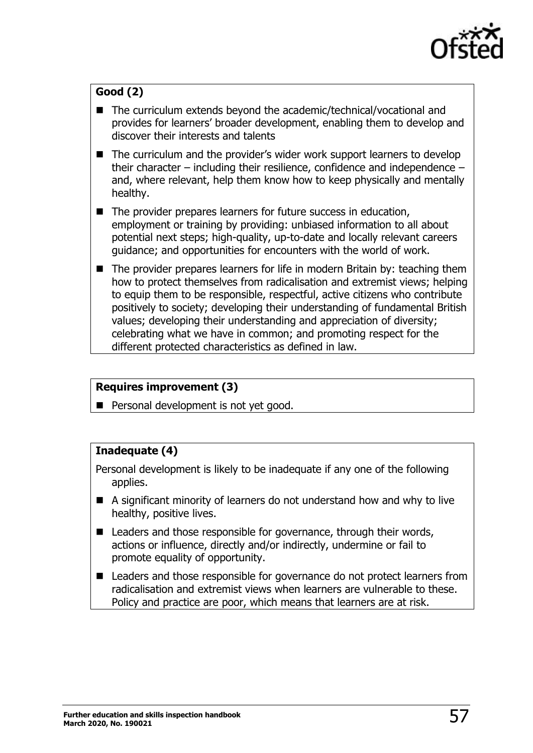**Good (2)**

- The curriculum extends beyond the academic/technical/vocational and provides for learners' broader development, enabling them to develop and discover their interests and talents
- The curriculum and the provider's wider work support learners to develop their character – including their resilience, confidence and independence – and, where relevant, help them know how to keep physically and mentally healthy.
- The provider prepares learners for future success in education, employment or training by providing: unbiased information to all about potential next steps; high-quality, up-to-date and locally relevant careers guidance; and opportunities for encounters with the world of work.
- The provider prepares learners for life in modern Britain by: teaching them how to protect themselves from radicalisation and extremist views; helping to equip them to be responsible, respectful, active citizens who contribute positively to society; developing their understanding of fundamental British values; developing their understanding and appreciation of diversity; celebrating what we have in common; and promoting respect for the different protected characteristics as defined in law.

**Requires improvement (3)**

- Personal development is not yet good.

**Inadequate (4)**

Personal development is likely to be inadequate if any one of the following applies.

- A significant minority of learners do not understand how and why to live healthy, positive lives.
- Leaders and those responsible for governance, through their words, actions or influence, directly and/or indirectly, undermine or fail to promote equality of opportunity.
- Leaders and those responsible for governance do not protect learners from radicalisation and extremist views when learners are vulnerable to these. Policy and practice are poor, which means that learners are at risk.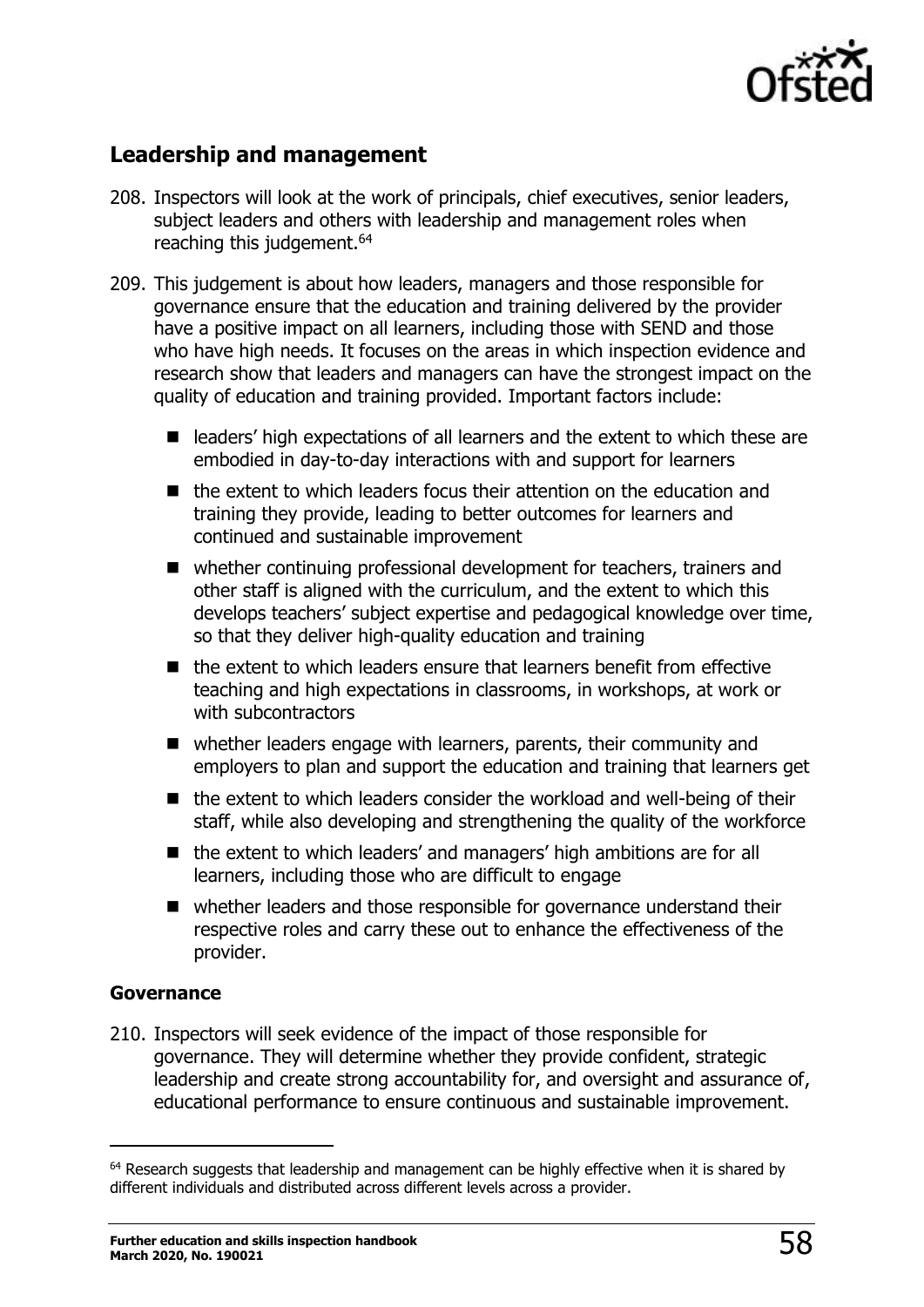## Leadership and management

208. Inspectors will look at the work of principals, chief executives, senior leaders, subject leaders and others with leadership and management roles when reaching this judgement.[64]

209. This judgement is about how leaders, managers and those responsible for governance ensure that the education and training delivered by the provider have a positive impact on all learners, including those with SEND and those who have high needs. It focuses on the areas in which inspection evidence and research show that leaders and managers can have the strongest impact on the quality of education and training provided. Important factors include:

    - leaders' high expectations of all learners and the extent to which these are embodied in day-to-day interactions with and support for learners
    - the extent to which leaders focus their attention on the education and training they provide, leading to better outcomes for learners and continued and sustainable improvement
    - whether continuing professional development for teachers, trainers and other staff is aligned with the curriculum, and the extent to which this develops teachers' subject expertise and pedagogical knowledge over time, so that they deliver high-quality education and training
    - the extent to which leaders ensure that learners benefit from effective teaching and high expectations in classrooms, in workshops, at work or with subcontractors
    - whether leaders engage with learners, parents, their community and employers to plan and support the education and training that learners get
    - the extent to which leaders consider the workload and well-being of their staff, while also developing and strengthening the quality of the workforce
    - the extent to which leaders' and managers' high ambitions are for all learners, including those who are difficult to engage
    - whether leaders and those responsible for governance understand their respective roles and carry these out to enhance the effectiveness of the provider.

### Governance

210. Inspectors will seek evidence of the impact of those responsible for governance. They will determine whether they provide confident, strategic leadership and create strong accountability for, and oversight and assurance of, educational performance to ensure continuous and sustainable improvement.

---

[64] Research suggests that leadership and management can be highly effective when it is shared by different individuals and distributed across different levels across a provider.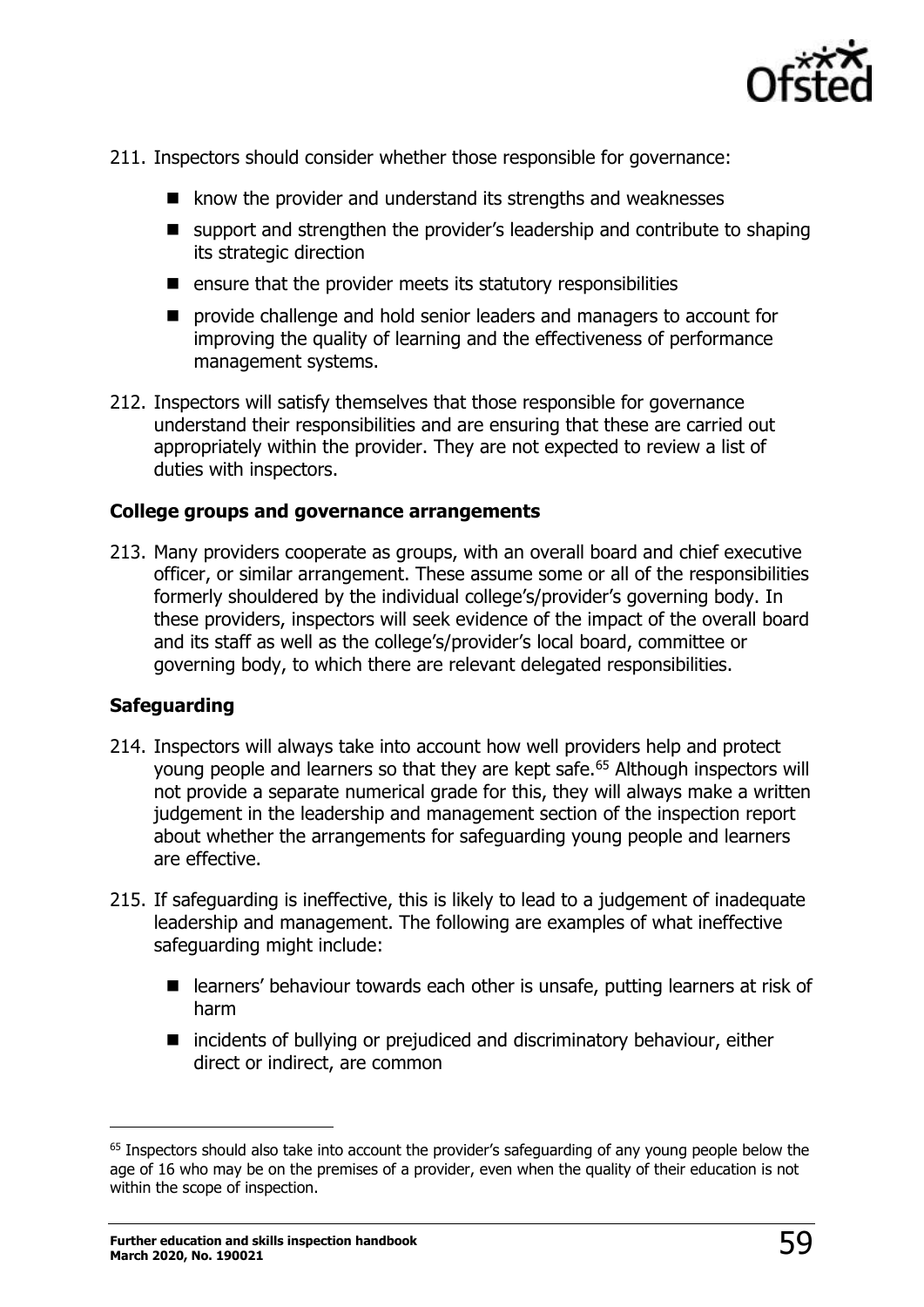211. Inspectors should consider whether those responsible for governance:

- know the provider and understand its strengths and weaknesses
- support and strengthen the provider's leadership and contribute to shaping its strategic direction
- ensure that the provider meets its statutory responsibilities
- provide challenge and hold senior leaders and managers to account for improving the quality of learning and the effectiveness of performance management systems.

212. Inspectors will satisfy themselves that those responsible for governance understand their responsibilities and are ensuring that these are carried out appropriately within the provider. They are not expected to review a list of duties with inspectors.

**College groups and governance arrangements**

213. Many providers cooperate as groups, with an overall board and chief executive officer, or similar arrangement. These assume some or all of the responsibilities formerly shouldered by the individual college's/provider's governing body. In these providers, inspectors will seek evidence of the impact of the overall board and its staff as well as the college's/provider's local board, committee or governing body, to which there are relevant delegated responsibilities.

**Safeguarding**

214. Inspectors will always take into account how well providers help and protect young people and learners so that they are kept safe.[65] Although inspectors will not provide a separate numerical grade for this, they will always make a written judgement in the leadership and management section of the inspection report about whether the arrangements for safeguarding young people and learners are effective.

215. If safeguarding is ineffective, this is likely to lead to a judgement of inadequate leadership and management. The following are examples of what ineffective safeguarding might include:

- learners' behaviour towards each other is unsafe, putting learners at risk of harm
- incidents of bullying or prejudiced and discriminatory behaviour, either direct or indirect, are common

[65] Inspectors should also take into account the provider's safeguarding of any young people below the age of 16 who may be on the premises of a provider, even when the quality of their education is not within the scope of inspection.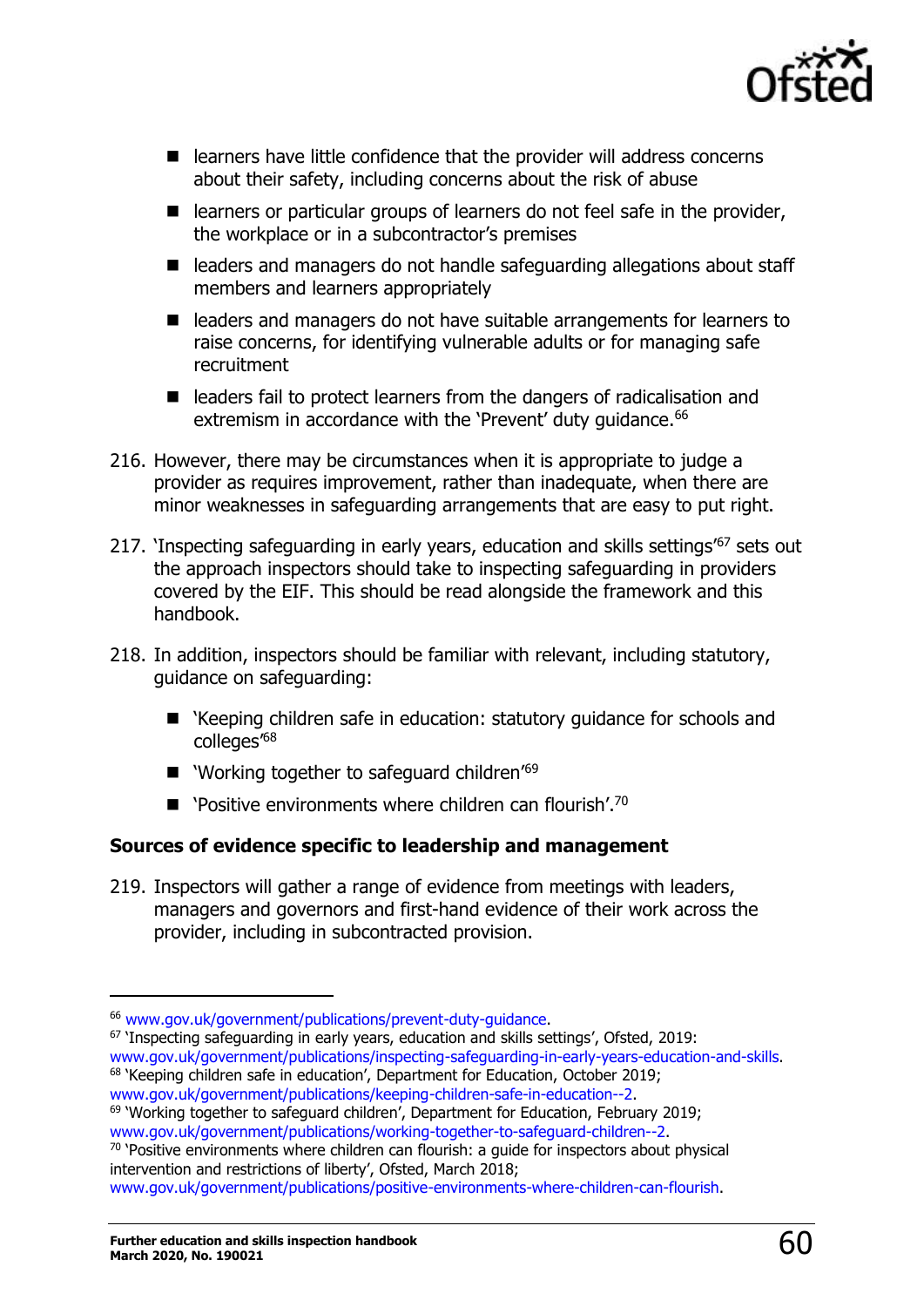- learners have little confidence that the provider will address concerns about their safety, including concerns about the risk of abuse
- learners or particular groups of learners do not feel safe in the provider, the workplace or in a subcontractor's premises
- leaders and managers do not handle safeguarding allegations about staff members and learners appropriately
- leaders and managers do not have suitable arrangements for learners to raise concerns, for identifying vulnerable adults or for managing safe recruitment
- leaders fail to protect learners from the dangers of radicalisation and extremism in accordance with the 'Prevent' duty guidance.[66]

216. However, there may be circumstances when it is appropriate to judge a provider as requires improvement, rather than inadequate, when there are minor weaknesses in safeguarding arrangements that are easy to put right.

217. 'Inspecting safeguarding in early years, education and skills settings'[67] sets out the approach inspectors should take to inspecting safeguarding in providers covered by the EIF. This should be read alongside the framework and this handbook.

218. In addition, inspectors should be familiar with relevant, including statutory, guidance on safeguarding:

    - 'Keeping children safe in education: statutory guidance for schools and colleges'[68]
    - 'Working together to safeguard children'[69]
    - 'Positive environments where children can flourish'.[70]

### Sources of evidence specific to leadership and management

219. Inspectors will gather a range of evidence from meetings with leaders, managers and governors and first-hand evidence of their work across the provider, including in subcontracted provision.

---

[66] www.gov.uk/government/publications/prevent-duty-guidance.

[67] 'Inspecting safeguarding in early years, education and skills settings', Ofsted, 2019: www.gov.uk/government/publications/inspecting-safeguarding-in-early-years-education-and-skills.

[68] 'Keeping children safe in education', Department for Education, October 2019; www.gov.uk/government/publications/keeping-children-safe-in-education--2.

[69] 'Working together to safeguard children', Department for Education, February 2019; www.gov.uk/government/publications/working-together-to-safeguard-children--2.

[70] 'Positive environments where children can flourish: a guide for inspectors about physical intervention and restrictions of liberty', Ofsted, March 2018; www.gov.uk/government/publications/positive-environments-where-children-can-flourish.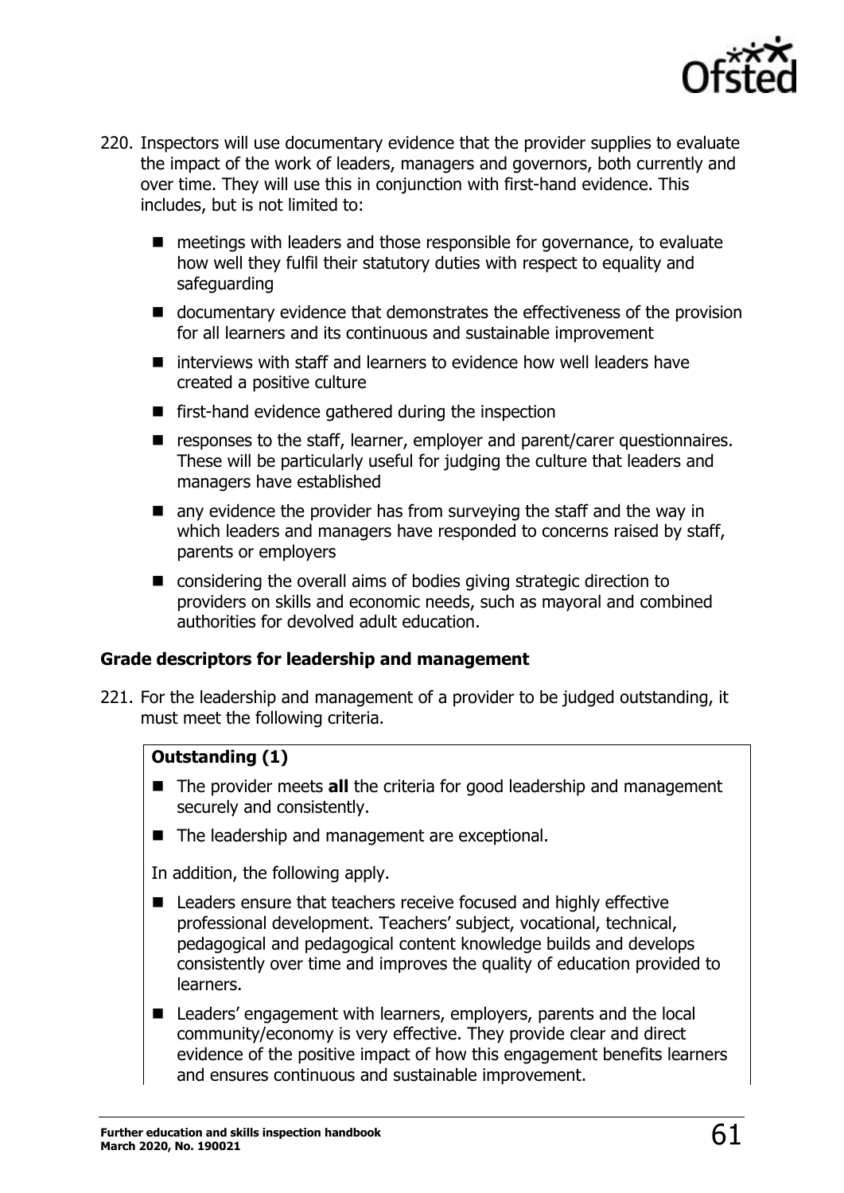220. Inspectors will use documentary evidence that the provider supplies to evaluate the impact of the work of leaders, managers and governors, both currently and over time. They will use this in conjunction with first-hand evidence. This includes, but is not limited to:

   - meetings with leaders and those responsible for governance, to evaluate how well they fulfil their statutory duties with respect to equality and safeguarding
   - documentary evidence that demonstrates the effectiveness of the provision for all learners and its continuous and sustainable improvement
   - interviews with staff and learners to evidence how well leaders have created a positive culture
   - first-hand evidence gathered during the inspection
   - responses to the staff, learner, employer and parent/carer questionnaires. These will be particularly useful for judging the culture that leaders and managers have established
   - any evidence the provider has from surveying the staff and the way in which leaders and managers have responded to concerns raised by staff, parents or employers
   - considering the overall aims of bodies giving strategic direction to providers on skills and economic needs, such as mayoral and combined authorities for devolved adult education.

**Grade descriptors for leadership and management**

221. For the leadership and management of a provider to be judged outstanding, it must meet the following criteria.

**Outstanding (1)**

- The provider meets **all** the criteria for good leadership and management securely and consistently.
- The leadership and management are exceptional.

In addition, the following apply.

- Leaders ensure that teachers receive focused and highly effective professional development. Teachers' subject, vocational, technical, pedagogical and pedagogical content knowledge builds and develops consistently over time and improves the quality of education provided to learners.
- Leaders' engagement with learners, employers, parents and the local community/economy is very effective. They provide clear and direct evidence of the positive impact of how this engagement benefits learners and ensures continuous and sustainable improvement.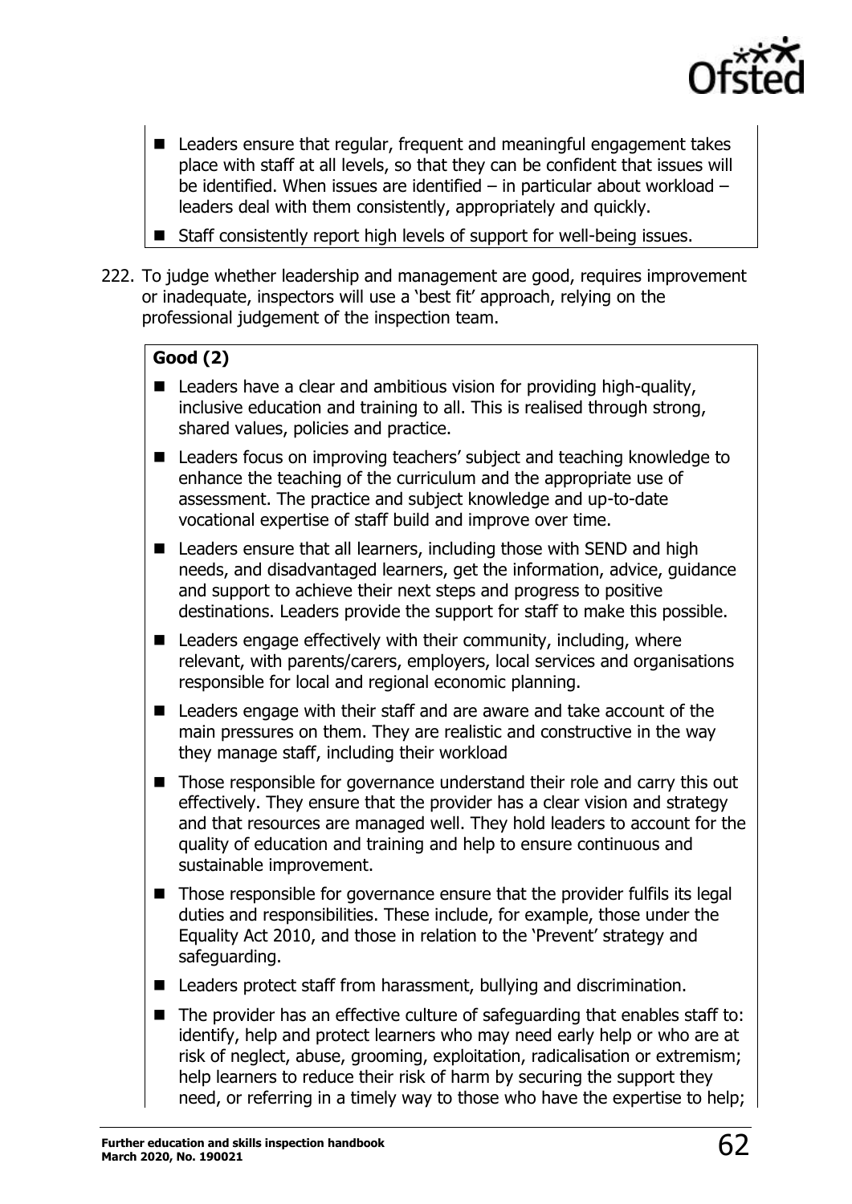- Leaders ensure that regular, frequent and meaningful engagement takes place with staff at all levels, so that they can be confident that issues will be identified. When issues are identified – in particular about workload – leaders deal with them consistently, appropriately and quickly.
- Staff consistently report high levels of support for well-being issues.

222. To judge whether leadership and management are good, requires improvement or inadequate, inspectors will use a 'best fit' approach, relying on the professional judgement of the inspection team.

**Good (2)**

- Leaders have a clear and ambitious vision for providing high-quality, inclusive education and training to all. This is realised through strong, shared values, policies and practice.
- Leaders focus on improving teachers' subject and teaching knowledge to enhance the teaching of the curriculum and the appropriate use of assessment. The practice and subject knowledge and up-to-date vocational expertise of staff build and improve over time.
- Leaders ensure that all learners, including those with SEND and high needs, and disadvantaged learners, get the information, advice, guidance and support to achieve their next steps and progress to positive destinations. Leaders provide the support for staff to make this possible.
- Leaders engage effectively with their community, including, where relevant, with parents/carers, employers, local services and organisations responsible for local and regional economic planning.
- Leaders engage with their staff and are aware and take account of the main pressures on them. They are realistic and constructive in the way they manage staff, including their workload
- Those responsible for governance understand their role and carry this out effectively. They ensure that the provider has a clear vision and strategy and that resources are managed well. They hold leaders to account for the quality of education and training and help to ensure continuous and sustainable improvement.
- Those responsible for governance ensure that the provider fulfils its legal duties and responsibilities. These include, for example, those under the Equality Act 2010, and those in relation to the 'Prevent' strategy and safeguarding.
- Leaders protect staff from harassment, bullying and discrimination.
- The provider has an effective culture of safeguarding that enables staff to: identify, help and protect learners who may need early help or who are at risk of neglect, abuse, grooming, exploitation, radicalisation or extremism; help learners to reduce their risk of harm by securing the support they need, or referring in a timely way to those who have the expertise to help;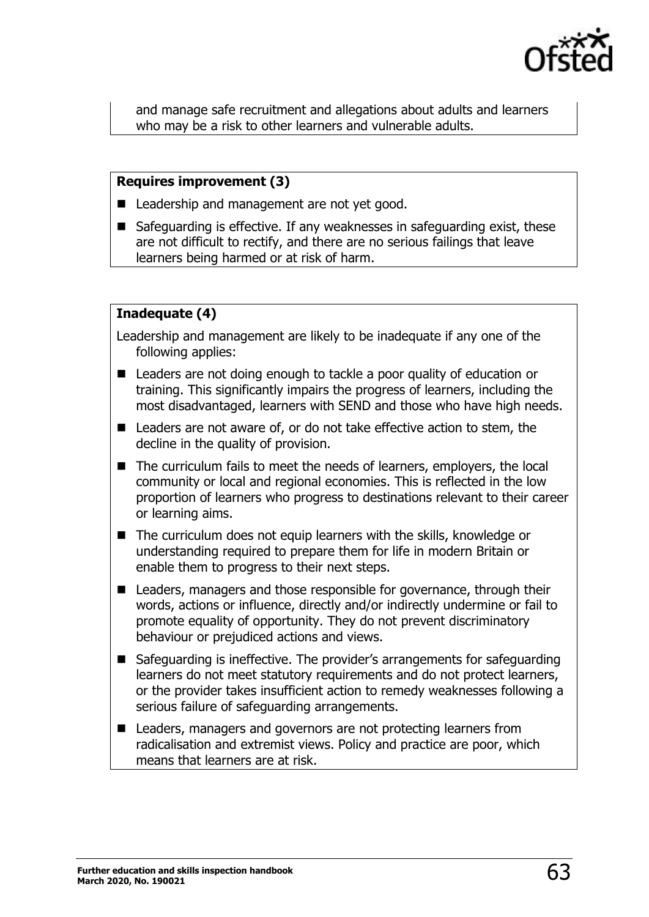and manage safe recruitment and allegations about adults and learners who may be a risk to other learners and vulnerable adults.

**Requires improvement (3)**

- Leadership and management are not yet good.
- Safeguarding is effective. If any weaknesses in safeguarding exist, these are not difficult to rectify, and there are no serious failings that leave learners being harmed or at risk of harm.

**Inadequate (4)**

Leadership and management are likely to be inadequate if any one of the following applies:

- Leaders are not doing enough to tackle a poor quality of education or training. This significantly impairs the progress of learners, including the most disadvantaged, learners with SEND and those who have high needs.
- Leaders are not aware of, or do not take effective action to stem, the decline in the quality of provision.
- The curriculum fails to meet the needs of learners, employers, the local community or local and regional economies. This is reflected in the low proportion of learners who progress to destinations relevant to their career or learning aims.
- The curriculum does not equip learners with the skills, knowledge or understanding required to prepare them for life in modern Britain or enable them to progress to their next steps.
- Leaders, managers and those responsible for governance, through their words, actions or influence, directly and/or indirectly undermine or fail to promote equality of opportunity. They do not prevent discriminatory behaviour or prejudiced actions and views.
- Safeguarding is ineffective. The provider's arrangements for safeguarding learners do not meet statutory requirements and do not protect learners, or the provider takes insufficient action to remedy weaknesses following a serious failure of safeguarding arrangements.
- Leaders, managers and governors are not protecting learners from radicalisation and extremist views. Policy and practice are poor, which means that learners are at risk.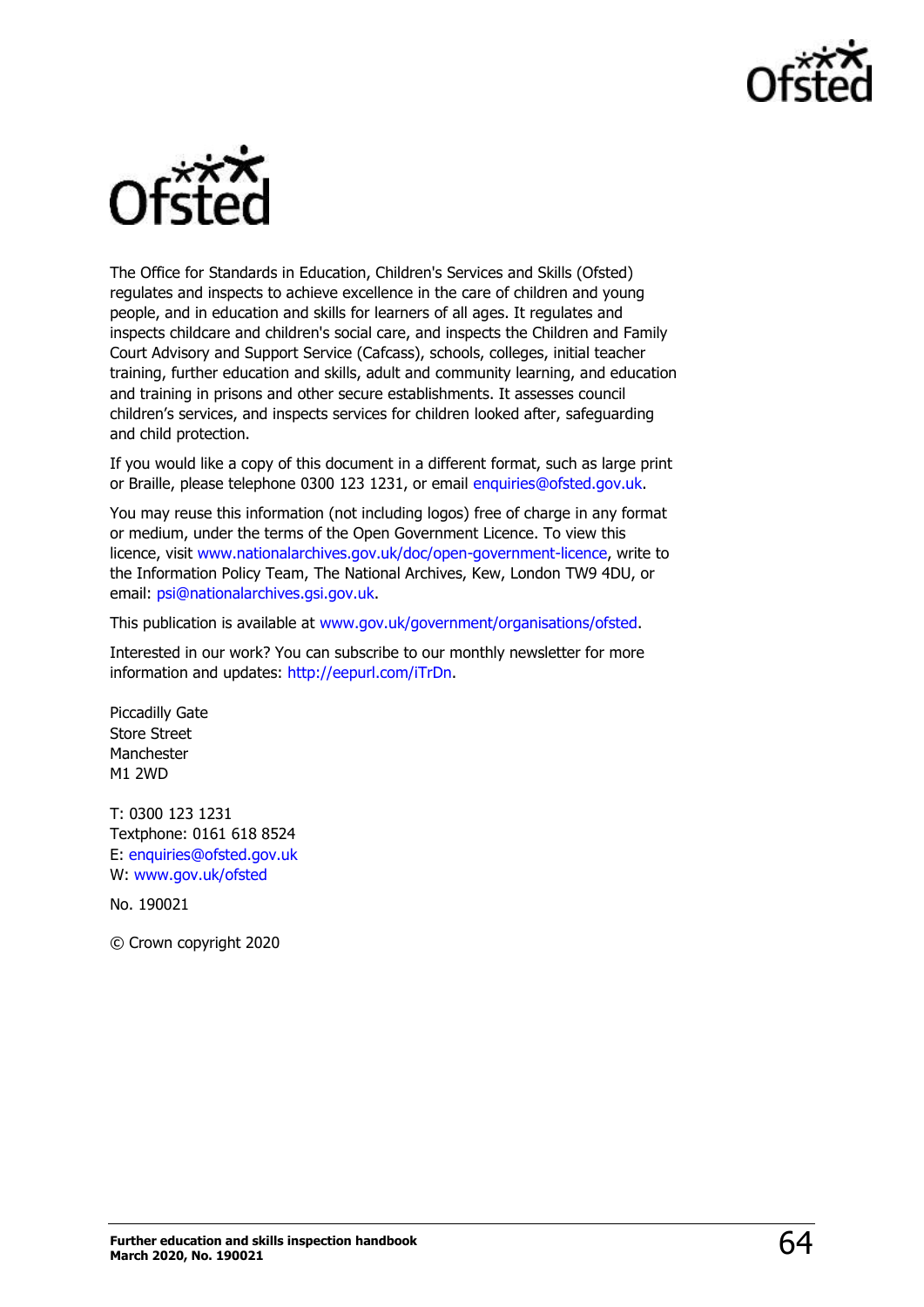The Office for Standards in Education, Children's Services and Skills (Ofsted) regulates and inspects to achieve excellence in the care of children and young people, and in education and skills for learners of all ages. It regulates and inspects childcare and children's social care, and inspects the Children and Family Court Advisory and Support Service (Cafcass), schools, colleges, initial teacher training, further education and skills, adult and community learning, and education and training in prisons and other secure establishments. It assesses council children's services, and inspects services for children looked after, safeguarding and child protection.

If you would like a copy of this document in a different format, such as large print or Braille, please telephone 0300 123 1231, or email enquiries@ofsted.gov.uk.

You may reuse this information (not including logos) free of charge in any format or medium, under the terms of the Open Government Licence. To view this licence, visit www.nationalarchives.gov.uk/doc/open-government-licence, write to the Information Policy Team, The National Archives, Kew, London TW9 4DU, or email: psi@nationalarchives.gsi.gov.uk.

This publication is available at www.gov.uk/government/organisations/ofsted.

Interested in our work? You can subscribe to our monthly newsletter for more information and updates: http://eepurl.com/iTrDn.

Piccadilly Gate
Store Street
Manchester
M1 2WD

T: 0300 123 1231
Textphone: 0161 618 8524
E: enquiries@ofsted.gov.uk
W: www.gov.uk/ofsted

No. 190021

© Crown copyright 2020